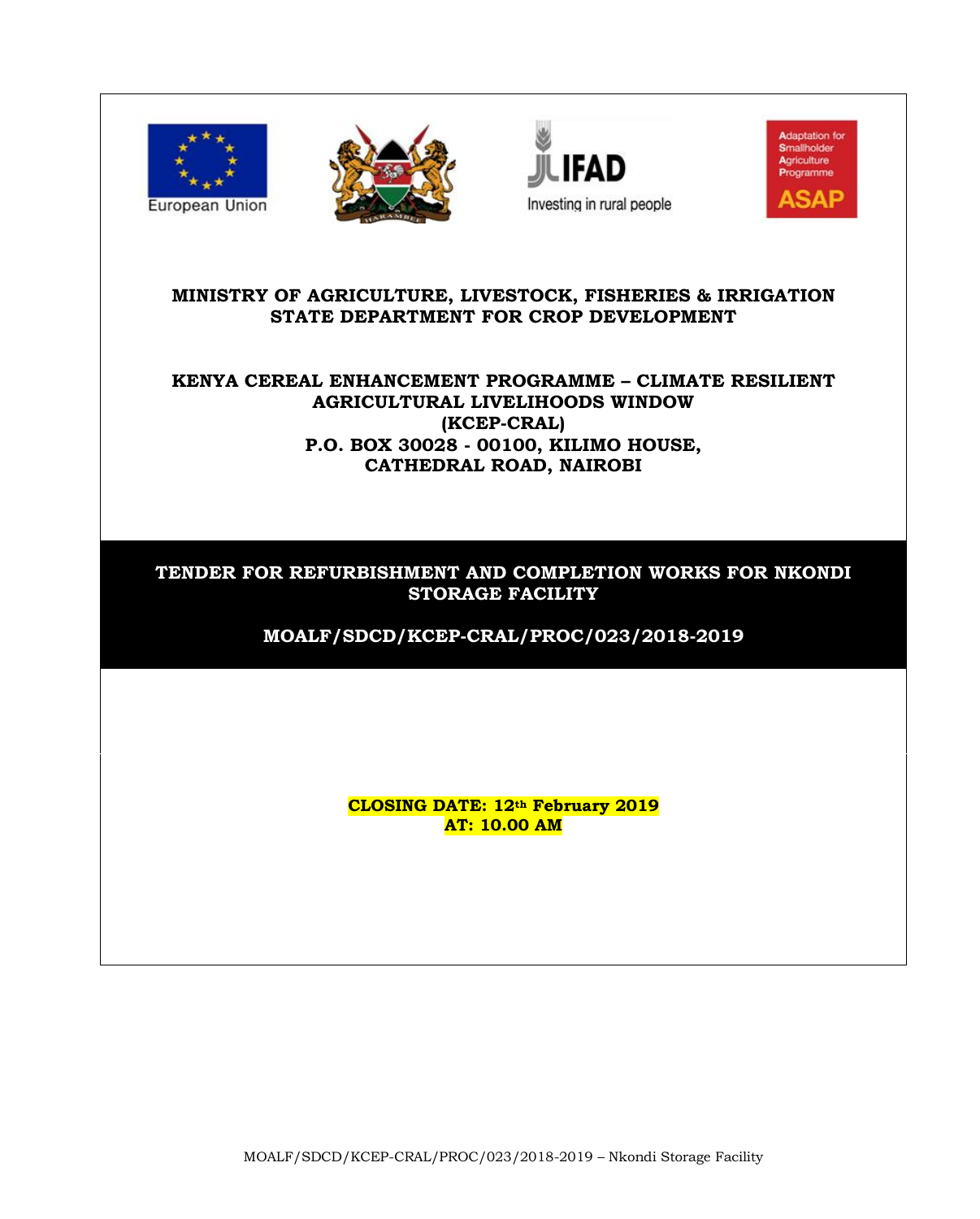European Union

Investing in rural people

Adaptation for Smallholder Agriculture Programme ASAP

**MINISTRY OF AGRICULTURE, LIVESTOCK, FISHERIES & IRRIGATION**
**STATE DEPARTMENT FOR CROP DEVELOPMENT**

**KENYA CEREAL ENHANCEMENT PROGRAMME – CLIMATE RESILIENT AGRICULTURAL LIVELIHOODS WINDOW**
**(KCEP-CRAL)**
**P.O. BOX 30028 - 00100, KILIMO HOUSE,**
**CATHEDRAL ROAD, NAIROBI**

# TENDER FOR REFURBISHMENT AND COMPLETION WORKS FOR NKONDI STORAGE FACILITY

**MOALF/SDCD/KCEP-CRAL/PROC/023/2018-2019**

**CLOSING DATE: 12th February 2019**
**AT: 10.00 AM**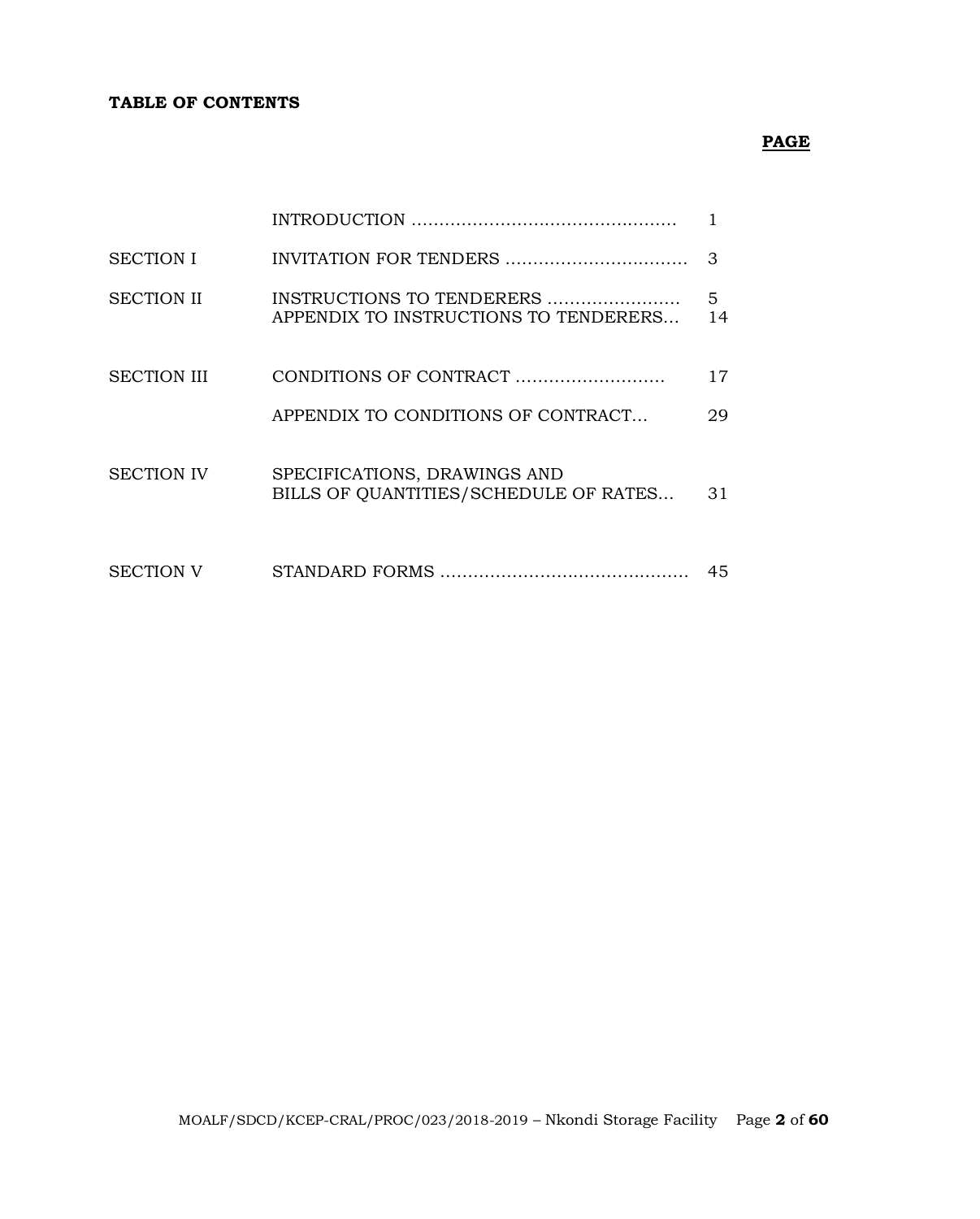**TABLE OF CONTENTS**

| | | **PAGE** |
|---|---|---|
| | INTRODUCTION ………………………………………… | 1 |
| SECTION I | INVITATION FOR TENDERS …………………………… | 3 |
| SECTION II | INSTRUCTIONS TO TENDERERS …………………… | 5 |
| | APPENDIX TO INSTRUCTIONS TO TENDERERS… | 14 |
| SECTION III | CONDITIONS OF CONTRACT ……………………… | 17 |
| | APPENDIX TO CONDITIONS OF CONTRACT… | 29 |
| SECTION IV | SPECIFICATIONS, DRAWINGS AND BILLS OF QUANTITIES/SCHEDULE OF RATES… | 31 |
| SECTION V | STANDARD FORMS ……………………………………… | 45 |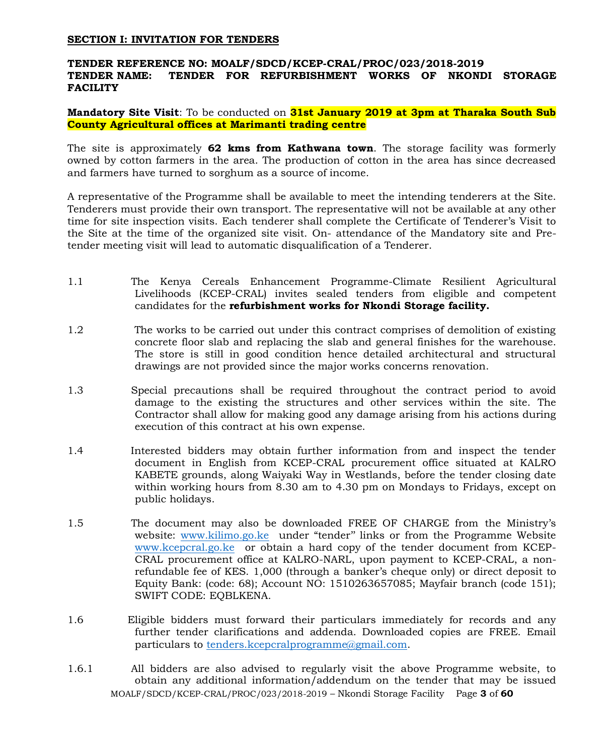## SECTION I: INVITATION FOR TENDERS

**TENDER REFERENCE NO: MOALF/SDCD/KCEP-CRAL/PROC/023/2018-2019**
**TENDER NAME: TENDER FOR REFURBISHMENT WORKS OF NKONDI STORAGE FACILITY**

**Mandatory Site Visit**: To be conducted on **31st January 2019 at 3pm at Tharaka South Sub County Agricultural offices at Marimanti trading centre**

The site is approximately **62 kms from Kathwana town**. The storage facility was formerly owned by cotton farmers in the area. The production of cotton in the area has since decreased and farmers have turned to sorghum as a source of income.

A representative of the Programme shall be available to meet the intending tenderers at the Site. Tenderers must provide their own transport. The representative will not be available at any other time for site inspection visits. Each tenderer shall complete the Certificate of Tenderer's Visit to the Site at the time of the organized site visit. On- attendance of the Mandatory site and Pre-tender meeting visit will lead to automatic disqualification of a Tenderer.

1.1 The Kenya Cereals Enhancement Programme-Climate Resilient Agricultural Livelihoods (KCEP-CRAL) invites sealed tenders from eligible and competent candidates for the **refurbishment works for Nkondi Storage facility.**

1.2 The works to be carried out under this contract comprises of demolition of existing concrete floor slab and replacing the slab and general finishes for the warehouse. The store is still in good condition hence detailed architectural and structural drawings are not provided since the major works concerns renovation.

1.3 Special precautions shall be required throughout the contract period to avoid damage to the existing the structures and other services within the site. The Contractor shall allow for making good any damage arising from his actions during execution of this contract at his own expense.

1.4 Interested bidders may obtain further information from and inspect the tender document in English from KCEP-CRAL procurement office situated at KALRO KABETE grounds, along Waiyaki Way in Westlands, before the tender closing date within working hours from 8.30 am to 4.30 pm on Mondays to Fridays, except on public holidays.

1.5 The document may also be downloaded FREE OF CHARGE from the Ministry's website: www.kilimo.go.ke under "tender" links or from the Programme Website www.kcepcral.go.ke or obtain a hard copy of the tender document from KCEP-CRAL procurement office at KALRO-NARL, upon payment to KCEP-CRAL, a non-refundable fee of KES. 1,000 (through a banker's cheque only) or direct deposit to Equity Bank: (code: 68); Account NO: 1510263657085; Mayfair branch (code 151); SWIFT CODE: EQBLKENA.

1.6 Eligible bidders must forward their particulars immediately for records and any further tender clarifications and addenda. Downloaded copies are FREE. Email particulars to tenders.kcepcralprogramme@gmail.com.

1.6.1 All bidders are also advised to regularly visit the above Programme website, to obtain any additional information/addendum on the tender that may be issued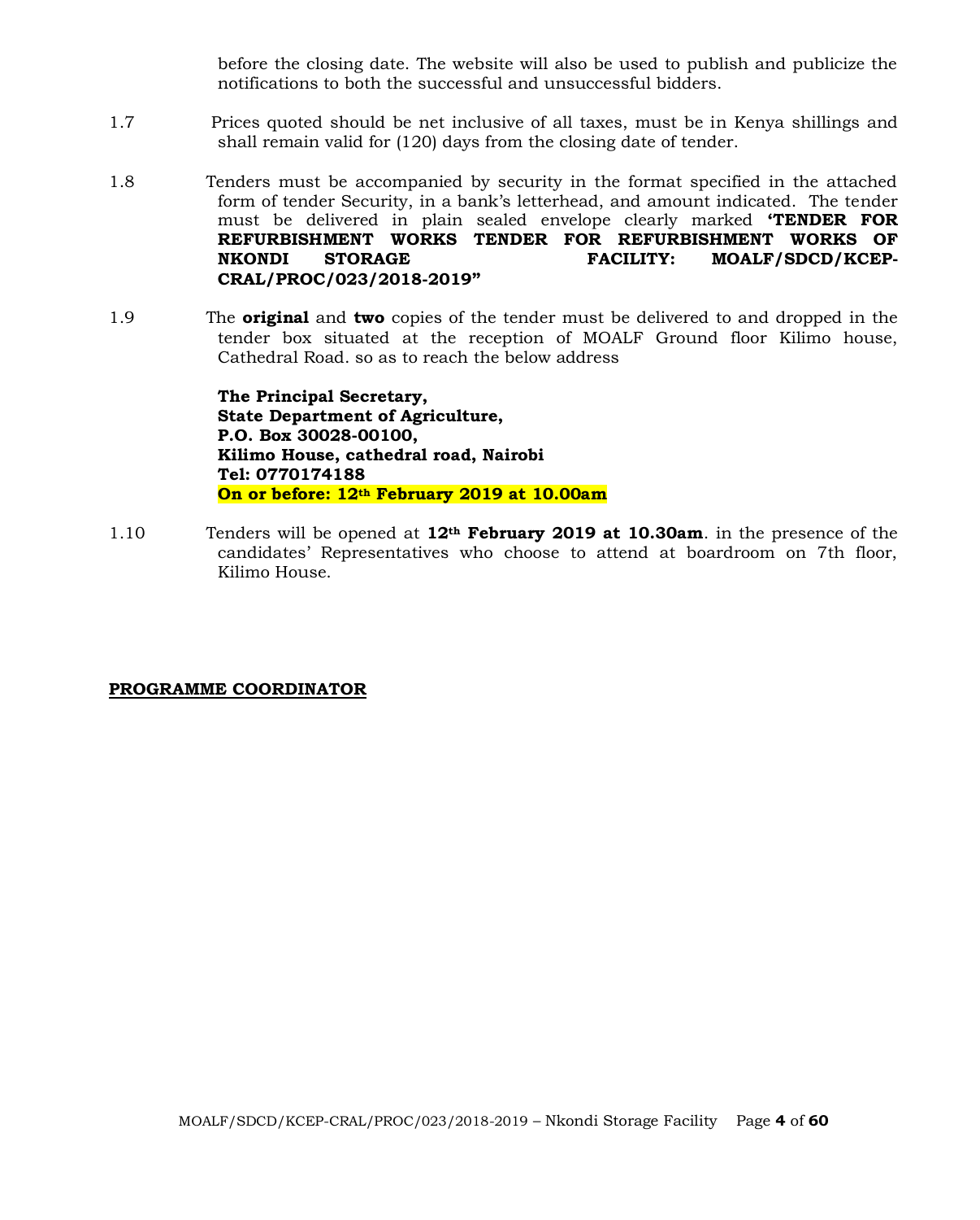before the closing date. The website will also be used to publish and publicize the notifications to both the successful and unsuccessful bidders.

1.7 Prices quoted should be net inclusive of all taxes, must be in Kenya shillings and shall remain valid for (120) days from the closing date of tender.

1.8 Tenders must be accompanied by security in the format specified in the attached form of tender Security, in a bank's letterhead, and amount indicated. The tender must be delivered in plain sealed envelope clearly marked **'TENDER FOR REFURBISHMENT WORKS TENDER FOR REFURBISHMENT WORKS OF NKONDI STORAGE FACILITY: MOALF/SDCD/KCEP-CRAL/PROC/023/2018-2019"**

1.9 The **original** and **two** copies of the tender must be delivered to and dropped in the tender box situated at the reception of MOALF Ground floor Kilimo house, Cathedral Road. so as to reach the below address

**The Principal Secretary,**
**State Department of Agriculture,**
**P.O. Box 30028-00100,**
**Kilimo House, cathedral road, Nairobi**
**Tel: 0770174188**
**On or before: 12th February 2019 at 10.00am**

1.10 Tenders will be opened at **12th February 2019 at 10.30am**. in the presence of the candidates' Representatives who choose to attend at boardroom on 7th floor, Kilimo House.

**PROGRAMME COORDINATOR**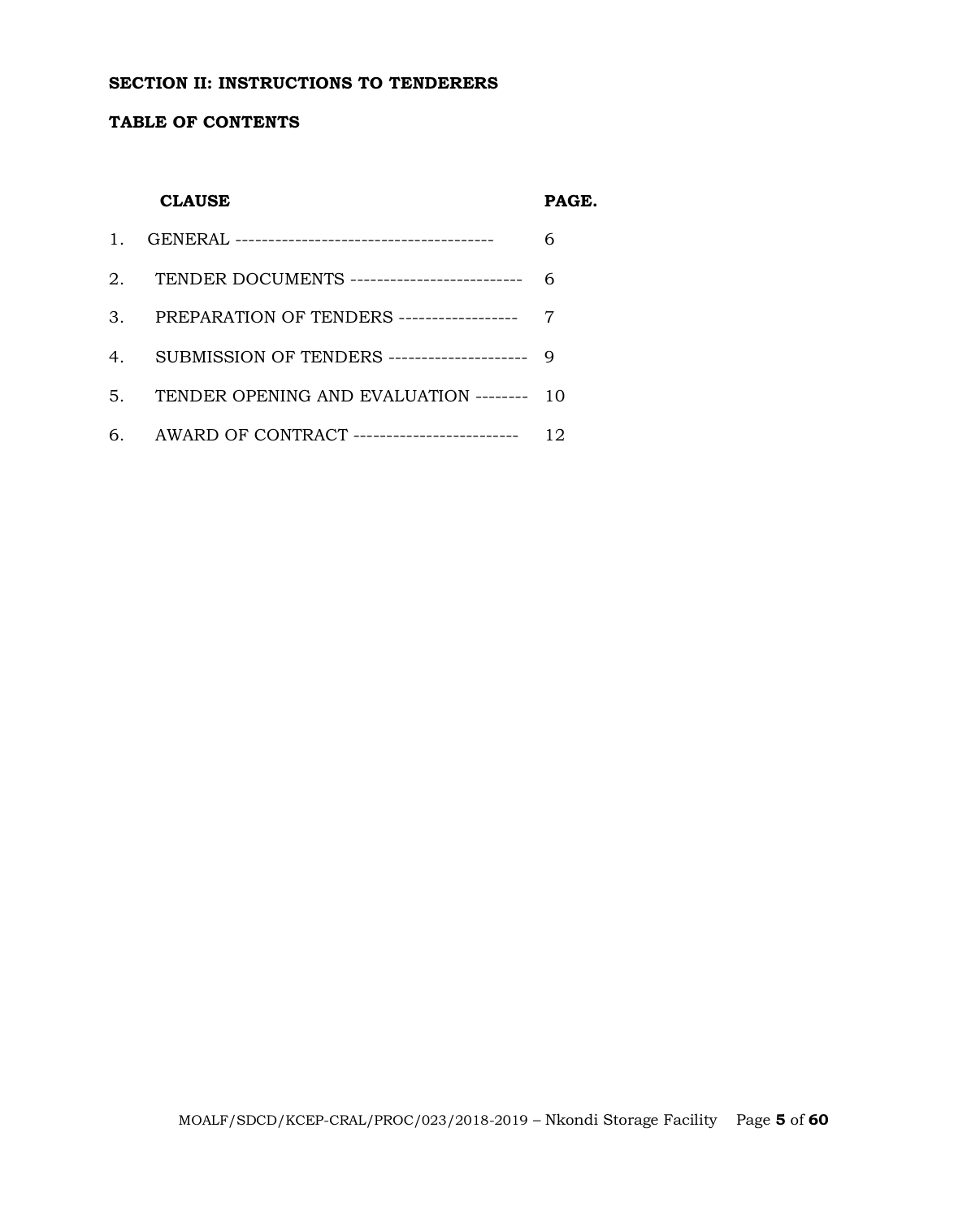**SECTION II: INSTRUCTIONS TO TENDERERS**

**TABLE OF CONTENTS**

| | **CLAUSE** | **PAGE.** |
|---|---|---|
| 1. | GENERAL --------------------------------------- | 6 |
| 2. | TENDER DOCUMENTS -------------------------- | 6 |
| 3. | PREPARATION OF TENDERS ------------------ | 7 |
| 4. | SUBMISSION OF TENDERS --------------------- | 9 |
| 5. | TENDER OPENING AND EVALUATION -------- | 10 |
| 6. | AWARD OF CONTRACT ------------------------- | 12 |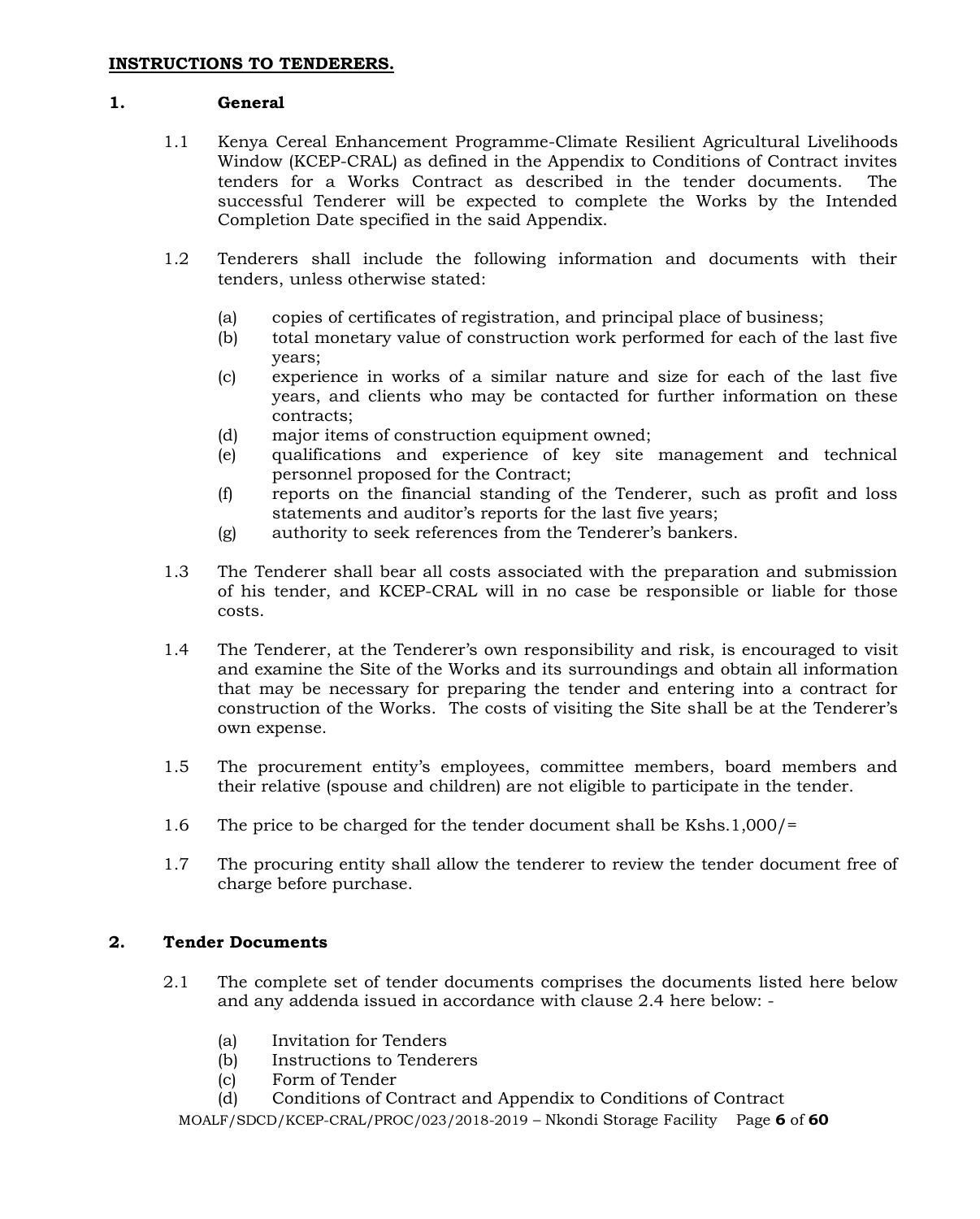## INSTRUCTIONS TO TENDERERS.

### 1. General

1.1 Kenya Cereal Enhancement Programme-Climate Resilient Agricultural Livelihoods Window (KCEP-CRAL) as defined in the Appendix to Conditions of Contract invites tenders for a Works Contract as described in the tender documents. The successful Tenderer will be expected to complete the Works by the Intended Completion Date specified in the said Appendix.

1.2 Tenderers shall include the following information and documents with their tenders, unless otherwise stated:

- (a) copies of certificates of registration, and principal place of business;
- (b) total monetary value of construction work performed for each of the last five years;
- (c) experience in works of a similar nature and size for each of the last five years, and clients who may be contacted for further information on these contracts;
- (d) major items of construction equipment owned;
- (e) qualifications and experience of key site management and technical personnel proposed for the Contract;
- (f) reports on the financial standing of the Tenderer, such as profit and loss statements and auditor's reports for the last five years;
- (g) authority to seek references from the Tenderer's bankers.

1.3 The Tenderer shall bear all costs associated with the preparation and submission of his tender, and KCEP-CRAL will in no case be responsible or liable for those costs.

1.4 The Tenderer, at the Tenderer's own responsibility and risk, is encouraged to visit and examine the Site of the Works and its surroundings and obtain all information that may be necessary for preparing the tender and entering into a contract for construction of the Works. The costs of visiting the Site shall be at the Tenderer's own expense.

1.5 The procurement entity's employees, committee members, board members and their relative (spouse and children) are not eligible to participate in the tender.

1.6 The price to be charged for the tender document shall be Kshs.1,000/=

1.7 The procuring entity shall allow the tenderer to review the tender document free of charge before purchase.

### 2. Tender Documents

2.1 The complete set of tender documents comprises the documents listed here below and any addenda issued in accordance with clause 2.4 here below: -

- (a) Invitation for Tenders
- (b) Instructions to Tenderers
- (c) Form of Tender
- (d) Conditions of Contract and Appendix to Conditions of Contract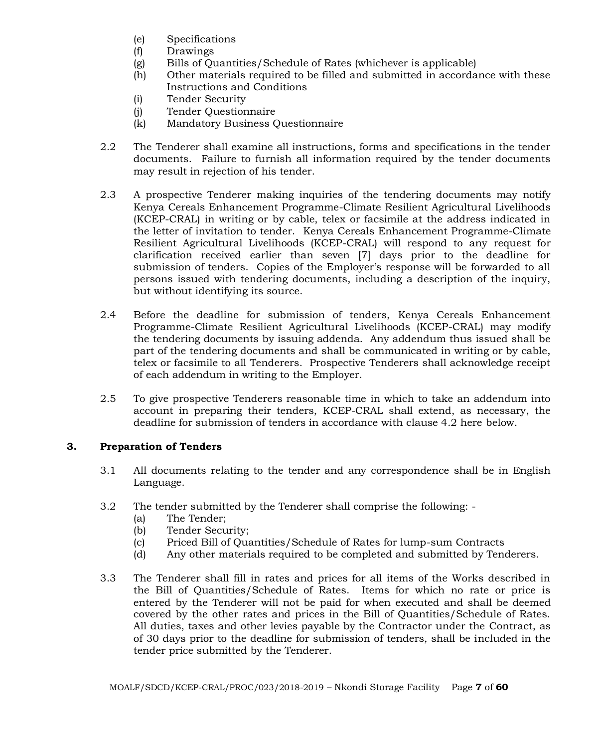(e) Specifications
(f) Drawings
(g) Bills of Quantities/Schedule of Rates (whichever is applicable)
(h) Other materials required to be filled and submitted in accordance with these Instructions and Conditions
(i) Tender Security
(j) Tender Questionnaire
(k) Mandatory Business Questionnaire

2.2 The Tenderer shall examine all instructions, forms and specifications in the tender documents. Failure to furnish all information required by the tender documents may result in rejection of his tender.

2.3 A prospective Tenderer making inquiries of the tendering documents may notify Kenya Cereals Enhancement Programme-Climate Resilient Agricultural Livelihoods (KCEP-CRAL) in writing or by cable, telex or facsimile at the address indicated in the letter of invitation to tender. Kenya Cereals Enhancement Programme-Climate Resilient Agricultural Livelihoods (KCEP-CRAL) will respond to any request for clarification received earlier than seven [7] days prior to the deadline for submission of tenders. Copies of the Employer's response will be forwarded to all persons issued with tendering documents, including a description of the inquiry, but without identifying its source.

2.4 Before the deadline for submission of tenders, Kenya Cereals Enhancement Programme-Climate Resilient Agricultural Livelihoods (KCEP-CRAL) may modify the tendering documents by issuing addenda. Any addendum thus issued shall be part of the tendering documents and shall be communicated in writing or by cable, telex or facsimile to all Tenderers. Prospective Tenderers shall acknowledge receipt of each addendum in writing to the Employer.

2.5 To give prospective Tenderers reasonable time in which to take an addendum into account in preparing their tenders, KCEP-CRAL shall extend, as necessary, the deadline for submission of tenders in accordance with clause 4.2 here below.

## 3. Preparation of Tenders

3.1 All documents relating to the tender and any correspondence shall be in English Language.

3.2 The tender submitted by the Tenderer shall comprise the following: -
(a) The Tender;
(b) Tender Security;
(c) Priced Bill of Quantities/Schedule of Rates for lump-sum Contracts
(d) Any other materials required to be completed and submitted by Tenderers.

3.3 The Tenderer shall fill in rates and prices for all items of the Works described in the Bill of Quantities/Schedule of Rates. Items for which no rate or price is entered by the Tenderer will not be paid for when executed and shall be deemed covered by the other rates and prices in the Bill of Quantities/Schedule of Rates. All duties, taxes and other levies payable by the Contractor under the Contract, as of 30 days prior to the deadline for submission of tenders, shall be included in the tender price submitted by the Tenderer.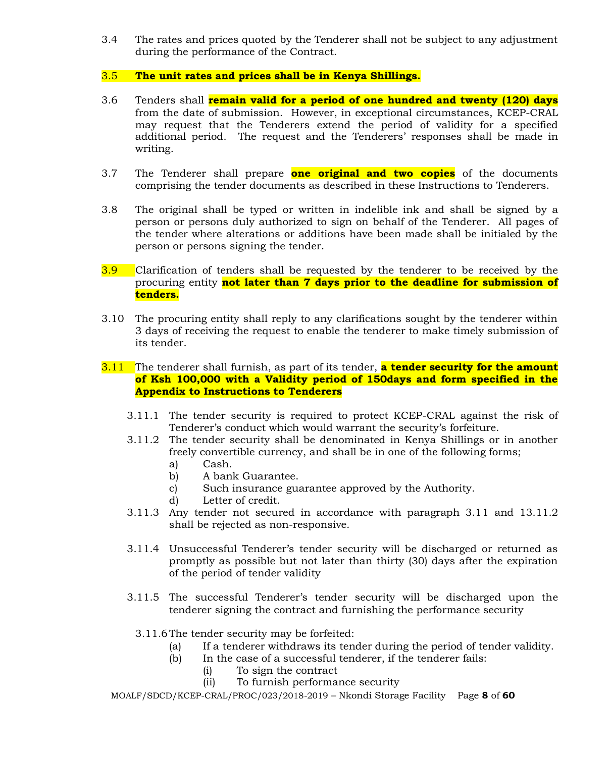3.4 The rates and prices quoted by the Tenderer shall not be subject to any adjustment during the performance of the Contract.

3.5 **The unit rates and prices shall be in Kenya Shillings.**

3.6 Tenders shall **remain valid for a period of one hundred and twenty (120) days** from the date of submission. However, in exceptional circumstances, KCEP-CRAL may request that the Tenderers extend the period of validity for a specified additional period. The request and the Tenderers' responses shall be made in writing.

3.7 The Tenderer shall prepare **one original and two copies** of the documents comprising the tender documents as described in these Instructions to Tenderers.

3.8 The original shall be typed or written in indelible ink and shall be signed by a person or persons duly authorized to sign on behalf of the Tenderer. All pages of the tender where alterations or additions have been made shall be initialed by the person or persons signing the tender.

3.9 Clarification of tenders shall be requested by the tenderer to be received by the procuring entity **not later than 7 days prior to the deadline for submission of tenders.**

3.10 The procuring entity shall reply to any clarifications sought by the tenderer within 3 days of receiving the request to enable the tenderer to make timely submission of its tender.

3.11 The tenderer shall furnish, as part of its tender, **a tender security for the amount of Ksh 100,000 with a Validity period of 150days and form specified in the Appendix to Instructions to Tenderers**

3.11.1 The tender security is required to protect KCEP-CRAL against the risk of Tenderer's conduct which would warrant the security's forfeiture.

3.11.2 The tender security shall be denominated in Kenya Shillings or in another freely convertible currency, and shall be in one of the following forms;

a) Cash.
b) A bank Guarantee.
c) Such insurance guarantee approved by the Authority.
d) Letter of credit.

3.11.3 Any tender not secured in accordance with paragraph 3.11 and 13.11.2 shall be rejected as non-responsive.

3.11.4 Unsuccessful Tenderer's tender security will be discharged or returned as promptly as possible but not later than thirty (30) days after the expiration of the period of tender validity

3.11.5 The successful Tenderer's tender security will be discharged upon the tenderer signing the contract and furnishing the performance security

3.11.6 The tender security may be forfeited:

(a) If a tenderer withdraws its tender during the period of tender validity.
(b) In the case of a successful tenderer, if the tenderer fails:
  (i) To sign the contract
  (ii) To furnish performance security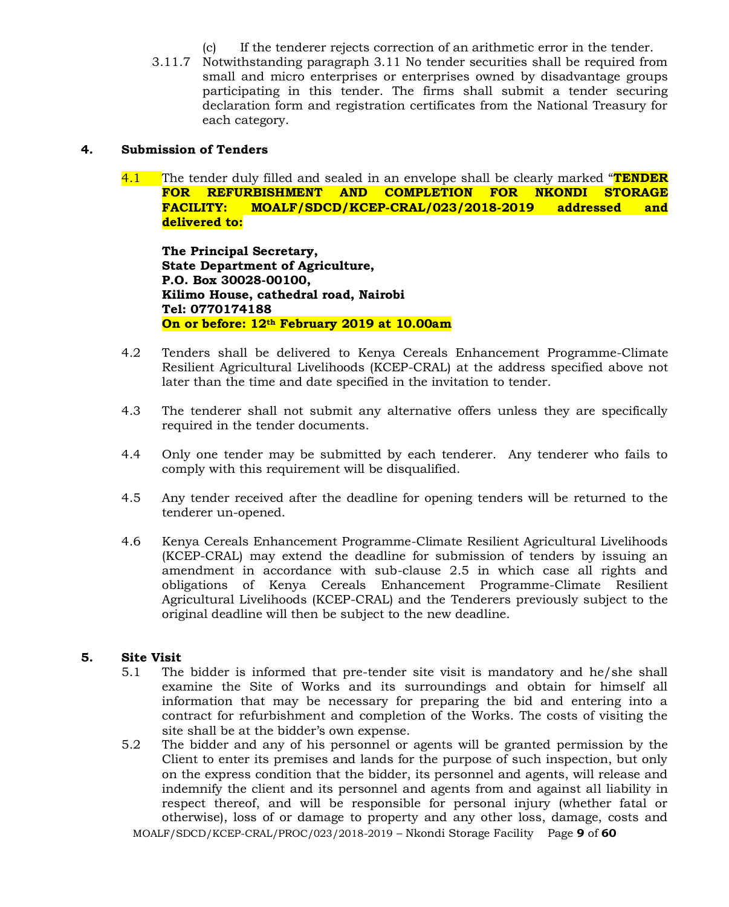(c) If the tenderer rejects correction of an arithmetic error in the tender.

3.11.7 Notwithstanding paragraph 3.11 No tender securities shall be required from small and micro enterprises or enterprises owned by disadvantage groups participating in this tender. The firms shall submit a tender securing declaration form and registration certificates from the National Treasury for each category.

## 4. Submission of Tenders

4.1 The tender duly filled and sealed in an envelope shall be clearly marked "**TENDER FOR REFURBISHMENT AND COMPLETION FOR NKONDI STORAGE FACILITY: MOALF/SDCD/KCEP-CRAL/023/2018-2019 addressed and delivered to:**

**The Principal Secretary,**
**State Department of Agriculture,**
**P.O. Box 30028-00100,**
**Kilimo House, cathedral road, Nairobi**
**Tel: 0770174188**
**On or before: 12th February 2019 at 10.00am**

4.2 Tenders shall be delivered to Kenya Cereals Enhancement Programme-Climate Resilient Agricultural Livelihoods (KCEP-CRAL) at the address specified above not later than the time and date specified in the invitation to tender.

4.3 The tenderer shall not submit any alternative offers unless they are specifically required in the tender documents.

4.4 Only one tender may be submitted by each tenderer. Any tenderer who fails to comply with this requirement will be disqualified.

4.5 Any tender received after the deadline for opening tenders will be returned to the tenderer un-opened.

4.6 Kenya Cereals Enhancement Programme-Climate Resilient Agricultural Livelihoods (KCEP-CRAL) may extend the deadline for submission of tenders by issuing an amendment in accordance with sub-clause 2.5 in which case all rights and obligations of Kenya Cereals Enhancement Programme-Climate Resilient Agricultural Livelihoods (KCEP-CRAL) and the Tenderers previously subject to the original deadline will then be subject to the new deadline.

## 5. Site Visit

5.1 The bidder is informed that pre-tender site visit is mandatory and he/she shall examine the Site of Works and its surroundings and obtain for himself all information that may be necessary for preparing the bid and entering into a contract for refurbishment and completion of the Works. The costs of visiting the site shall be at the bidder's own expense.

5.2 The bidder and any of his personnel or agents will be granted permission by the Client to enter its premises and lands for the purpose of such inspection, but only on the express condition that the bidder, its personnel and agents, will release and indemnify the client and its personnel and agents from and against all liability in respect thereof, and will be responsible for personal injury (whether fatal or otherwise), loss of or damage to property and any other loss, damage, costs and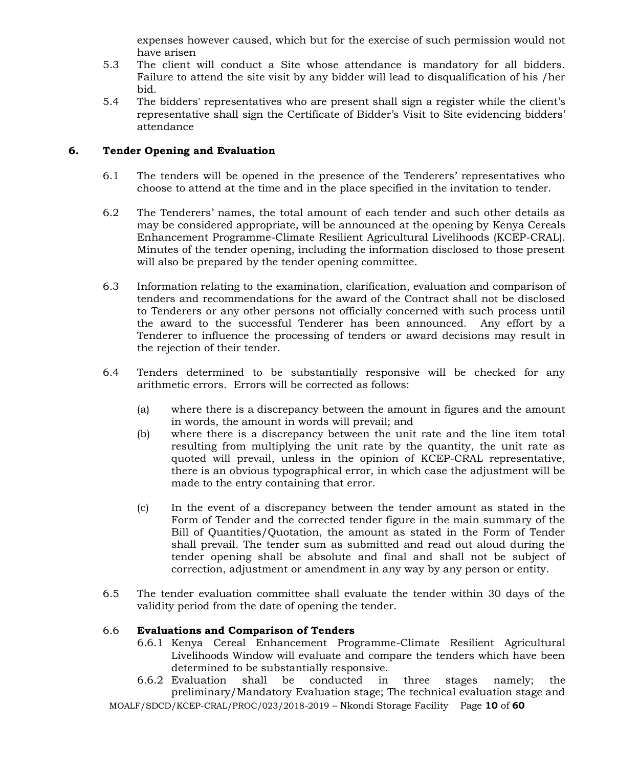expenses however caused, which but for the exercise of such permission would not have arisen

5.3 The client will conduct a Site whose attendance is mandatory for all bidders. Failure to attend the site visit by any bidder will lead to disqualification of his /her bid.

5.4 The bidders' representatives who are present shall sign a register while the client's representative shall sign the Certificate of Bidder's Visit to Site evidencing bidders' attendance

## 6. Tender Opening and Evaluation

6.1 The tenders will be opened in the presence of the Tenderers' representatives who choose to attend at the time and in the place specified in the invitation to tender.

6.2 The Tenderers' names, the total amount of each tender and such other details as may be considered appropriate, will be announced at the opening by Kenya Cereals Enhancement Programme-Climate Resilient Agricultural Livelihoods (KCEP-CRAL). Minutes of the tender opening, including the information disclosed to those present will also be prepared by the tender opening committee.

6.3 Information relating to the examination, clarification, evaluation and comparison of tenders and recommendations for the award of the Contract shall not be disclosed to Tenderers or any other persons not officially concerned with such process until the award to the successful Tenderer has been announced. Any effort by a Tenderer to influence the processing of tenders or award decisions may result in the rejection of their tender.

6.4 Tenders determined to be substantially responsive will be checked for any arithmetic errors. Errors will be corrected as follows:

(a) where there is a discrepancy between the amount in figures and the amount in words, the amount in words will prevail; and

(b) where there is a discrepancy between the unit rate and the line item total resulting from multiplying the unit rate by the quantity, the unit rate as quoted will prevail, unless in the opinion of KCEP-CRAL representative, there is an obvious typographical error, in which case the adjustment will be made to the entry containing that error.

(c) In the event of a discrepancy between the tender amount as stated in the Form of Tender and the corrected tender figure in the main summary of the Bill of Quantities/Quotation, the amount as stated in the Form of Tender shall prevail. The tender sum as submitted and read out aloud during the tender opening shall be absolute and final and shall not be subject of correction, adjustment or amendment in any way by any person or entity.

6.5 The tender evaluation committee shall evaluate the tender within 30 days of the validity period from the date of opening the tender.

6.6 **Evaluations and Comparison of Tenders**

6.6.1 Kenya Cereal Enhancement Programme-Climate Resilient Agricultural Livelihoods Window will evaluate and compare the tenders which have been determined to be substantially responsive.

6.6.2 Evaluation shall be conducted in three stages namely; the preliminary/Mandatory Evaluation stage; The technical evaluation stage and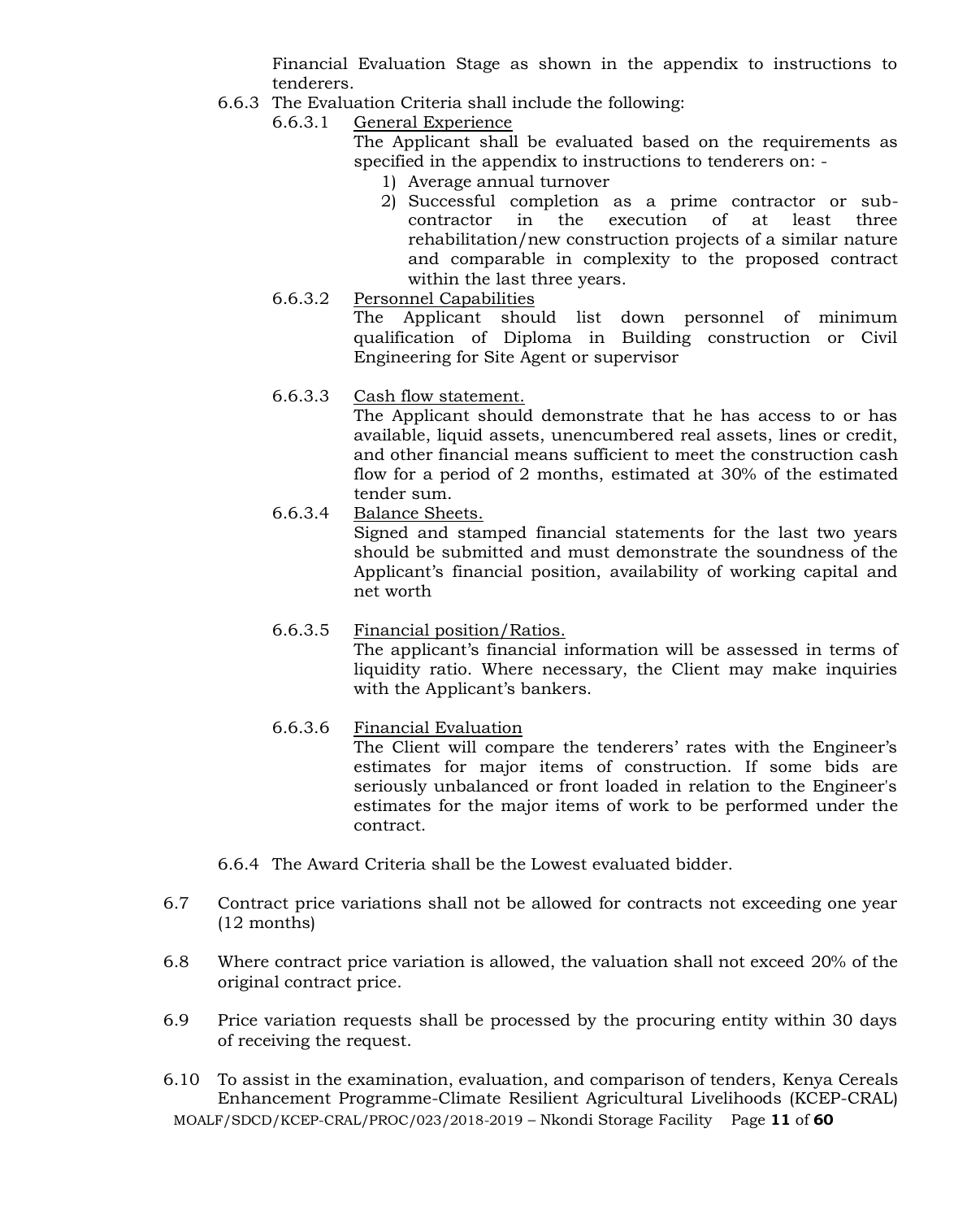Financial Evaluation Stage as shown in the appendix to instructions to tenderers.

6.6.3 The Evaluation Criteria shall include the following:

6.6.3.1 <u>General Experience</u>

The Applicant shall be evaluated based on the requirements as specified in the appendix to instructions to tenderers on: -

1) Average annual turnover
2) Successful completion as a prime contractor or sub-contractor in the execution of at least three rehabilitation/new construction projects of a similar nature and comparable in complexity to the proposed contract within the last three years.

6.6.3.2 <u>Personnel Capabilities</u>

The Applicant should list down personnel of minimum qualification of Diploma in Building construction or Civil Engineering for Site Agent or supervisor

6.6.3.3 <u>Cash flow statement.</u>

The Applicant should demonstrate that he has access to or has available, liquid assets, unencumbered real assets, lines or credit, and other financial means sufficient to meet the construction cash flow for a period of 2 months, estimated at 30% of the estimated tender sum.

6.6.3.4 <u>Balance Sheets.</u>

Signed and stamped financial statements for the last two years should be submitted and must demonstrate the soundness of the Applicant's financial position, availability of working capital and net worth

6.6.3.5 <u>Financial position/Ratios.</u>

The applicant's financial information will be assessed in terms of liquidity ratio. Where necessary, the Client may make inquiries with the Applicant's bankers.

6.6.3.6 <u>Financial Evaluation</u>

The Client will compare the tenderers' rates with the Engineer's estimates for major items of construction. If some bids are seriously unbalanced or front loaded in relation to the Engineer's estimates for the major items of work to be performed under the contract.

6.6.4 The Award Criteria shall be the Lowest evaluated bidder.

6.7 Contract price variations shall not be allowed for contracts not exceeding one year (12 months)

6.8 Where contract price variation is allowed, the valuation shall not exceed 20% of the original contract price.

6.9 Price variation requests shall be processed by the procuring entity within 30 days of receiving the request.

6.10 To assist in the examination, evaluation, and comparison of tenders, Kenya Cereals Enhancement Programme-Climate Resilient Agricultural Livelihoods (KCEP-CRAL)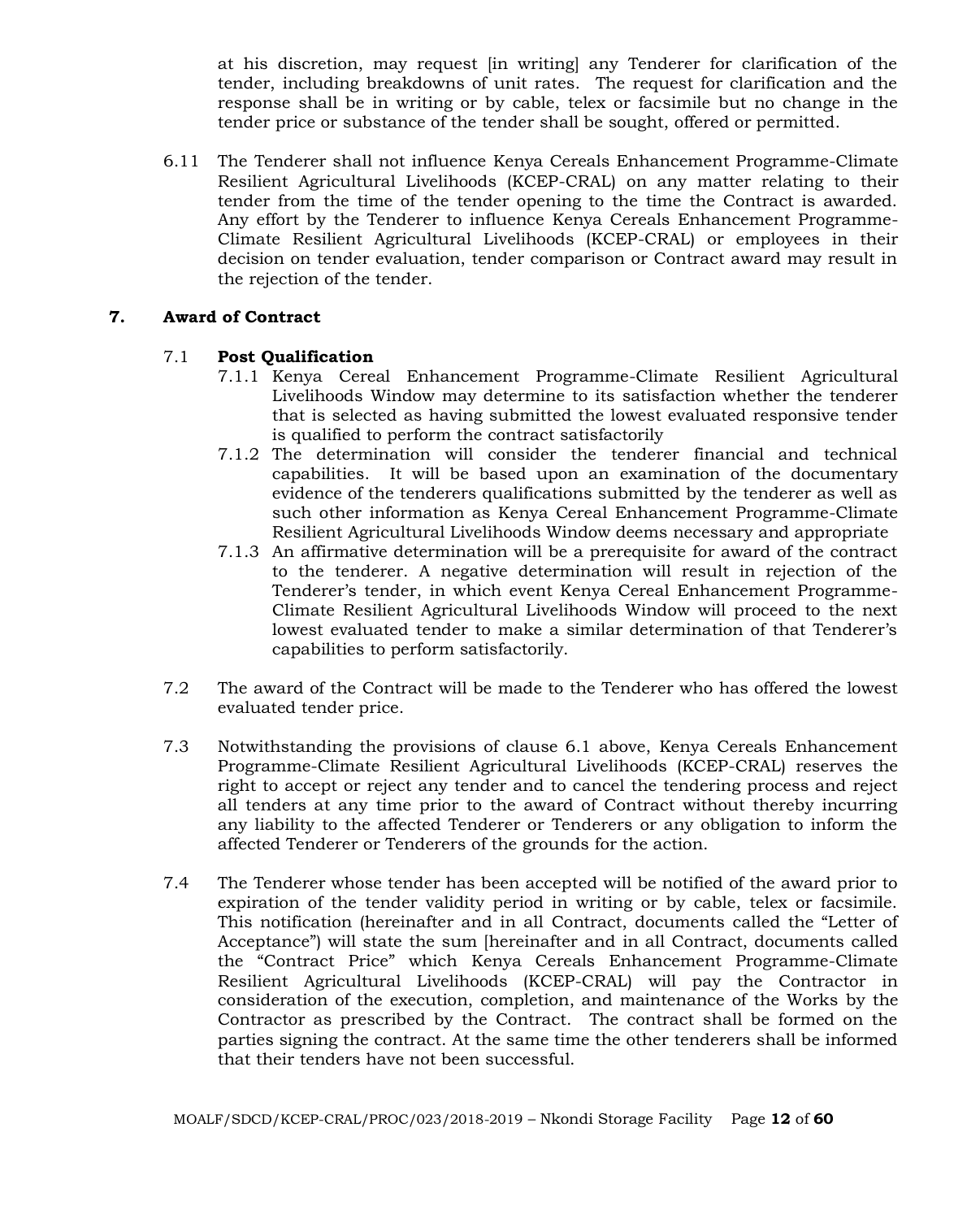at his discretion, may request [in writing] any Tenderer for clarification of the tender, including breakdowns of unit rates. The request for clarification and the response shall be in writing or by cable, telex or facsimile but no change in the tender price or substance of the tender shall be sought, offered or permitted.

6.11 The Tenderer shall not influence Kenya Cereals Enhancement Programme-Climate Resilient Agricultural Livelihoods (KCEP-CRAL) on any matter relating to their tender from the time of the tender opening to the time the Contract is awarded. Any effort by the Tenderer to influence Kenya Cereals Enhancement Programme-Climate Resilient Agricultural Livelihoods (KCEP-CRAL) or employees in their decision on tender evaluation, tender comparison or Contract award may result in the rejection of the tender.

## 7. Award of Contract

7.1 **Post Qualification**

7.1.1 Kenya Cereal Enhancement Programme-Climate Resilient Agricultural Livelihoods Window may determine to its satisfaction whether the tenderer that is selected as having submitted the lowest evaluated responsive tender is qualified to perform the contract satisfactorily

7.1.2 The determination will consider the tenderer financial and technical capabilities. It will be based upon an examination of the documentary evidence of the tenderers qualifications submitted by the tenderer as well as such other information as Kenya Cereal Enhancement Programme-Climate Resilient Agricultural Livelihoods Window deems necessary and appropriate

7.1.3 An affirmative determination will be a prerequisite for award of the contract to the tenderer. A negative determination will result in rejection of the Tenderer's tender, in which event Kenya Cereal Enhancement Programme-Climate Resilient Agricultural Livelihoods Window will proceed to the next lowest evaluated tender to make a similar determination of that Tenderer's capabilities to perform satisfactorily.

7.2 The award of the Contract will be made to the Tenderer who has offered the lowest evaluated tender price.

7.3 Notwithstanding the provisions of clause 6.1 above, Kenya Cereals Enhancement Programme-Climate Resilient Agricultural Livelihoods (KCEP-CRAL) reserves the right to accept or reject any tender and to cancel the tendering process and reject all tenders at any time prior to the award of Contract without thereby incurring any liability to the affected Tenderer or Tenderers or any obligation to inform the affected Tenderer or Tenderers of the grounds for the action.

7.4 The Tenderer whose tender has been accepted will be notified of the award prior to expiration of the tender validity period in writing or by cable, telex or facsimile. This notification (hereinafter and in all Contract, documents called the "Letter of Acceptance") will state the sum [hereinafter and in all Contract, documents called the "Contract Price" which Kenya Cereals Enhancement Programme-Climate Resilient Agricultural Livelihoods (KCEP-CRAL) will pay the Contractor in consideration of the execution, completion, and maintenance of the Works by the Contractor as prescribed by the Contract. The contract shall be formed on the parties signing the contract. At the same time the other tenderers shall be informed that their tenders have not been successful.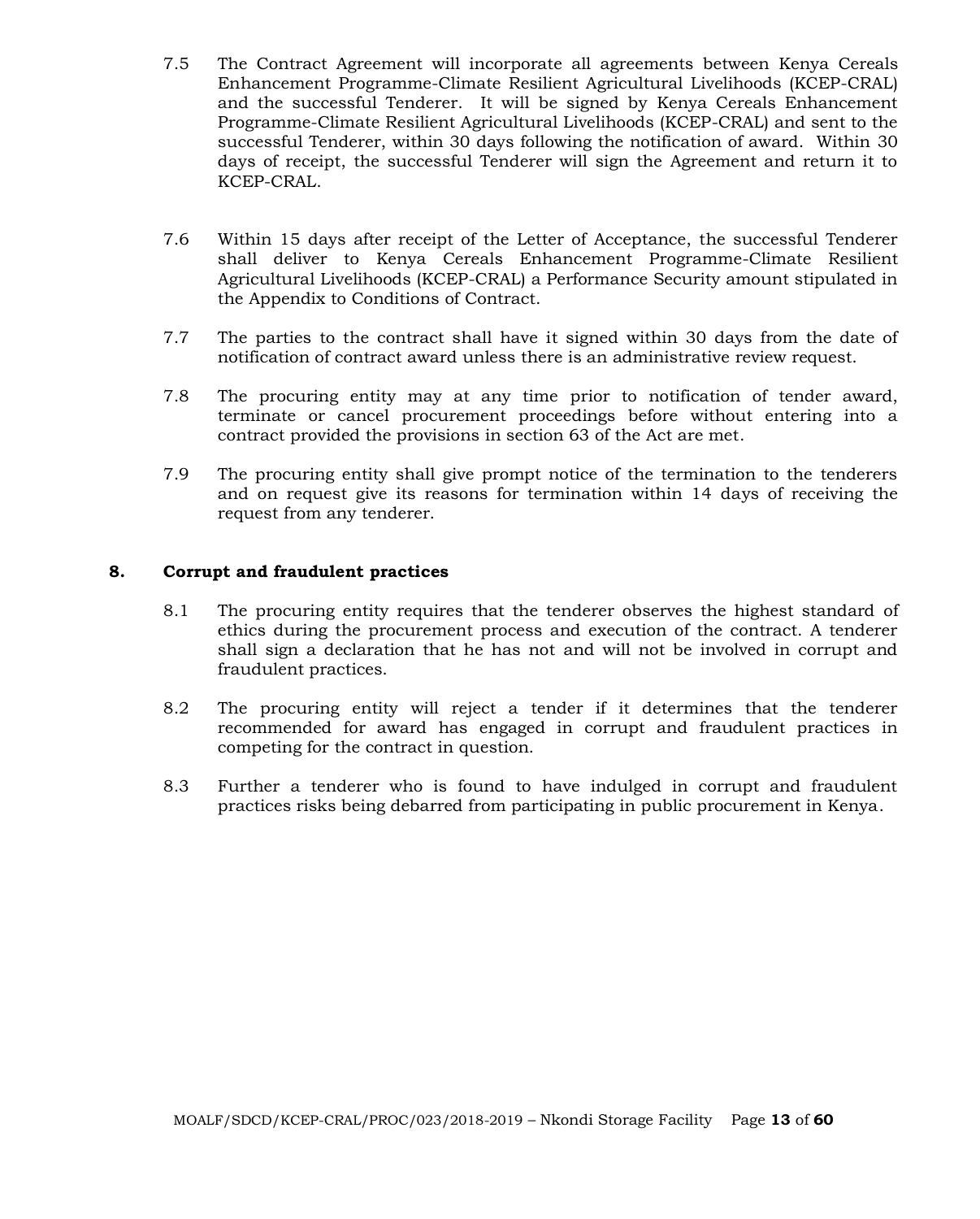7.5 The Contract Agreement will incorporate all agreements between Kenya Cereals Enhancement Programme-Climate Resilient Agricultural Livelihoods (KCEP-CRAL) and the successful Tenderer. It will be signed by Kenya Cereals Enhancement Programme-Climate Resilient Agricultural Livelihoods (KCEP-CRAL) and sent to the successful Tenderer, within 30 days following the notification of award. Within 30 days of receipt, the successful Tenderer will sign the Agreement and return it to KCEP-CRAL.

7.6 Within 15 days after receipt of the Letter of Acceptance, the successful Tenderer shall deliver to Kenya Cereals Enhancement Programme-Climate Resilient Agricultural Livelihoods (KCEP-CRAL) a Performance Security amount stipulated in the Appendix to Conditions of Contract.

7.7 The parties to the contract shall have it signed within 30 days from the date of notification of contract award unless there is an administrative review request.

7.8 The procuring entity may at any time prior to notification of tender award, terminate or cancel procurement proceedings before without entering into a contract provided the provisions in section 63 of the Act are met.

7.9 The procuring entity shall give prompt notice of the termination to the tenderers and on request give its reasons for termination within 14 days of receiving the request from any tenderer.

## 8. Corrupt and fraudulent practices

8.1 The procuring entity requires that the tenderer observes the highest standard of ethics during the procurement process and execution of the contract. A tenderer shall sign a declaration that he has not and will not be involved in corrupt and fraudulent practices.

8.2 The procuring entity will reject a tender if it determines that the tenderer recommended for award has engaged in corrupt and fraudulent practices in competing for the contract in question.

8.3 Further a tenderer who is found to have indulged in corrupt and fraudulent practices risks being debarred from participating in public procurement in Kenya.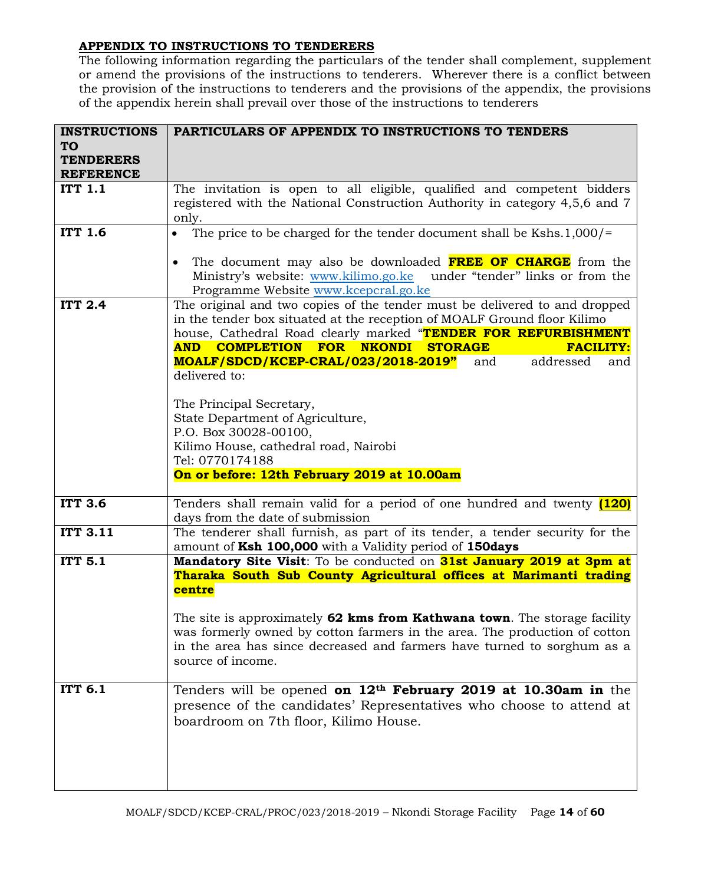## APPENDIX TO INSTRUCTIONS TO TENDERERS

The following information regarding the particulars of the tender shall complement, supplement or amend the provisions of the instructions to tenderers. Wherever there is a conflict between the provision of the instructions to tenderers and the provisions of the appendix, the provisions of the appendix herein shall prevail over those of the instructions to tenderers

| INSTRUCTIONS TO TENDERERS REFERENCE | PARTICULARS OF APPENDIX TO INSTRUCTIONS TO TENDERS |
|---|---|
| **ITT 1.1** | The invitation is open to all eligible, qualified and competent bidders registered with the National Construction Authority in category 4,5,6 and 7 only. |
| **ITT 1.6** | • The price to be charged for the tender document shall be Kshs.1,000/= <br><br> • The document may also be downloaded **FREE OF CHARGE** from the Ministry's website: [www.kilimo.go.ke](http://www.kilimo.go.ke) under "tender" links or from the Programme Website [www.kcepcral.go.ke](http://www.kcepcral.go.ke) |
| **ITT 2.4** | The original and two copies of the tender must be delivered to and dropped in the tender box situated at the reception of MOALF Ground floor Kilimo house, Cathedral Road clearly marked "**TENDER FOR REFURBISHMENT AND COMPLETION FOR NKONDI STORAGE FACILITY: MOALF/SDCD/KCEP-CRAL/023/2018-2019"** and addressed and delivered to: <br><br> The Principal Secretary, <br> State Department of Agriculture, <br> P.O. Box 30028-00100, <br> Kilimo House, cathedral road, Nairobi <br> Tel: 0770174188 <br> **On or before: 12th February 2019 at 10.00am** |
| **ITT 3.6** | Tenders shall remain valid for a period of one hundred and twenty **(120)** days from the date of submission |
| **ITT 3.11** | The tenderer shall furnish, as part of its tender, a tender security for the amount of **Ksh 100,000** with a Validity period of **150days** |
| **ITT 5.1** | **Mandatory Site Visit**: To be conducted on **31st January 2019 at 3pm at Tharaka South Sub County Agricultural offices at Marimanti trading centre** <br><br> The site is approximately **62 kms from Kathwana town**. The storage facility was formerly owned by cotton farmers in the area. The production of cotton in the area has since decreased and farmers have turned to sorghum as a source of income. |
| **ITT 6.1** | Tenders will be opened **on 12th February 2019 at 10.30am in** the presence of the candidates' Representatives who choose to attend at boardroom on 7th floor, Kilimo House. |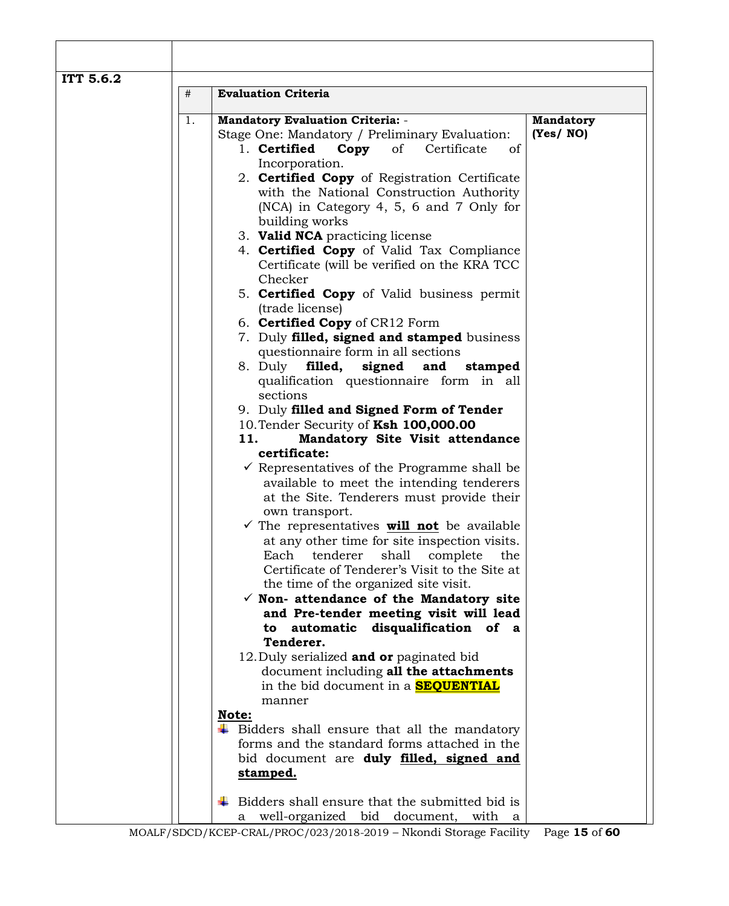| | |
|---|---|
| | |
| **ITT 5.6.2** | |

| # | Evaluation Criteria | |
|---|---|---|
| 1. | **Mandatory Evaluation Criteria:** -<br>Stage One: Mandatory / Preliminary Evaluation:<br>1. **Certified Copy** of Certificate of Incorporation.<br>2. **Certified Copy** of Registration Certificate with the National Construction Authority (NCA) in Category 4, 5, 6 and 7 Only for building works<br>3. **Valid NCA** practicing license<br>4. **Certified Copy** of Valid Tax Compliance Certificate (will be verified on the KRA TCC Checker<br>5. **Certified Copy** of Valid business permit (trade license)<br>6. **Certified Copy** of CR12 Form<br>7. Duly **filled, signed and stamped** business questionnaire form in all sections<br>8. Duly **filled, signed and stamped** qualification questionnaire form in all sections<br>9. Duly **filled and Signed Form of Tender**<br>10. Tender Security of **Ksh 100,000.00**<br>11. **Mandatory Site Visit attendance certificate:**<br>✓ Representatives of the Programme shall be available to meet the intending tenderers at the Site. Tenderers must provide their own transport.<br>✓ The representatives **<u>will not</u>** be available at any other time for site inspection visits. Each tenderer shall complete the Certificate of Tenderer's Visit to the Site at the time of the organized site visit.<br>✓ **Non- attendance of the Mandatory site and Pre-tender meeting visit will lead to automatic disqualification of a Tenderer.**<br>12. Duly serialized **and or** paginated bid document including **all the attachments** in the bid document in a **<u>SEQUENTIAL</u>** manner<br>**<u>Note:</u>**<br>- Bidders shall ensure that all the mandatory forms and the standard forms attached in the bid document are **duly <u>filled, signed and stamped.</u>**<br>- Bidders shall ensure that the submitted bid is a well-organized bid document, with a | **Mandatory (Yes/ NO)** |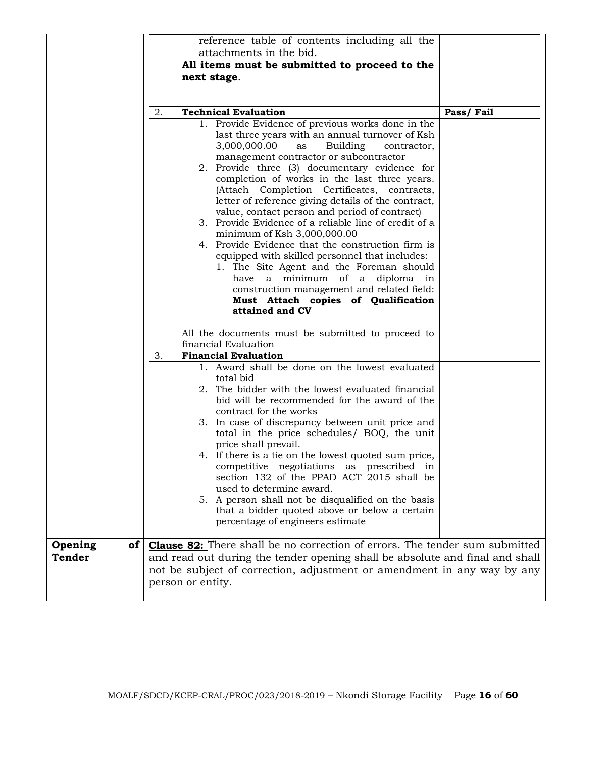| | | | |
|---|---|---|---|
| | | reference table of contents including all the attachments in the bid.<br>**All items must be submitted to proceed to the next stage**. | |
| | 2. | **Technical Evaluation** | **Pass/ Fail** |
| | | 1. Provide Evidence of previous works done in the last three years with an annual turnover of Ksh 3,000,000.00 as Building contractor, management contractor or subcontractor<br>2. Provide three (3) documentary evidence for completion of works in the last three years. (Attach Completion Certificates, contracts, letter of reference giving details of the contract, value, contact person and period of contract)<br>3. Provide Evidence of a reliable line of credit of a minimum of Ksh 3,000,000.00<br>4. Provide Evidence that the construction firm is equipped with skilled personnel that includes:<br>&nbsp;&nbsp;&nbsp;1. The Site Agent and the Foreman should have a minimum of a diploma in construction management and related field: **Must Attach copies of Qualification attained and CV**<br><br>All the documents must be submitted to proceed to financial Evaluation | |
| | 3. | **Financial Evaluation** | |
| | | 1. Award shall be done on the lowest evaluated total bid<br>2. The bidder with the lowest evaluated financial bid will be recommended for the award of the contract for the works<br>3. In case of discrepancy between unit price and total in the price schedules/ BOQ, the unit price shall prevail.<br>4. If there is a tie on the lowest quoted sum price, competitive negotiations as prescribed in section 132 of the PPAD ACT 2015 shall be used to determine award.<br>5. A person shall not be disqualified on the basis that a bidder quoted above or below a certain percentage of engineers estimate | |
| **Opening of Tender** | **<u>Clause 82:</u>** There shall be no correction of errors. The tender sum submitted and read out during the tender opening shall be absolute and final and shall not be subject of correction, adjustment or amendment in any way by any person or entity. | | |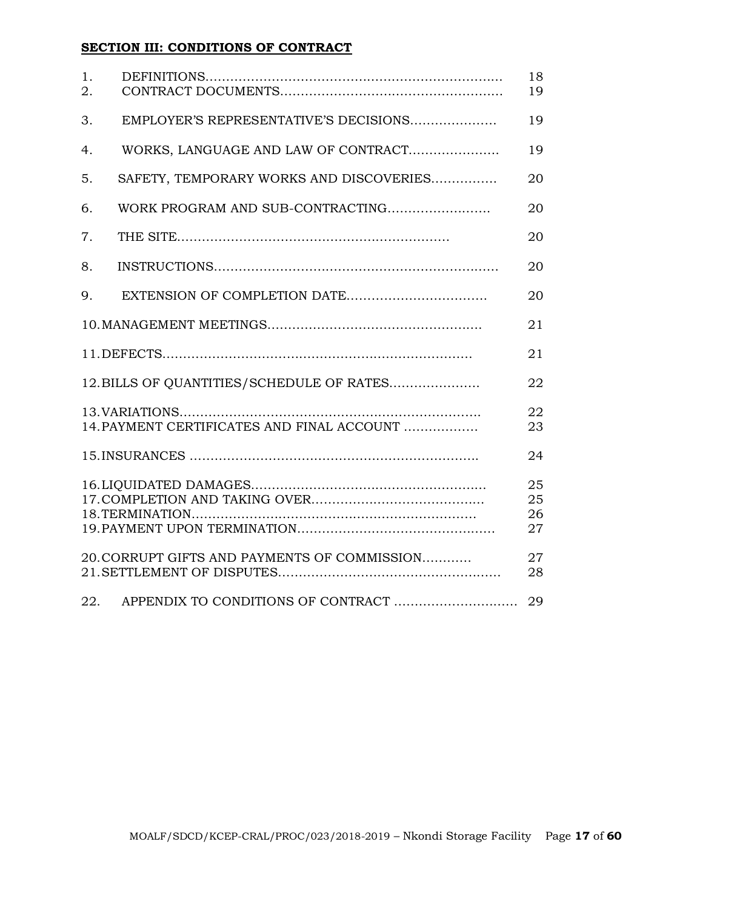## SECTION III: CONDITIONS OF CONTRACT

| | | |
|---|---|---|
| 1. | DEFINITIONS | 18 |
| 2. | CONTRACT DOCUMENTS | 19 |
| 3. | EMPLOYER'S REPRESENTATIVE'S DECISIONS | 19 |
| 4. | WORKS, LANGUAGE AND LAW OF CONTRACT | 19 |
| 5. | SAFETY, TEMPORARY WORKS AND DISCOVERIES | 20 |
| 6. | WORK PROGRAM AND SUB-CONTRACTING | 20 |
| 7. | THE SITE | 20 |
| 8. | INSTRUCTIONS | 20 |
| 9. | EXTENSION OF COMPLETION DATE | 20 |
| 10. | MANAGEMENT MEETINGS | 21 |
| 11. | DEFECTS | 21 |
| 12. | BILLS OF QUANTITIES/SCHEDULE OF RATES | 22 |
| 13. | VARIATIONS | 22 |
| 14. | PAYMENT CERTIFICATES AND FINAL ACCOUNT | 23 |
| 15. | INSURANCES | 24 |
| 16. | LIQUIDATED DAMAGES | 25 |
| 17. | COMPLETION AND TAKING OVER | 25 |
| 18. | TERMINATION | 26 |
| 19. | PAYMENT UPON TERMINATION | 27 |
| 20. | CORRUPT GIFTS AND PAYMENTS OF COMMISSION | 27 |
| 21. | SETTLEMENT OF DISPUTES | 28 |
| 22. | APPENDIX TO CONDITIONS OF CONTRACT | 29 |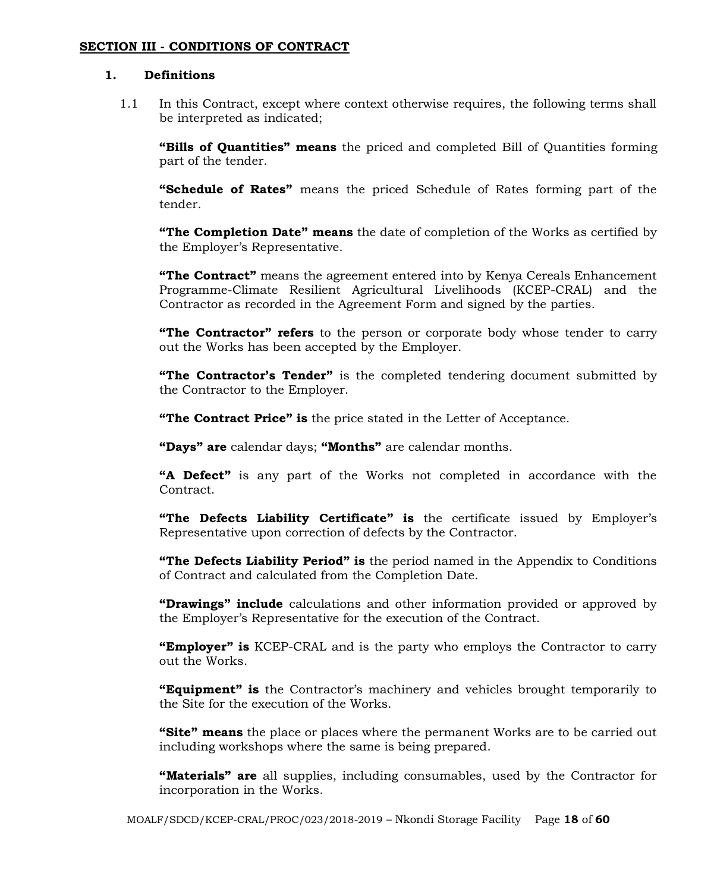## SECTION III - CONDITIONS OF CONTRACT

### 1. Definitions

1.1 In this Contract, except where context otherwise requires, the following terms shall be interpreted as indicated;

**"Bills of Quantities" means** the priced and completed Bill of Quantities forming part of the tender.

**"Schedule of Rates"** means the priced Schedule of Rates forming part of the tender.

**"The Completion Date" means** the date of completion of the Works as certified by the Employer's Representative.

**"The Contract"** means the agreement entered into by Kenya Cereals Enhancement Programme-Climate Resilient Agricultural Livelihoods (KCEP-CRAL) and the Contractor as recorded in the Agreement Form and signed by the parties.

**"The Contractor" refers** to the person or corporate body whose tender to carry out the Works has been accepted by the Employer.

**"The Contractor's Tender"** is the completed tendering document submitted by the Contractor to the Employer.

**"The Contract Price" is** the price stated in the Letter of Acceptance.

**"Days" are** calendar days; **"Months"** are calendar months.

**"A Defect"** is any part of the Works not completed in accordance with the Contract.

**"The Defects Liability Certificate" is** the certificate issued by Employer's Representative upon correction of defects by the Contractor.

**"The Defects Liability Period" is** the period named in the Appendix to Conditions of Contract and calculated from the Completion Date.

**"Drawings" include** calculations and other information provided or approved by the Employer's Representative for the execution of the Contract.

**"Employer" is** KCEP-CRAL and is the party who employs the Contractor to carry out the Works.

**"Equipment" is** the Contractor's machinery and vehicles brought temporarily to the Site for the execution of the Works.

**"Site" means** the place or places where the permanent Works are to be carried out including workshops where the same is being prepared.

**"Materials" are** all supplies, including consumables, used by the Contractor for incorporation in the Works.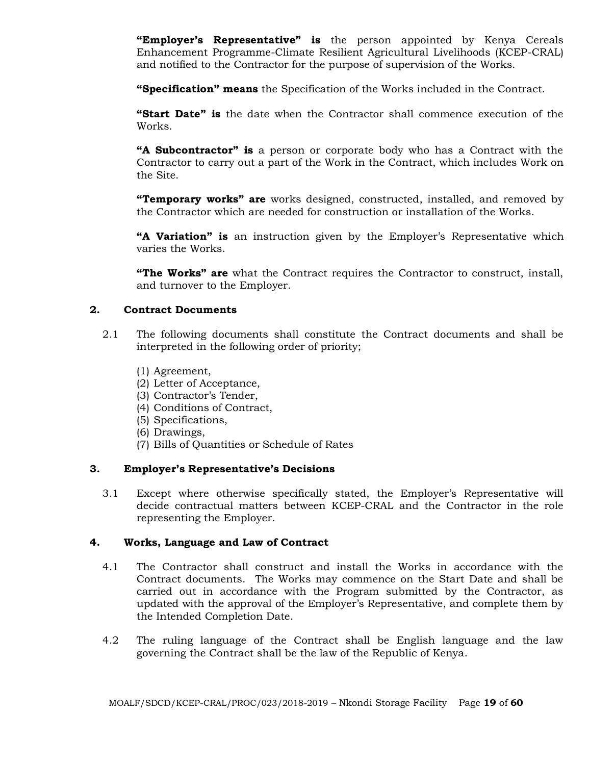**"Employer's Representative" is** the person appointed by Kenya Cereals Enhancement Programme-Climate Resilient Agricultural Livelihoods (KCEP-CRAL) and notified to the Contractor for the purpose of supervision of the Works.

**"Specification" means** the Specification of the Works included in the Contract.

**"Start Date" is** the date when the Contractor shall commence execution of the Works.

**"A Subcontractor" is** a person or corporate body who has a Contract with the Contractor to carry out a part of the Work in the Contract, which includes Work on the Site.

**"Temporary works" are** works designed, constructed, installed, and removed by the Contractor which are needed for construction or installation of the Works.

**"A Variation" is** an instruction given by the Employer's Representative which varies the Works.

**"The Works" are** what the Contract requires the Contractor to construct, install, and turnover to the Employer.

## 2. Contract Documents

2.1 The following documents shall constitute the Contract documents and shall be interpreted in the following order of priority;

(1) Agreement,
(2) Letter of Acceptance,
(3) Contractor's Tender,
(4) Conditions of Contract,
(5) Specifications,
(6) Drawings,
(7) Bills of Quantities or Schedule of Rates

## 3. Employer's Representative's Decisions

3.1 Except where otherwise specifically stated, the Employer's Representative will decide contractual matters between KCEP-CRAL and the Contractor in the role representing the Employer.

## 4. Works, Language and Law of Contract

4.1 The Contractor shall construct and install the Works in accordance with the Contract documents. The Works may commence on the Start Date and shall be carried out in accordance with the Program submitted by the Contractor, as updated with the approval of the Employer's Representative, and complete them by the Intended Completion Date.

4.2 The ruling language of the Contract shall be English language and the law governing the Contract shall be the law of the Republic of Kenya.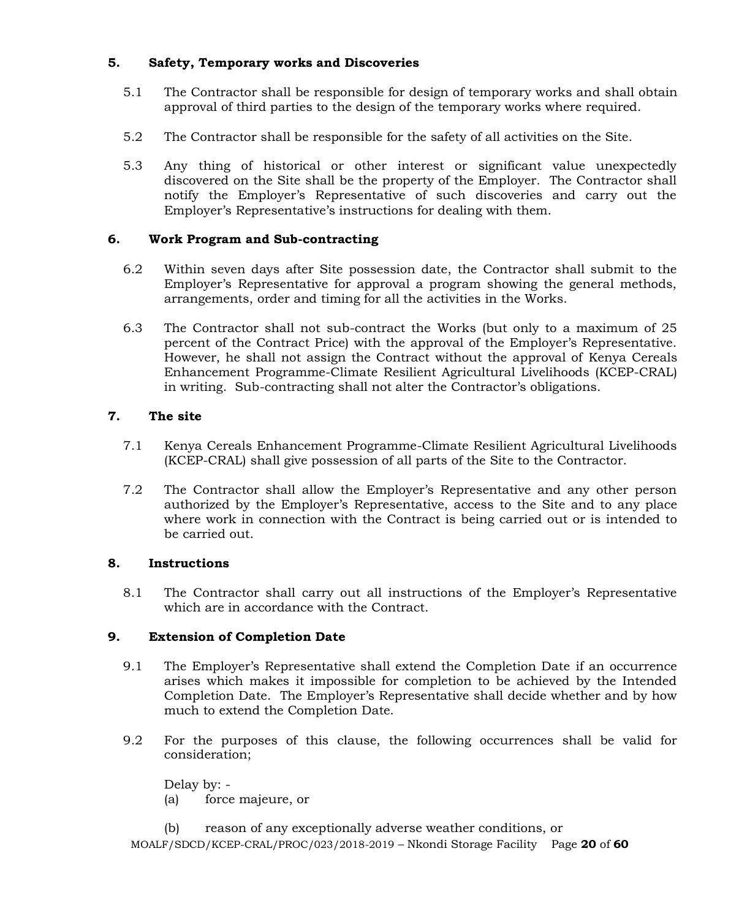## 5. Safety, Temporary works and Discoveries

5.1 The Contractor shall be responsible for design of temporary works and shall obtain approval of third parties to the design of the temporary works where required.

5.2 The Contractor shall be responsible for the safety of all activities on the Site.

5.3 Any thing of historical or other interest or significant value unexpectedly discovered on the Site shall be the property of the Employer. The Contractor shall notify the Employer's Representative of such discoveries and carry out the Employer's Representative's instructions for dealing with them.

## 6. Work Program and Sub-contracting

6.2 Within seven days after Site possession date, the Contractor shall submit to the Employer's Representative for approval a program showing the general methods, arrangements, order and timing for all the activities in the Works.

6.3 The Contractor shall not sub-contract the Works (but only to a maximum of 25 percent of the Contract Price) with the approval of the Employer's Representative. However, he shall not assign the Contract without the approval of Kenya Cereals Enhancement Programme-Climate Resilient Agricultural Livelihoods (KCEP-CRAL) in writing. Sub-contracting shall not alter the Contractor's obligations.

## 7. The site

7.1 Kenya Cereals Enhancement Programme-Climate Resilient Agricultural Livelihoods (KCEP-CRAL) shall give possession of all parts of the Site to the Contractor.

7.2 The Contractor shall allow the Employer's Representative and any other person authorized by the Employer's Representative, access to the Site and to any place where work in connection with the Contract is being carried out or is intended to be carried out.

## 8. Instructions

8.1 The Contractor shall carry out all instructions of the Employer's Representative which are in accordance with the Contract.

## 9. Extension of Completion Date

9.1 The Employer's Representative shall extend the Completion Date if an occurrence arises which makes it impossible for completion to be achieved by the Intended Completion Date. The Employer's Representative shall decide whether and by how much to extend the Completion Date.

9.2 For the purposes of this clause, the following occurrences shall be valid for consideration;

Delay by: -

(a) force majeure, or

(b) reason of any exceptionally adverse weather conditions, or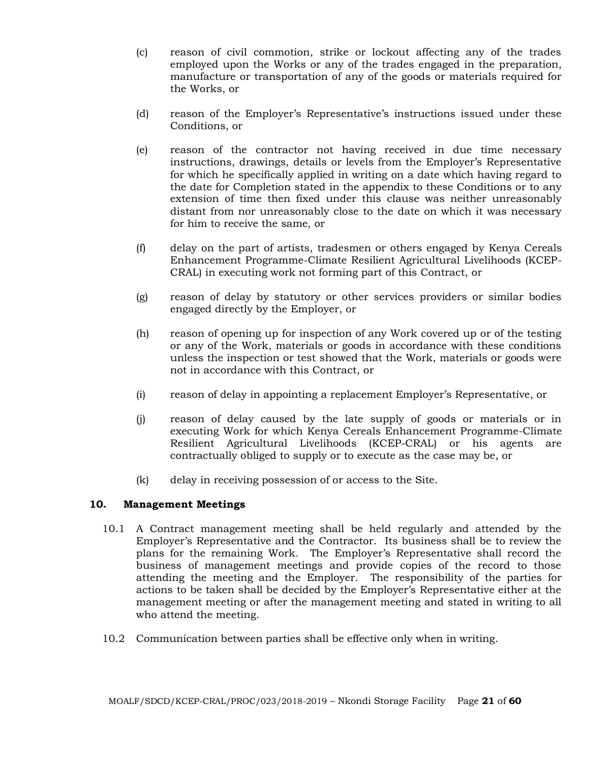(c) reason of civil commotion, strike or lockout affecting any of the trades employed upon the Works or any of the trades engaged in the preparation, manufacture or transportation of any of the goods or materials required for the Works, or

(d) reason of the Employer's Representative's instructions issued under these Conditions, or

(e) reason of the contractor not having received in due time necessary instructions, drawings, details or levels from the Employer's Representative for which he specifically applied in writing on a date which having regard to the date for Completion stated in the appendix to these Conditions or to any extension of time then fixed under this clause was neither unreasonably distant from nor unreasonably close to the date on which it was necessary for him to receive the same, or

(f) delay on the part of artists, tradesmen or others engaged by Kenya Cereals Enhancement Programme-Climate Resilient Agricultural Livelihoods (KCEP-CRAL) in executing work not forming part of this Contract, or

(g) reason of delay by statutory or other services providers or similar bodies engaged directly by the Employer, or

(h) reason of opening up for inspection of any Work covered up or of the testing or any of the Work, materials or goods in accordance with these conditions unless the inspection or test showed that the Work, materials or goods were not in accordance with this Contract, or

(i) reason of delay in appointing a replacement Employer's Representative, or

(j) reason of delay caused by the late supply of goods or materials or in executing Work for which Kenya Cereals Enhancement Programme-Climate Resilient Agricultural Livelihoods (KCEP-CRAL) or his agents are contractually obliged to supply or to execute as the case may be, or

(k) delay in receiving possession of or access to the Site.

## 10. Management Meetings

10.1 A Contract management meeting shall be held regularly and attended by the Employer's Representative and the Contractor. Its business shall be to review the plans for the remaining Work. The Employer's Representative shall record the business of management meetings and provide copies of the record to those attending the meeting and the Employer. The responsibility of the parties for actions to be taken shall be decided by the Employer's Representative either at the management meeting or after the management meeting and stated in writing to all who attend the meeting.

10.2 Communication between parties shall be effective only when in writing.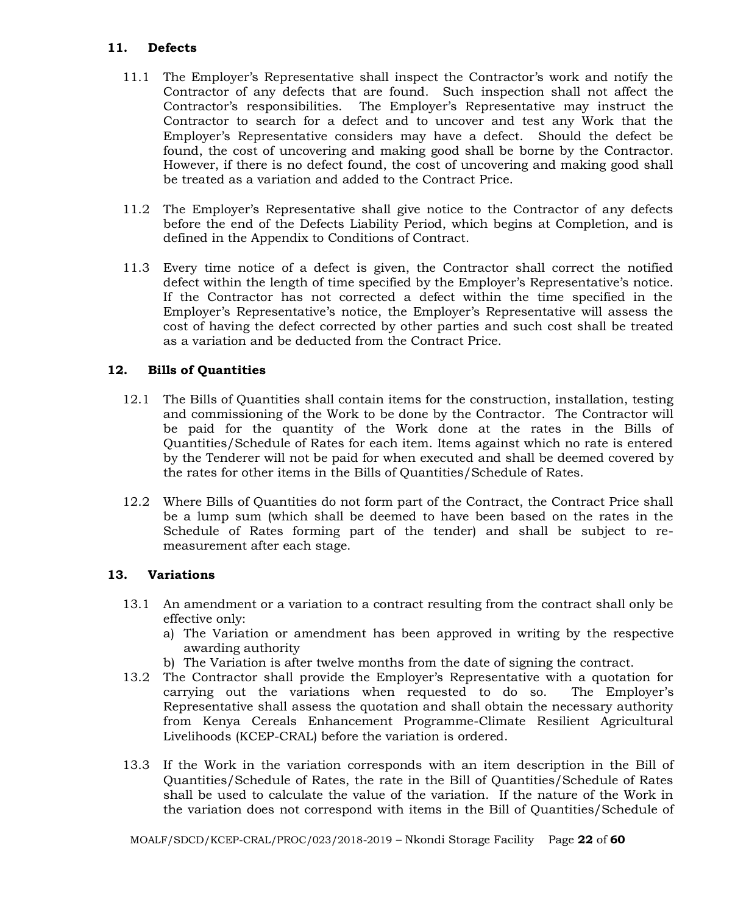## 11. Defects

11.1 The Employer's Representative shall inspect the Contractor's work and notify the Contractor of any defects that are found. Such inspection shall not affect the Contractor's responsibilities. The Employer's Representative may instruct the Contractor to search for a defect and to uncover and test any Work that the Employer's Representative considers may have a defect. Should the defect be found, the cost of uncovering and making good shall be borne by the Contractor. However, if there is no defect found, the cost of uncovering and making good shall be treated as a variation and added to the Contract Price.

11.2 The Employer's Representative shall give notice to the Contractor of any defects before the end of the Defects Liability Period, which begins at Completion, and is defined in the Appendix to Conditions of Contract.

11.3 Every time notice of a defect is given, the Contractor shall correct the notified defect within the length of time specified by the Employer's Representative's notice. If the Contractor has not corrected a defect within the time specified in the Employer's Representative's notice, the Employer's Representative will assess the cost of having the defect corrected by other parties and such cost shall be treated as a variation and be deducted from the Contract Price.

## 12. Bills of Quantities

12.1 The Bills of Quantities shall contain items for the construction, installation, testing and commissioning of the Work to be done by the Contractor. The Contractor will be paid for the quantity of the Work done at the rates in the Bills of Quantities/Schedule of Rates for each item. Items against which no rate is entered by the Tenderer will not be paid for when executed and shall be deemed covered by the rates for other items in the Bills of Quantities/Schedule of Rates.

12.2 Where Bills of Quantities do not form part of the Contract, the Contract Price shall be a lump sum (which shall be deemed to have been based on the rates in the Schedule of Rates forming part of the tender) and shall be subject to re-measurement after each stage.

## 13. Variations

13.1 An amendment or a variation to a contract resulting from the contract shall only be effective only:

a) The Variation or amendment has been approved in writing by the respective awarding authority
b) The Variation is after twelve months from the date of signing the contract.

13.2 The Contractor shall provide the Employer's Representative with a quotation for carrying out the variations when requested to do so. The Employer's Representative shall assess the quotation and shall obtain the necessary authority from Kenya Cereals Enhancement Programme-Climate Resilient Agricultural Livelihoods (KCEP-CRAL) before the variation is ordered.

13.3 If the Work in the variation corresponds with an item description in the Bill of Quantities/Schedule of Rates, the rate in the Bill of Quantities/Schedule of Rates shall be used to calculate the value of the variation. If the nature of the Work in the variation does not correspond with items in the Bill of Quantities/Schedule of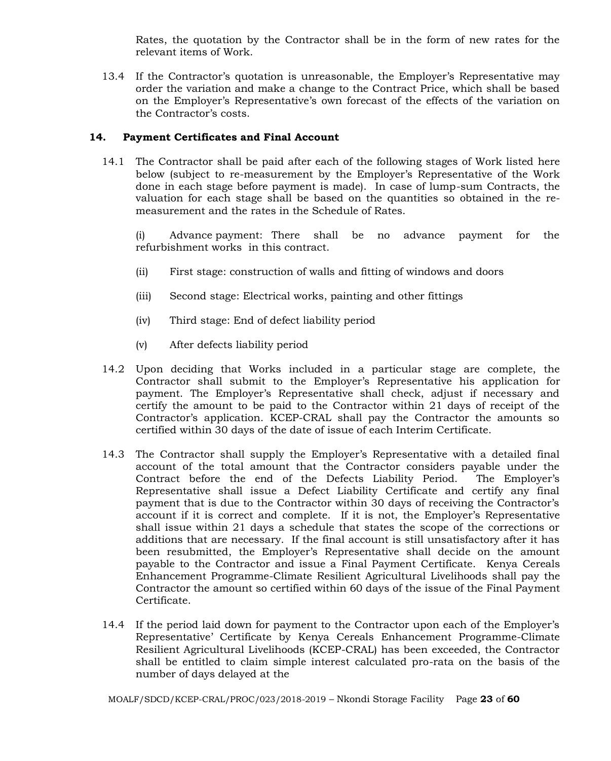Rates, the quotation by the Contractor shall be in the form of new rates for the relevant items of Work.

13.4 If the Contractor's quotation is unreasonable, the Employer's Representative may order the variation and make a change to the Contract Price, which shall be based on the Employer's Representative's own forecast of the effects of the variation on the Contractor's costs.

### 14. Payment Certificates and Final Account

14.1 The Contractor shall be paid after each of the following stages of Work listed here below (subject to re-measurement by the Employer's Representative of the Work done in each stage before payment is made). In case of lump-sum Contracts, the valuation for each stage shall be based on the quantities so obtained in the re-measurement and the rates in the Schedule of Rates.

(i) Advance payment: There shall be no advance payment for the refurbishment works in this contract.

(ii) First stage: construction of walls and fitting of windows and doors

(iii) Second stage: Electrical works, painting and other fittings

(iv) Third stage: End of defect liability period

(v) After defects liability period

14.2 Upon deciding that Works included in a particular stage are complete, the Contractor shall submit to the Employer's Representative his application for payment. The Employer's Representative shall check, adjust if necessary and certify the amount to be paid to the Contractor within 21 days of receipt of the Contractor's application. KCEP-CRAL shall pay the Contractor the amounts so certified within 30 days of the date of issue of each Interim Certificate.

14.3 The Contractor shall supply the Employer's Representative with a detailed final account of the total amount that the Contractor considers payable under the Contract before the end of the Defects Liability Period. The Employer's Representative shall issue a Defect Liability Certificate and certify any final payment that is due to the Contractor within 30 days of receiving the Contractor's account if it is correct and complete. If it is not, the Employer's Representative shall issue within 21 days a schedule that states the scope of the corrections or additions that are necessary. If the final account is still unsatisfactory after it has been resubmitted, the Employer's Representative shall decide on the amount payable to the Contractor and issue a Final Payment Certificate. Kenya Cereals Enhancement Programme-Climate Resilient Agricultural Livelihoods shall pay the Contractor the amount so certified within 60 days of the issue of the Final Payment Certificate.

14.4 If the period laid down for payment to the Contractor upon each of the Employer's Representative' Certificate by Kenya Cereals Enhancement Programme-Climate Resilient Agricultural Livelihoods (KCEP-CRAL) has been exceeded, the Contractor shall be entitled to claim simple interest calculated pro-rata on the basis of the number of days delayed at the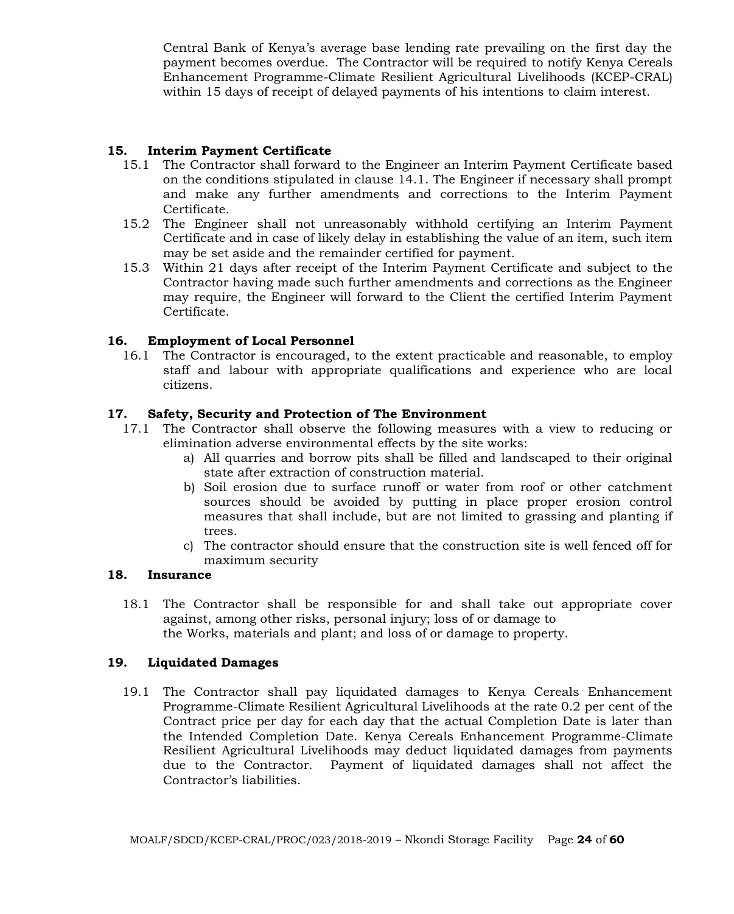Central Bank of Kenya's average base lending rate prevailing on the first day the payment becomes overdue. The Contractor will be required to notify Kenya Cereals Enhancement Programme-Climate Resilient Agricultural Livelihoods (KCEP-CRAL) within 15 days of receipt of delayed payments of his intentions to claim interest.

## 15. Interim Payment Certificate

15.1 The Contractor shall forward to the Engineer an Interim Payment Certificate based on the conditions stipulated in clause 14.1. The Engineer if necessary shall prompt and make any further amendments and corrections to the Interim Payment Certificate.

15.2 The Engineer shall not unreasonably withhold certifying an Interim Payment Certificate and in case of likely delay in establishing the value of an item, such item may be set aside and the remainder certified for payment.

15.3 Within 21 days after receipt of the Interim Payment Certificate and subject to the Contractor having made such further amendments and corrections as the Engineer may require, the Engineer will forward to the Client the certified Interim Payment Certificate.

## 16. Employment of Local Personnel

16.1 The Contractor is encouraged, to the extent practicable and reasonable, to employ staff and labour with appropriate qualifications and experience who are local citizens.

## 17. Safety, Security and Protection of The Environment

17.1 The Contractor shall observe the following measures with a view to reducing or elimination adverse environmental effects by the site works:

a) All quarries and borrow pits shall be filled and landscaped to their original state after extraction of construction material.

b) Soil erosion due to surface runoff or water from roof or other catchment sources should be avoided by putting in place proper erosion control measures that shall include, but are not limited to grassing and planting if trees.

c) The contractor should ensure that the construction site is well fenced off for maximum security

## 18. Insurance

18.1 The Contractor shall be responsible for and shall take out appropriate cover against, among other risks, personal injury; loss of or damage to the Works, materials and plant; and loss of or damage to property.

## 19. Liquidated Damages

19.1 The Contractor shall pay liquidated damages to Kenya Cereals Enhancement Programme-Climate Resilient Agricultural Livelihoods at the rate 0.2 per cent of the Contract price per day for each day that the actual Completion Date is later than the Intended Completion Date. Kenya Cereals Enhancement Programme-Climate Resilient Agricultural Livelihoods may deduct liquidated damages from payments due to the Contractor. Payment of liquidated damages shall not affect the Contractor's liabilities.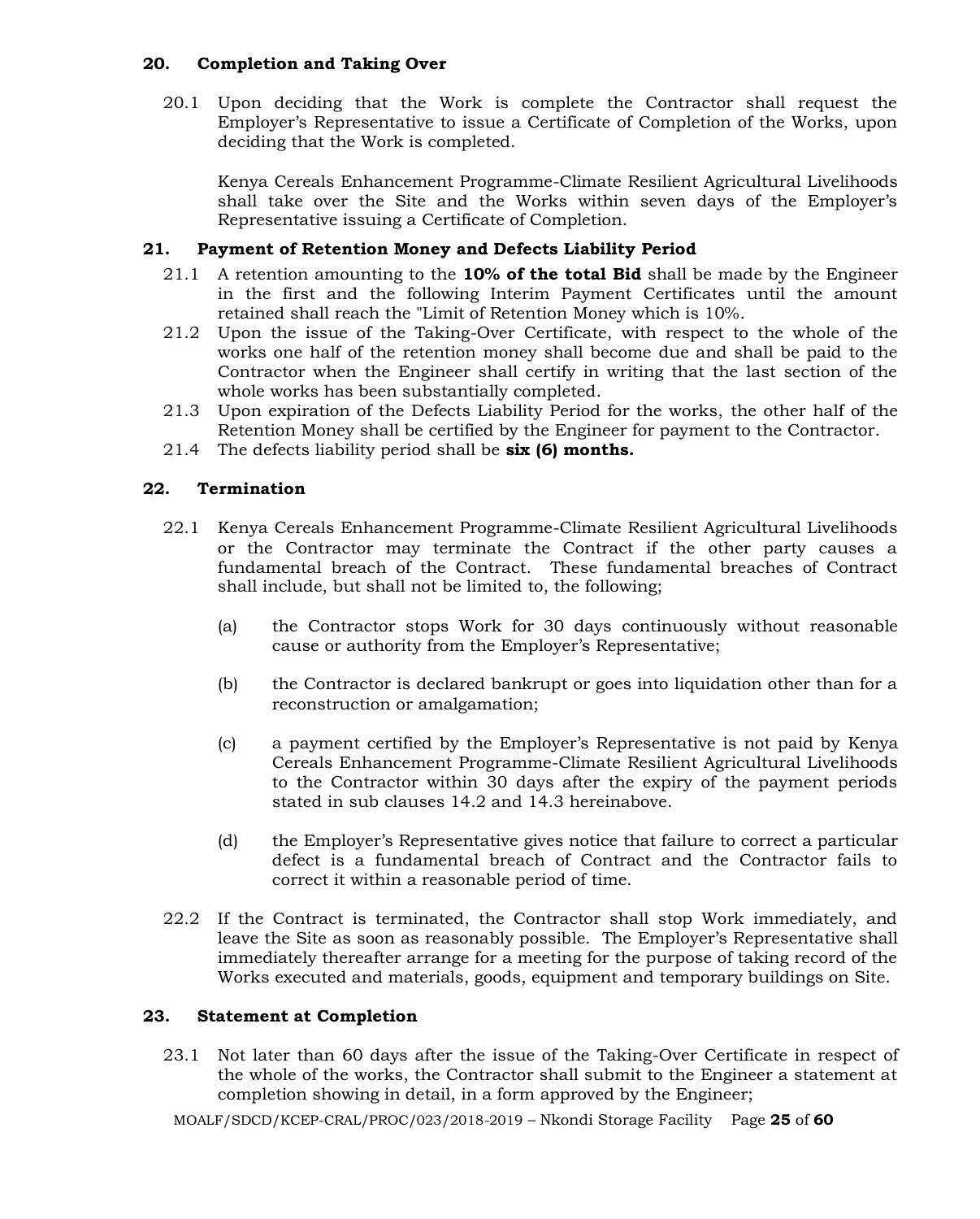## 20. Completion and Taking Over

20.1 Upon deciding that the Work is complete the Contractor shall request the Employer's Representative to issue a Certificate of Completion of the Works, upon deciding that the Work is completed.

Kenya Cereals Enhancement Programme-Climate Resilient Agricultural Livelihoods shall take over the Site and the Works within seven days of the Employer's Representative issuing a Certificate of Completion.

## 21. Payment of Retention Money and Defects Liability Period

21.1 A retention amounting to the **10% of the total Bid** shall be made by the Engineer in the first and the following Interim Payment Certificates until the amount retained shall reach the "Limit of Retention Money which is 10%.

21.2 Upon the issue of the Taking-Over Certificate, with respect to the whole of the works one half of the retention money shall become due and shall be paid to the Contractor when the Engineer shall certify in writing that the last section of the whole works has been substantially completed.

21.3 Upon expiration of the Defects Liability Period for the works, the other half of the Retention Money shall be certified by the Engineer for payment to the Contractor.

21.4 The defects liability period shall be **six (6) months.**

## 22. Termination

22.1 Kenya Cereals Enhancement Programme-Climate Resilient Agricultural Livelihoods or the Contractor may terminate the Contract if the other party causes a fundamental breach of the Contract. These fundamental breaches of Contract shall include, but shall not be limited to, the following;

(a) the Contractor stops Work for 30 days continuously without reasonable cause or authority from the Employer's Representative;

(b) the Contractor is declared bankrupt or goes into liquidation other than for a reconstruction or amalgamation;

(c) a payment certified by the Employer's Representative is not paid by Kenya Cereals Enhancement Programme-Climate Resilient Agricultural Livelihoods to the Contractor within 30 days after the expiry of the payment periods stated in sub clauses 14.2 and 14.3 hereinabove.

(d) the Employer's Representative gives notice that failure to correct a particular defect is a fundamental breach of Contract and the Contractor fails to correct it within a reasonable period of time.

22.2 If the Contract is terminated, the Contractor shall stop Work immediately, and leave the Site as soon as reasonably possible. The Employer's Representative shall immediately thereafter arrange for a meeting for the purpose of taking record of the Works executed and materials, goods, equipment and temporary buildings on Site.

## 23. Statement at Completion

23.1 Not later than 60 days after the issue of the Taking-Over Certificate in respect of the whole of the works, the Contractor shall submit to the Engineer a statement at completion showing in detail, in a form approved by the Engineer;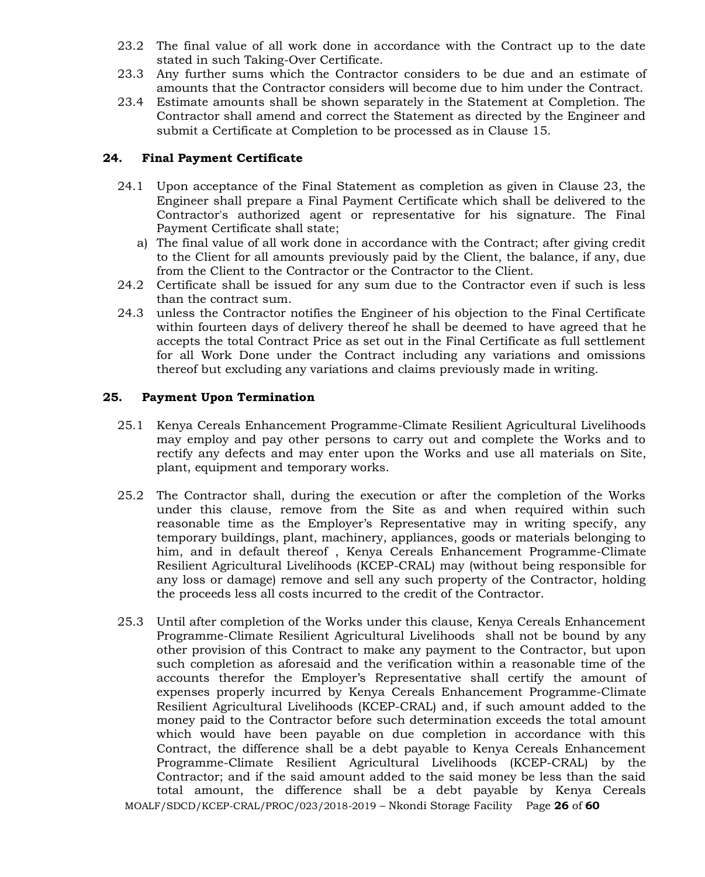23.2 The final value of all work done in accordance with the Contract up to the date stated in such Taking-Over Certificate.

23.3 Any further sums which the Contractor considers to be due and an estimate of amounts that the Contractor considers will become due to him under the Contract.

23.4 Estimate amounts shall be shown separately in the Statement at Completion. The Contractor shall amend and correct the Statement as directed by the Engineer and submit a Certificate at Completion to be processed as in Clause 15.

## 24. Final Payment Certificate

24.1 Upon acceptance of the Final Statement as completion as given in Clause 23, the Engineer shall prepare a Final Payment Certificate which shall be delivered to the Contractor's authorized agent or representative for his signature. The Final Payment Certificate shall state;

a) The final value of all work done in accordance with the Contract; after giving credit to the Client for all amounts previously paid by the Client, the balance, if any, due from the Client to the Contractor or the Contractor to the Client.

24.2 Certificate shall be issued for any sum due to the Contractor even if such is less than the contract sum.

24.3 unless the Contractor notifies the Engineer of his objection to the Final Certificate within fourteen days of delivery thereof he shall be deemed to have agreed that he accepts the total Contract Price as set out in the Final Certificate as full settlement for all Work Done under the Contract including any variations and omissions thereof but excluding any variations and claims previously made in writing.

## 25. Payment Upon Termination

25.1 Kenya Cereals Enhancement Programme-Climate Resilient Agricultural Livelihoods may employ and pay other persons to carry out and complete the Works and to rectify any defects and may enter upon the Works and use all materials on Site, plant, equipment and temporary works.

25.2 The Contractor shall, during the execution or after the completion of the Works under this clause, remove from the Site as and when required within such reasonable time as the Employer's Representative may in writing specify, any temporary buildings, plant, machinery, appliances, goods or materials belonging to him, and in default thereof , Kenya Cereals Enhancement Programme-Climate Resilient Agricultural Livelihoods (KCEP-CRAL) may (without being responsible for any loss or damage) remove and sell any such property of the Contractor, holding the proceeds less all costs incurred to the credit of the Contractor.

25.3 Until after completion of the Works under this clause, Kenya Cereals Enhancement Programme-Climate Resilient Agricultural Livelihoods shall not be bound by any other provision of this Contract to make any payment to the Contractor, but upon such completion as aforesaid and the verification within a reasonable time of the accounts therefor the Employer's Representative shall certify the amount of expenses properly incurred by Kenya Cereals Enhancement Programme-Climate Resilient Agricultural Livelihoods (KCEP-CRAL) and, if such amount added to the money paid to the Contractor before such determination exceeds the total amount which would have been payable on due completion in accordance with this Contract, the difference shall be a debt payable to Kenya Cereals Enhancement Programme-Climate Resilient Agricultural Livelihoods (KCEP-CRAL) by the Contractor; and if the said amount added to the said money be less than the said total amount, the difference shall be a debt payable by Kenya Cereals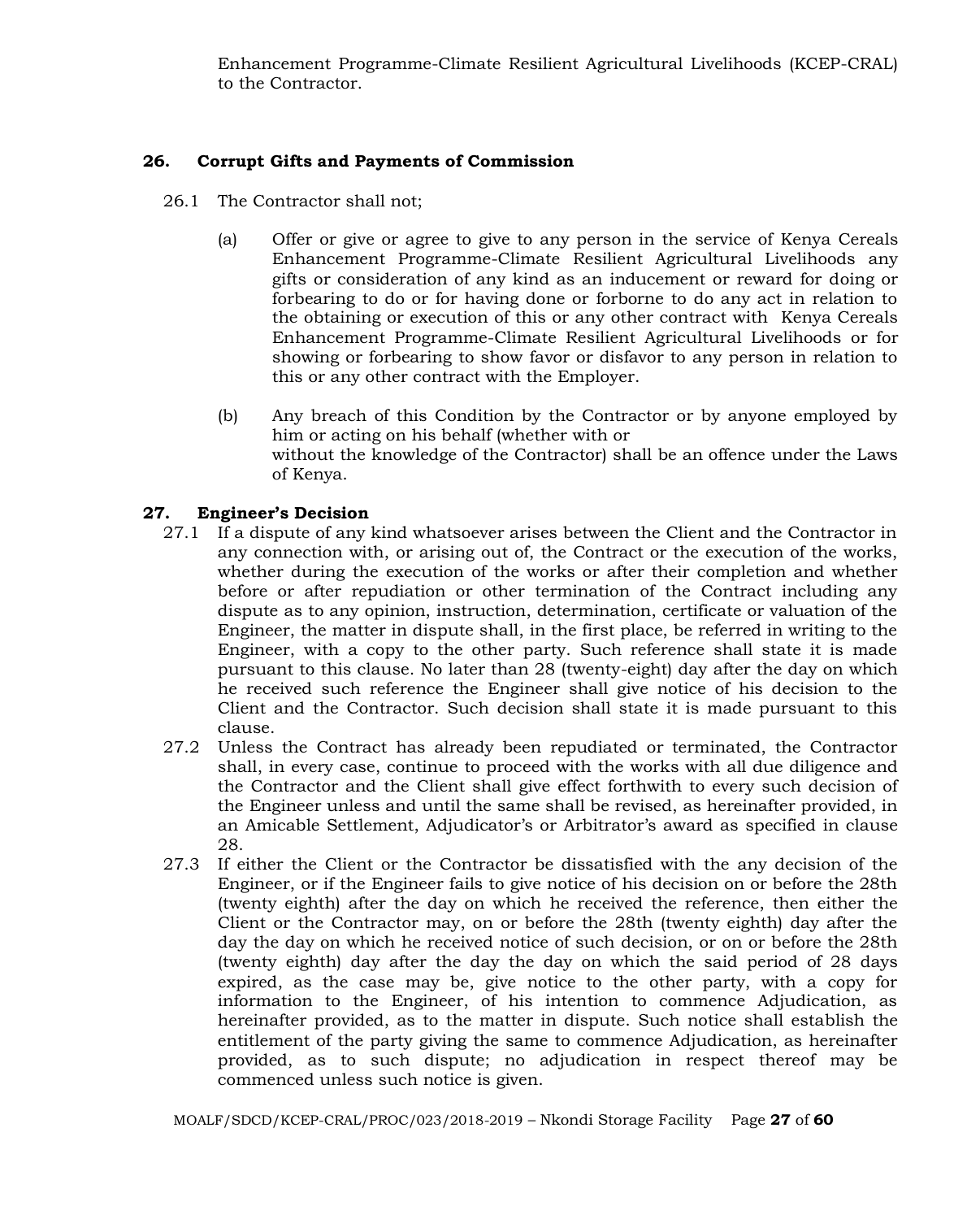Enhancement Programme-Climate Resilient Agricultural Livelihoods (KCEP-CRAL) to the Contractor.

## 26. Corrupt Gifts and Payments of Commission

26.1 The Contractor shall not;

(a) Offer or give or agree to give to any person in the service of Kenya Cereals Enhancement Programme-Climate Resilient Agricultural Livelihoods any gifts or consideration of any kind as an inducement or reward for doing or forbearing to do or for having done or forborne to do any act in relation to the obtaining or execution of this or any other contract with Kenya Cereals Enhancement Programme-Climate Resilient Agricultural Livelihoods or for showing or forbearing to show favor or disfavor to any person in relation to this or any other contract with the Employer.

(b) Any breach of this Condition by the Contractor or by anyone employed by him or acting on his behalf (whether with or without the knowledge of the Contractor) shall be an offence under the Laws of Kenya.

## 27. Engineer's Decision

27.1 If a dispute of any kind whatsoever arises between the Client and the Contractor in any connection with, or arising out of, the Contract or the execution of the works, whether during the execution of the works or after their completion and whether before or after repudiation or other termination of the Contract including any dispute as to any opinion, instruction, determination, certificate or valuation of the Engineer, the matter in dispute shall, in the first place, be referred in writing to the Engineer, with a copy to the other party. Such reference shall state it is made pursuant to this clause. No later than 28 (twenty-eight) day after the day on which he received such reference the Engineer shall give notice of his decision to the Client and the Contractor. Such decision shall state it is made pursuant to this clause.

27.2 Unless the Contract has already been repudiated or terminated, the Contractor shall, in every case, continue to proceed with the works with all due diligence and the Contractor and the Client shall give effect forthwith to every such decision of the Engineer unless and until the same shall be revised, as hereinafter provided, in an Amicable Settlement, Adjudicator's or Arbitrator's award as specified in clause 28.

27.3 If either the Client or the Contractor be dissatisfied with the any decision of the Engineer, or if the Engineer fails to give notice of his decision on or before the 28th (twenty eighth) after the day on which he received the reference, then either the Client or the Contractor may, on or before the 28th (twenty eighth) day after the day the day on which he received notice of such decision, or on or before the 28th (twenty eighth) day after the day the day on which the said period of 28 days expired, as the case may be, give notice to the other party, with a copy for information to the Engineer, of his intention to commence Adjudication, as hereinafter provided, as to the matter in dispute. Such notice shall establish the entitlement of the party giving the same to commence Adjudication, as hereinafter provided, as to such dispute; no adjudication in respect thereof may be commenced unless such notice is given.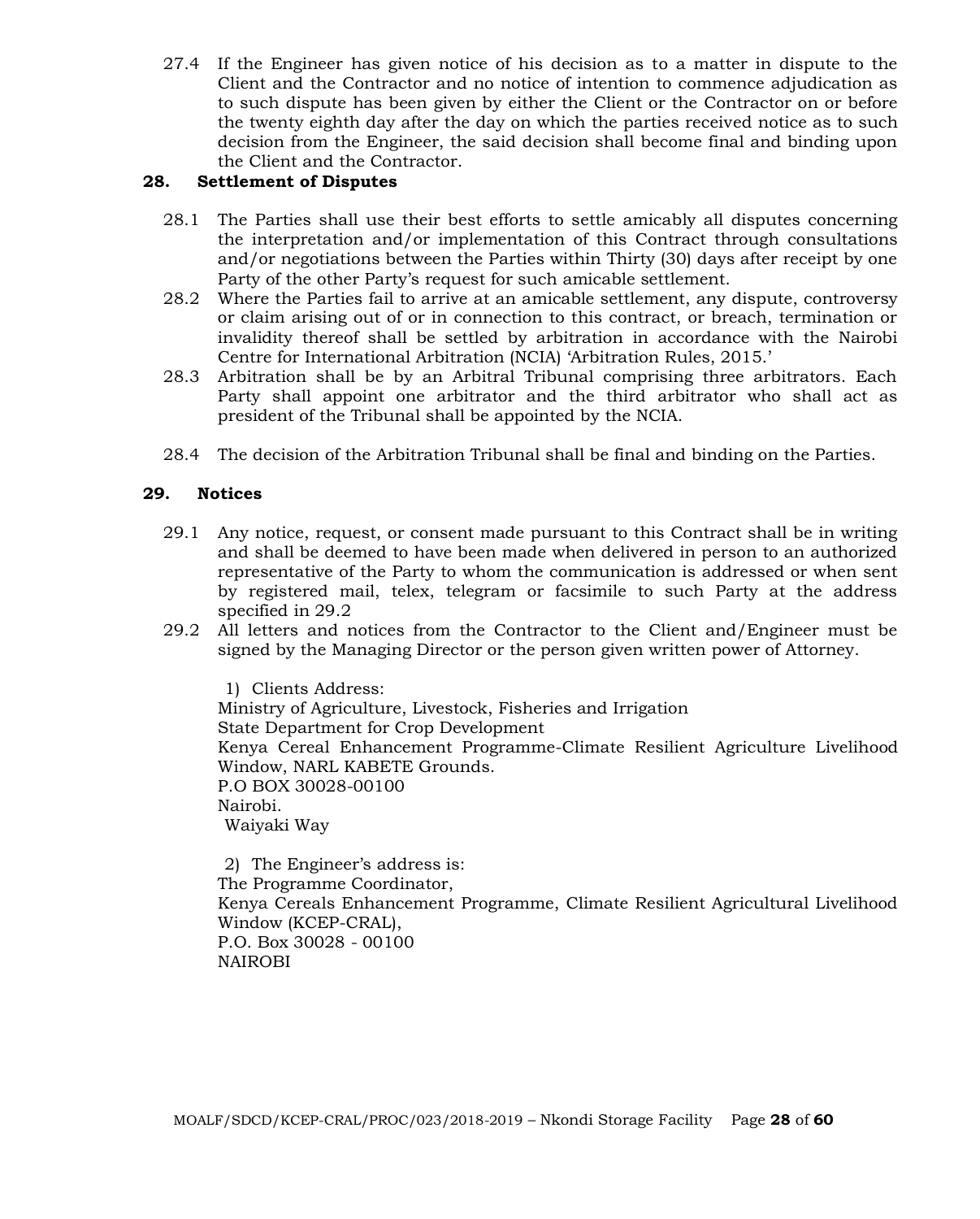27.4 If the Engineer has given notice of his decision as to a matter in dispute to the Client and the Contractor and no notice of intention to commence adjudication as to such dispute has been given by either the Client or the Contractor on or before the twenty eighth day after the day on which the parties received notice as to such decision from the Engineer, the said decision shall become final and binding upon the Client and the Contractor.

## 28. Settlement of Disputes

28.1 The Parties shall use their best efforts to settle amicably all disputes concerning the interpretation and/or implementation of this Contract through consultations and/or negotiations between the Parties within Thirty (30) days after receipt by one Party of the other Party's request for such amicable settlement.

28.2 Where the Parties fail to arrive at an amicable settlement, any dispute, controversy or claim arising out of or in connection to this contract, or breach, termination or invalidity thereof shall be settled by arbitration in accordance with the Nairobi Centre for International Arbitration (NCIA) 'Arbitration Rules, 2015.'

28.3 Arbitration shall be by an Arbitral Tribunal comprising three arbitrators. Each Party shall appoint one arbitrator and the third arbitrator who shall act as president of the Tribunal shall be appointed by the NCIA.

28.4 The decision of the Arbitration Tribunal shall be final and binding on the Parties.

## 29. Notices

29.1 Any notice, request, or consent made pursuant to this Contract shall be in writing and shall be deemed to have been made when delivered in person to an authorized representative of the Party to whom the communication is addressed or when sent by registered mail, telex, telegram or facsimile to such Party at the address specified in 29.2

29.2 All letters and notices from the Contractor to the Client and/Engineer must be signed by the Managing Director or the person given written power of Attorney.

1) Clients Address:
Ministry of Agriculture, Livestock, Fisheries and Irrigation
State Department for Crop Development
Kenya Cereal Enhancement Programme-Climate Resilient Agriculture Livelihood Window, NARL KABETE Grounds.
P.O BOX 30028-00100
Nairobi.
Waiyaki Way

2) The Engineer's address is:
The Programme Coordinator,
Kenya Cereals Enhancement Programme, Climate Resilient Agricultural Livelihood Window (KCEP-CRAL),
P.O. Box 30028 - 00100
NAIROBI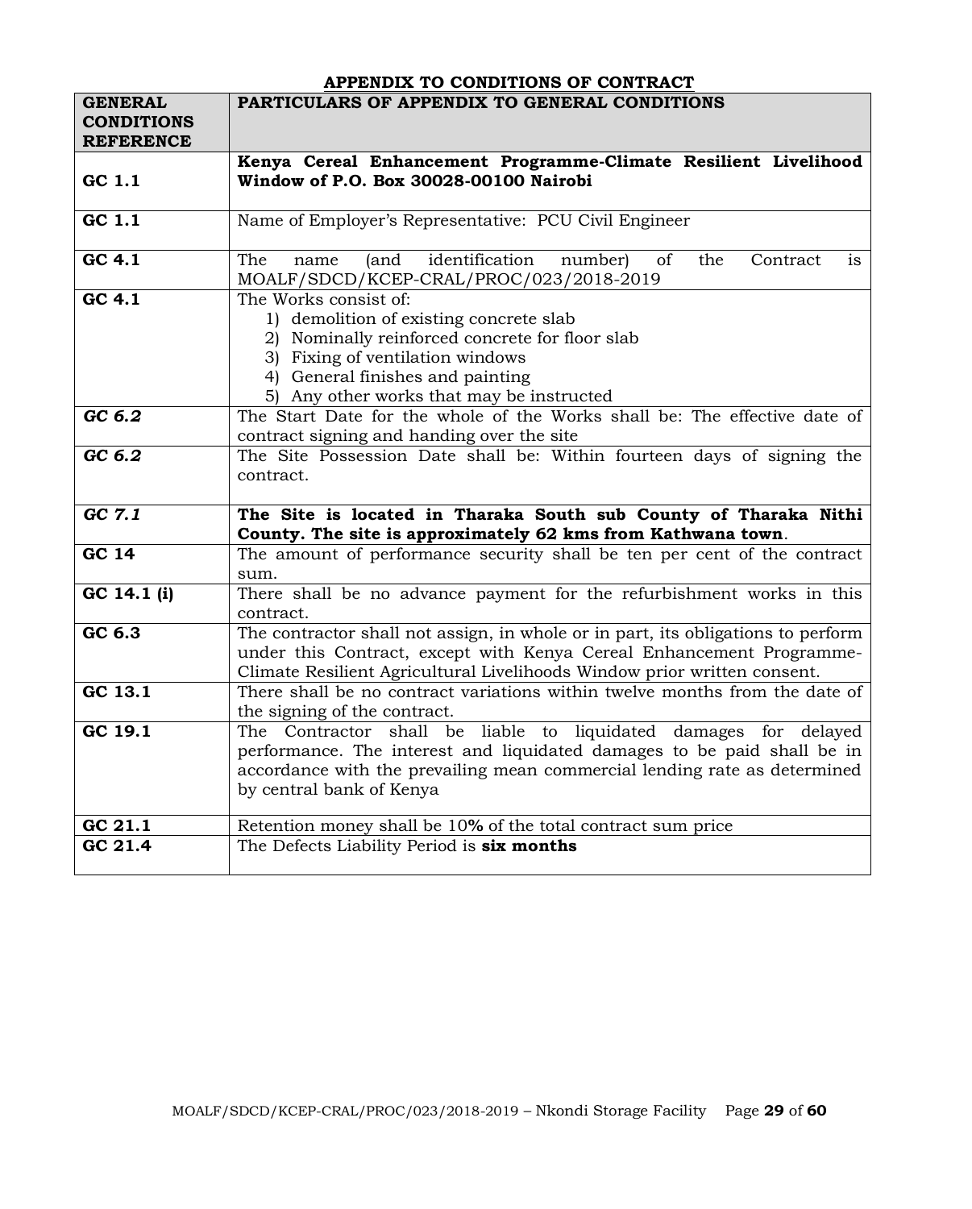## APPENDIX TO CONDITIONS OF CONTRACT

| GENERAL CONDITIONS REFERENCE | PARTICULARS OF APPENDIX TO GENERAL CONDITIONS |
|---|---|
| GC 1.1 | **Kenya Cereal Enhancement Programme-Climate Resilient Livelihood Window of P.O. Box 30028-00100 Nairobi** |
| GC 1.1 | Name of Employer's Representative: PCU Civil Engineer |
| GC 4.1 | The name (and identification number) of the Contract is MOALF/SDCD/KCEP-CRAL/PROC/023/2018-2019 |
| GC 4.1 | The Works consist of:<br>1) demolition of existing concrete slab<br>2) Nominally reinforced concrete for floor slab<br>3) Fixing of ventilation windows<br>4) General finishes and painting<br>5) Any other works that may be instructed |
| *GC 6.2* | The Start Date for the whole of the Works shall be: The effective date of contract signing and handing over the site |
| *GC 6.2* | The Site Possession Date shall be: Within fourteen days of signing the contract. |
| *GC 7.1* | **The Site is located in Tharaka South sub County of Tharaka Nithi County. The site is approximately 62 kms from Kathwana town**. |
| GC 14 | The amount of performance security shall be ten per cent of the contract sum. |
| GC 14.1 (i) | There shall be no advance payment for the refurbishment works in this contract. |
| GC 6.3 | The contractor shall not assign, in whole or in part, its obligations to perform under this Contract, except with Kenya Cereal Enhancement Programme-Climate Resilient Agricultural Livelihoods Window prior written consent. |
| GC 13.1 | There shall be no contract variations within twelve months from the date of the signing of the contract. |
| GC 19.1 | The Contractor shall be liable to liquidated damages for delayed performance. The interest and liquidated damages to be paid shall be in accordance with the prevailing mean commercial lending rate as determined by central bank of Kenya |
| GC 21.1 | Retention money shall be 10**%** of the total contract sum price |
| GC 21.4 | The Defects Liability Period is **six months** |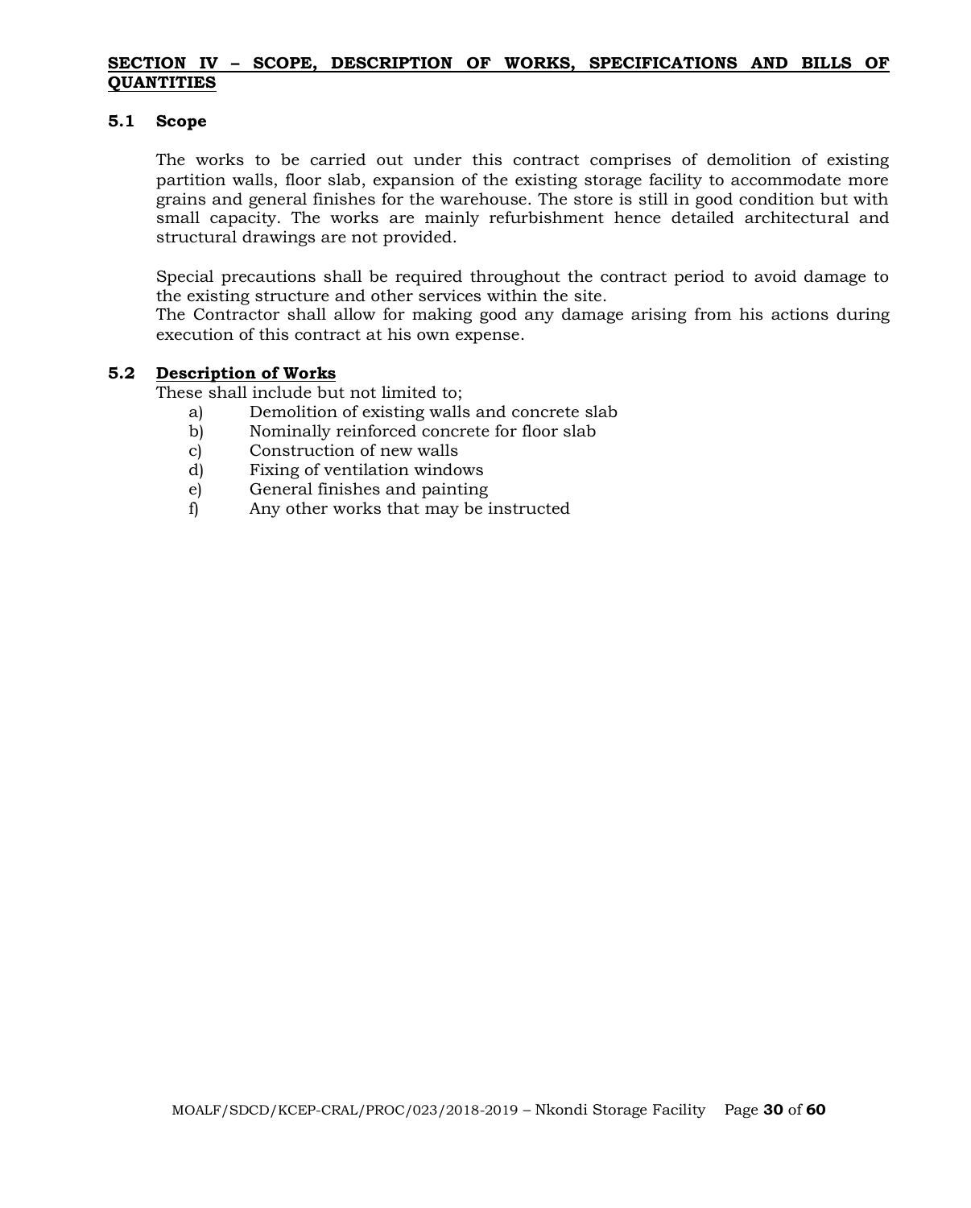## SECTION IV – SCOPE, DESCRIPTION OF WORKS, SPECIFICATIONS AND BILLS OF QUANTITIES

### 5.1 Scope

The works to be carried out under this contract comprises of demolition of existing partition walls, floor slab, expansion of the existing storage facility to accommodate more grains and general finishes for the warehouse. The store is still in good condition but with small capacity. The works are mainly refurbishment hence detailed architectural and structural drawings are not provided.

Special precautions shall be required throughout the contract period to avoid damage to the existing structure and other services within the site.
The Contractor shall allow for making good any damage arising from his actions during execution of this contract at his own expense.

### 5.2 Description of Works

These shall include but not limited to;

a) Demolition of existing walls and concrete slab
b) Nominally reinforced concrete for floor slab
c) Construction of new walls
d) Fixing of ventilation windows
e) General finishes and painting
f) Any other works that may be instructed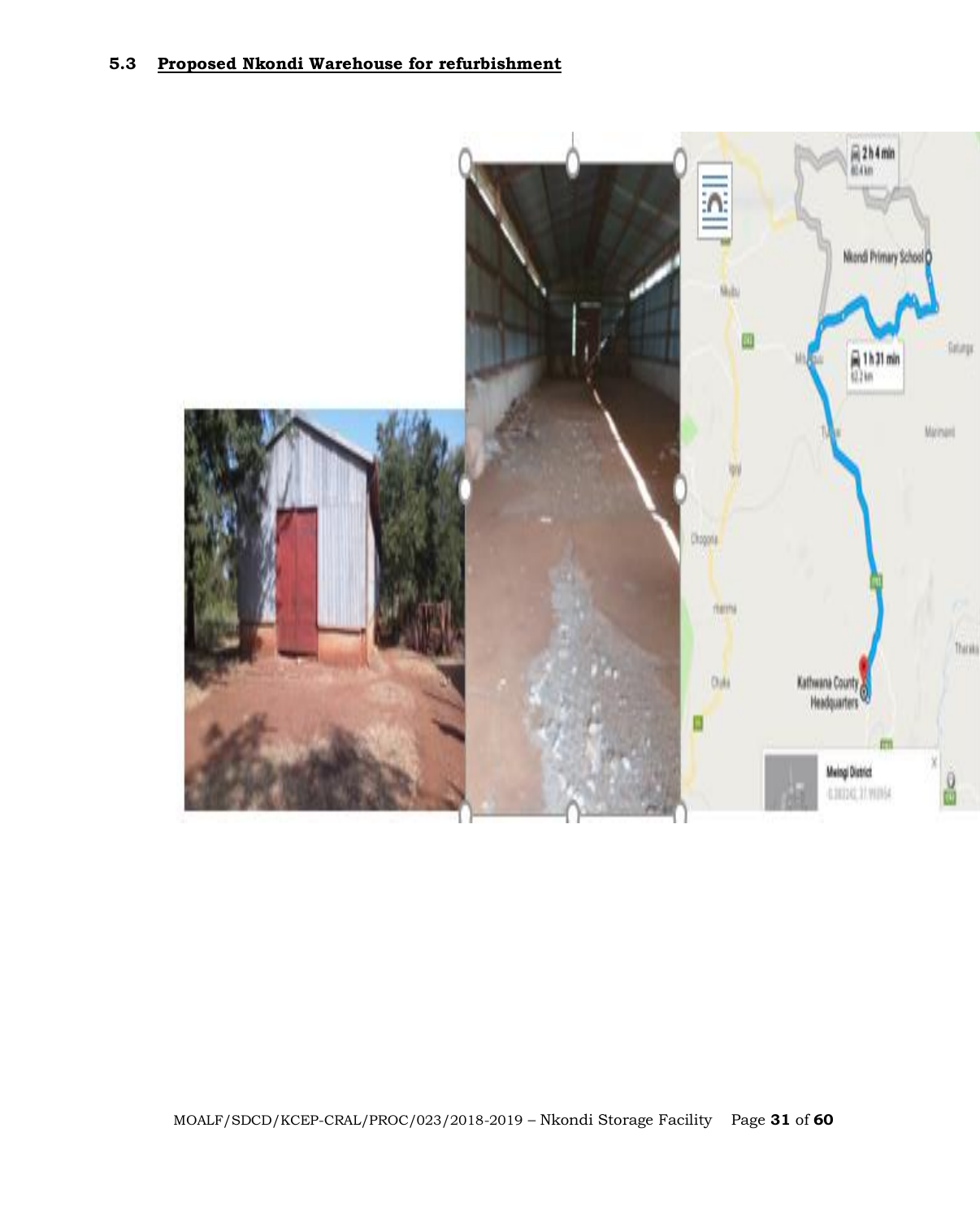### 5.3 Proposed Nkondi Warehouse for refurbishment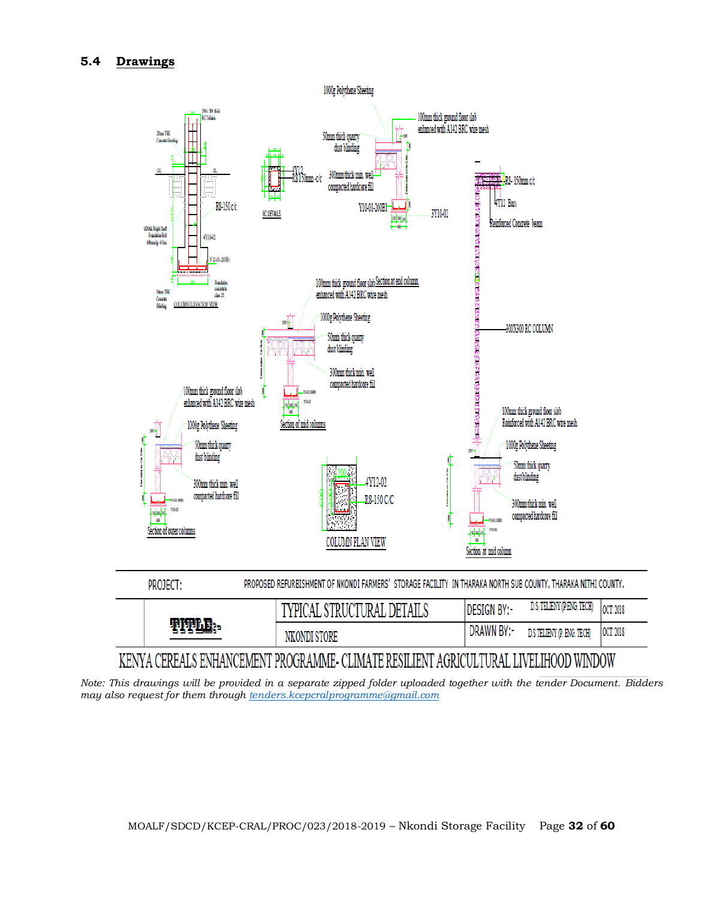## 5.4 Drawings

1000g Polythene Sheeting

100mm thick ground floor slab enhanced with A142 BRC wire mesh

50mm thick quarry dust blinding

300mm thick min. well compacted hardcore fill

Y10-01-200B1

3Y10-02

4Y12

R8 150mm c/c

RC DETAILS

R8-150 c/c

4Y10-02

Y12-01-200B1

COLUMN ELEVATION VIEW

R8- 150mm c/c

4Y12 Bars

Reinforced Concrete beam

100mm thick ground floor slab enhanced with A142 BRC wire mesh

Section at end column

1000g Polythene Sheeting

50mm thick quarry dust blinding

300mm thick min. well compacted hardcore fill

Section of mid columns

300X300 RC COLUMN

100mm thick ground floor slab enhanced with A142 BRC wire mesh

1000g Polythene Sheeting

50mm thick quarry dust blinding

300mm thick min. well compacted hardcore fill

Section of outer columns

4Y12-02

R8-150 C/C

COLUMN PLAN VIEW

100mm thick ground floor slab Reinforced with A142 BRC wire mesh

1000g Polythene Sheeting

50mm thick quarry dust blinding

300mm thick min. well compacted hardcore fill

Section at mid column

| PROJECT: | PROPOSED REFURBISHMENT OF NKONDI FARMERS' STORAGE FACILITY IN THARAKA NORTH SUB COUNTY, THARAKA NITHI COUNTY. | | |
|---|---|---|---|
| TITLE:- | TYPICAL STRUCTURAL DETAILS | DESIGN BY:- D.S TELENY (P.ENG. TECH) | OCT 2018 |
| | NKONDI STORE | DRAWN BY:- D.S TELENY (P. ENG. TECH) | OCT 2018 |

KENYA CEREALS ENHANCEMENT PROGRAMME- CLIMATE RESILIENT AGRICULTURAL LIVELIHOOD WINDOW

*Note: This drawings will be provided in a separate zipped folder uploaded together with the tender Document. Bidders may also request for them through [tenders.kcepcralprogramme@gmail.com](mailto:tenders.kcepcralprogramme@gmail.com)*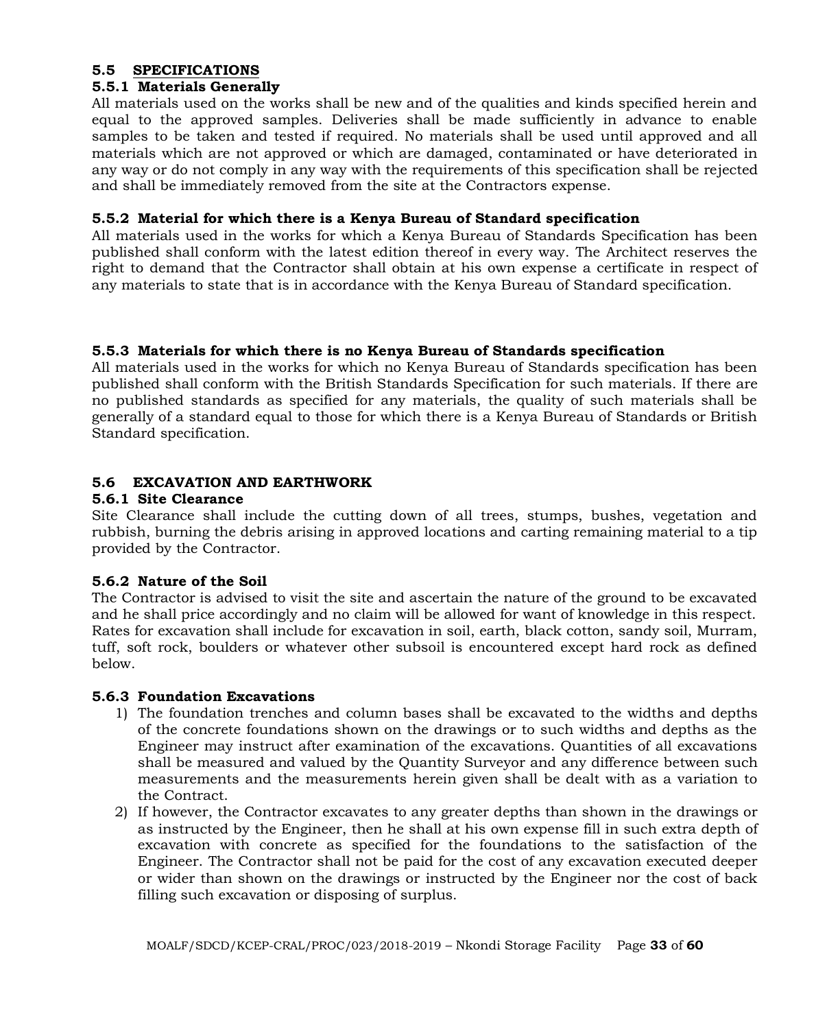## 5.5 SPECIFICATIONS

### 5.5.1 Materials Generally

All materials used on the works shall be new and of the qualities and kinds specified herein and equal to the approved samples. Deliveries shall be made sufficiently in advance to enable samples to be taken and tested if required. No materials shall be used until approved and all materials which are not approved or which are damaged, contaminated or have deteriorated in any way or do not comply in any way with the requirements of this specification shall be rejected and shall be immediately removed from the site at the Contractors expense.

### 5.5.2 Material for which there is a Kenya Bureau of Standard specification

All materials used in the works for which a Kenya Bureau of Standards Specification has been published shall conform with the latest edition thereof in every way. The Architect reserves the right to demand that the Contractor shall obtain at his own expense a certificate in respect of any materials to state that is in accordance with the Kenya Bureau of Standard specification.

### 5.5.3 Materials for which there is no Kenya Bureau of Standards specification

All materials used in the works for which no Kenya Bureau of Standards specification has been published shall conform with the British Standards Specification for such materials. If there are no published standards as specified for any materials, the quality of such materials shall be generally of a standard equal to those for which there is a Kenya Bureau of Standards or British Standard specification.

## 5.6 EXCAVATION AND EARTHWORK

### 5.6.1 Site Clearance

Site Clearance shall include the cutting down of all trees, stumps, bushes, vegetation and rubbish, burning the debris arising in approved locations and carting remaining material to a tip provided by the Contractor.

### 5.6.2 Nature of the Soil

The Contractor is advised to visit the site and ascertain the nature of the ground to be excavated and he shall price accordingly and no claim will be allowed for want of knowledge in this respect. Rates for excavation shall include for excavation in soil, earth, black cotton, sandy soil, Murram, tuff, soft rock, boulders or whatever other subsoil is encountered except hard rock as defined below.

### 5.6.3 Foundation Excavations

1) The foundation trenches and column bases shall be excavated to the widths and depths of the concrete foundations shown on the drawings or to such widths and depths as the Engineer may instruct after examination of the excavations. Quantities of all excavations shall be measured and valued by the Quantity Surveyor and any difference between such measurements and the measurements herein given shall be dealt with as a variation to the Contract.
2) If however, the Contractor excavates to any greater depths than shown in the drawings or as instructed by the Engineer, then he shall at his own expense fill in such extra depth of excavation with concrete as specified for the foundations to the satisfaction of the Engineer. The Contractor shall not be paid for the cost of any excavation executed deeper or wider than shown on the drawings or instructed by the Engineer nor the cost of back filling such excavation or disposing of surplus.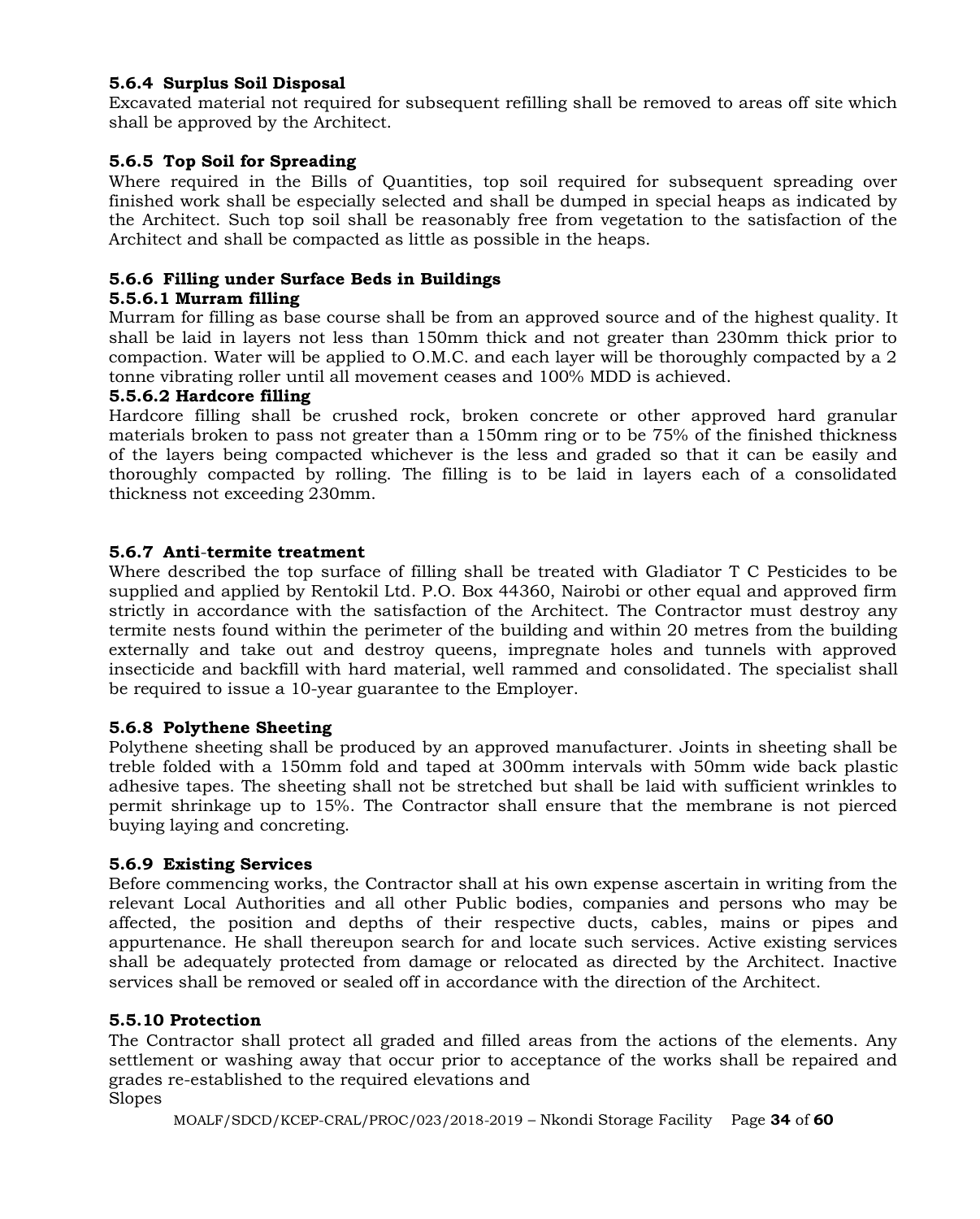### 5.6.4 Surplus Soil Disposal

Excavated material not required for subsequent refilling shall be removed to areas off site which shall be approved by the Architect.

### 5.6.5 Top Soil for Spreading

Where required in the Bills of Quantities, top soil required for subsequent spreading over finished work shall be especially selected and shall be dumped in special heaps as indicated by the Architect. Such top soil shall be reasonably free from vegetation to the satisfaction of the Architect and shall be compacted as little as possible in the heaps.

### 5.6.6 Filling under Surface Beds in Buildings

#### 5.5.6.1 Murram filling

Murram for filling as base course shall be from an approved source and of the highest quality. It shall be laid in layers not less than 150mm thick and not greater than 230mm thick prior to compaction. Water will be applied to O.M.C. and each layer will be thoroughly compacted by a 2 tonne vibrating roller until all movement ceases and 100% MDD is achieved.

#### 5.5.6.2 Hardcore filling

Hardcore filling shall be crushed rock, broken concrete or other approved hard granular materials broken to pass not greater than a 150mm ring or to be 75% of the finished thickness of the layers being compacted whichever is the less and graded so that it can be easily and thoroughly compacted by rolling. The filling is to be laid in layers each of a consolidated thickness not exceeding 230mm.

### 5.6.7 Anti-termite treatment

Where described the top surface of filling shall be treated with Gladiator T C Pesticides to be supplied and applied by Rentokil Ltd. P.O. Box 44360, Nairobi or other equal and approved firm strictly in accordance with the satisfaction of the Architect. The Contractor must destroy any termite nests found within the perimeter of the building and within 20 metres from the building externally and take out and destroy queens, impregnate holes and tunnels with approved insecticide and backfill with hard material, well rammed and consolidated. The specialist shall be required to issue a 10-year guarantee to the Employer.

### 5.6.8 Polythene Sheeting

Polythene sheeting shall be produced by an approved manufacturer. Joints in sheeting shall be treble folded with a 150mm fold and taped at 300mm intervals with 50mm wide back plastic adhesive tapes. The sheeting shall not be stretched but shall be laid with sufficient wrinkles to permit shrinkage up to 15%. The Contractor shall ensure that the membrane is not pierced buying laying and concreting.

### 5.6.9 Existing Services

Before commencing works, the Contractor shall at his own expense ascertain in writing from the relevant Local Authorities and all other Public bodies, companies and persons who may be affected, the position and depths of their respective ducts, cables, mains or pipes and appurtenance. He shall thereupon search for and locate such services. Active existing services shall be adequately protected from damage or relocated as directed by the Architect. Inactive services shall be removed or sealed off in accordance with the direction of the Architect.

### 5.5.10 Protection

The Contractor shall protect all graded and filled areas from the actions of the elements. Any settlement or washing away that occur prior to acceptance of the works shall be repaired and grades re-established to the required elevations and
Slopes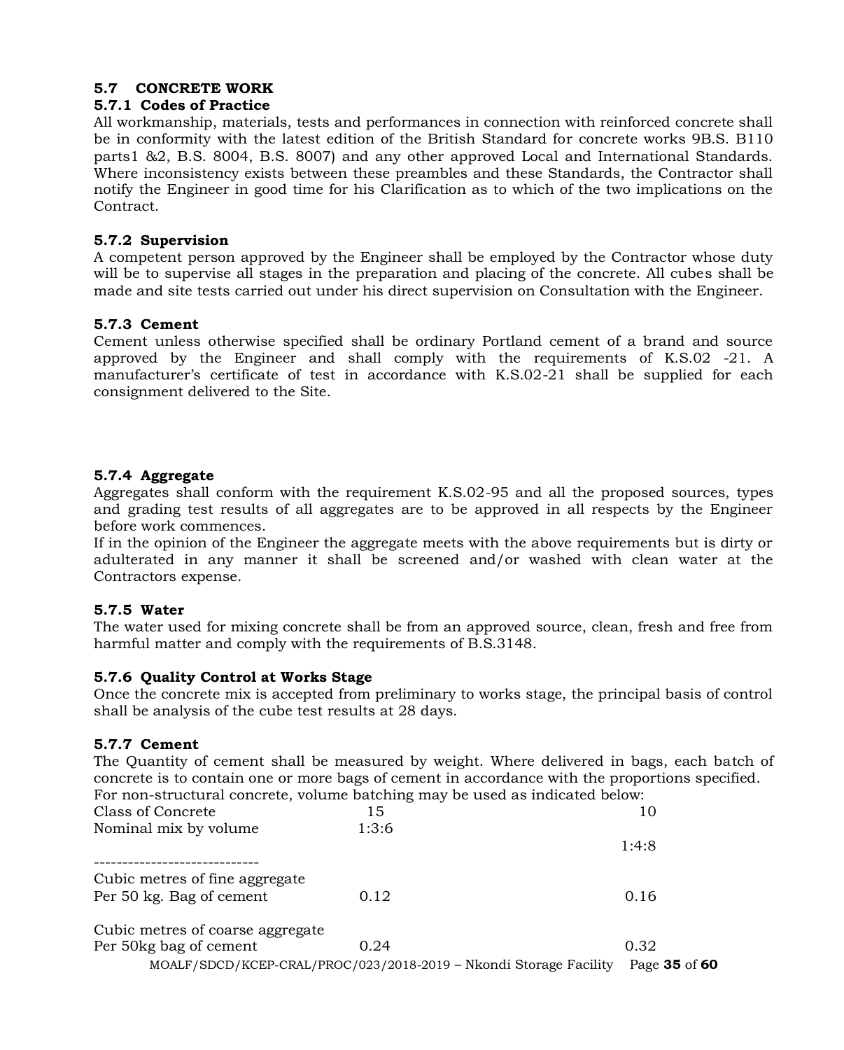## 5.7 CONCRETE WORK

### 5.7.1 Codes of Practice

All workmanship, materials, tests and performances in connection with reinforced concrete shall be in conformity with the latest edition of the British Standard for concrete works 9B.S. B110 parts1 &2, B.S. 8004, B.S. 8007) and any other approved Local and International Standards. Where inconsistency exists between these preambles and these Standards, the Contractor shall notify the Engineer in good time for his Clarification as to which of the two implications on the Contract.

### 5.7.2 Supervision

A competent person approved by the Engineer shall be employed by the Contractor whose duty will be to supervise all stages in the preparation and placing of the concrete. All cubes shall be made and site tests carried out under his direct supervision on Consultation with the Engineer.

### 5.7.3 Cement

Cement unless otherwise specified shall be ordinary Portland cement of a brand and source approved by the Engineer and shall comply with the requirements of K.S.02 -21. A manufacturer's certificate of test in accordance with K.S.02-21 shall be supplied for each consignment delivered to the Site.

### 5.7.4 Aggregate

Aggregates shall conform with the requirement K.S.02-95 and all the proposed sources, types and grading test results of all aggregates are to be approved in all respects by the Engineer before work commences.

If in the opinion of the Engineer the aggregate meets with the above requirements but is dirty or adulterated in any manner it shall be screened and/or washed with clean water at the Contractors expense.

### 5.7.5 Water

The water used for mixing concrete shall be from an approved source, clean, fresh and free from harmful matter and comply with the requirements of B.S.3148.

### 5.7.6 Quality Control at Works Stage

Once the concrete mix is accepted from preliminary to works stage, the principal basis of control shall be analysis of the cube test results at 28 days.

### 5.7.7 Cement

The Quantity of cement shall be measured by weight. Where delivered in bags, each batch of concrete is to contain one or more bags of cement in accordance with the proportions specified. For non-structural concrete, volume batching may be used as indicated below:

| Class of Concrete | 15 | 10 |
|---|---|---|
| Nominal mix by volume | 1:3:6 | 1:4:8 |
| Cubic metres of fine aggregate Per 50 kg. Bag of cement | 0.12 | 0.16 |
| Cubic metres of coarse aggregate Per 50kg bag of cement | 0.24 | 0.32 |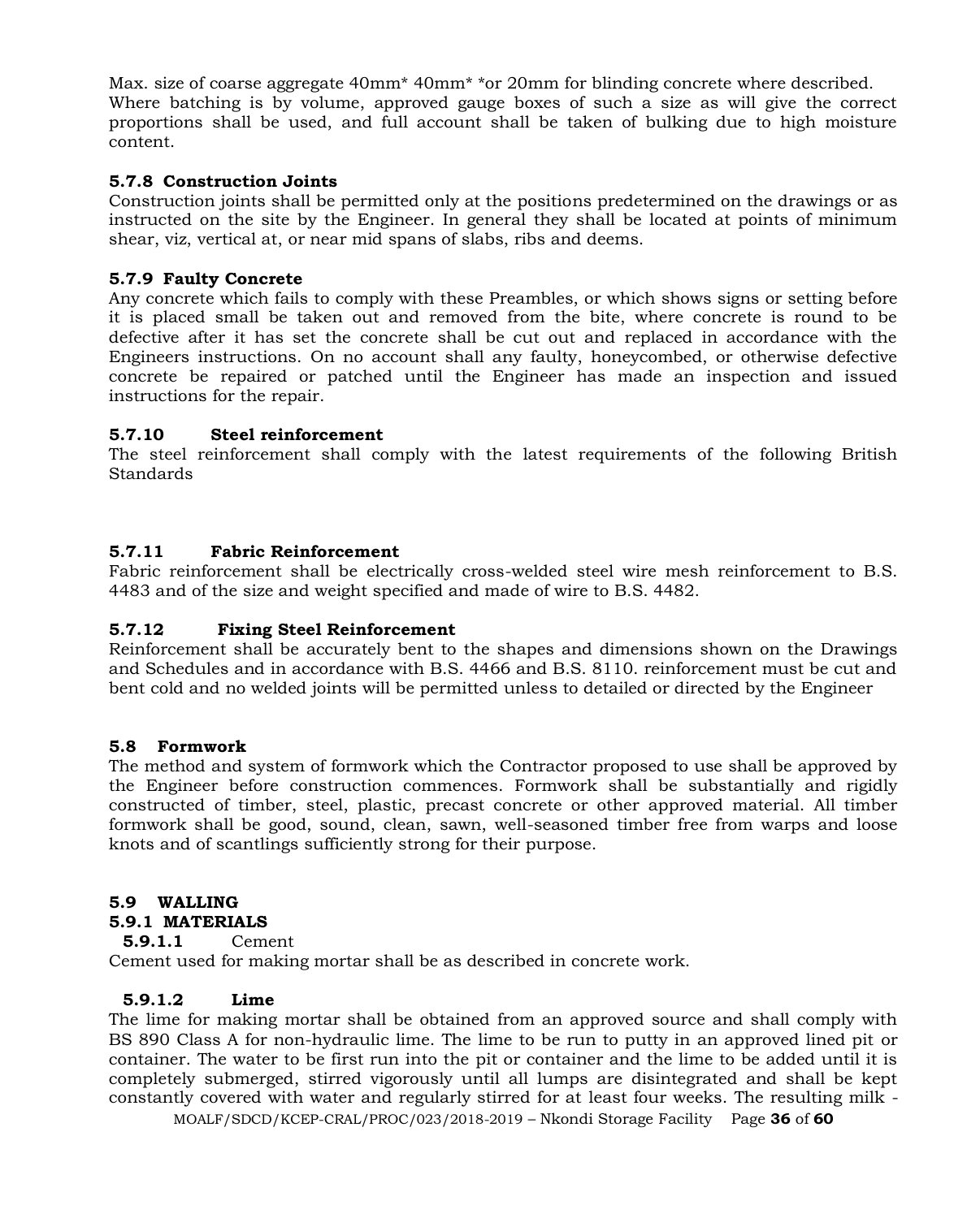Max. size of coarse aggregate 40mm* 40mm* *or 20mm for blinding concrete where described. Where batching is by volume, approved gauge boxes of such a size as will give the correct proportions shall be used, and full account shall be taken of bulking due to high moisture content.

### 5.7.8 Construction Joints

Construction joints shall be permitted only at the positions predetermined on the drawings or as instructed on the site by the Engineer. In general they shall be located at points of minimum shear, viz, vertical at, or near mid spans of slabs, ribs and deems.

### 5.7.9 Faulty Concrete

Any concrete which fails to comply with these Preambles, or which shows signs or setting before it is placed small be taken out and removed from the bite, where concrete is round to be defective after it has set the concrete shall be cut out and replaced in accordance with the Engineers instructions. On no account shall any faulty, honeycombed, or otherwise defective concrete be repaired or patched until the Engineer has made an inspection and issued instructions for the repair.

### 5.7.10 Steel reinforcement

The steel reinforcement shall comply with the latest requirements of the following British Standards

### 5.7.11 Fabric Reinforcement

Fabric reinforcement shall be electrically cross-welded steel wire mesh reinforcement to B.S. 4483 and of the size and weight specified and made of wire to B.S. 4482.

### 5.7.12 Fixing Steel Reinforcement

Reinforcement shall be accurately bent to the shapes and dimensions shown on the Drawings and Schedules and in accordance with B.S. 4466 and B.S. 8110. reinforcement must be cut and bent cold and no welded joints will be permitted unless to detailed or directed by the Engineer

## 5.8 Formwork

The method and system of formwork which the Contractor proposed to use shall be approved by the Engineer before construction commences. Formwork shall be substantially and rigidly constructed of timber, steel, plastic, precast concrete or other approved material. All timber formwork shall be good, sound, clean, sawn, well-seasoned timber free from warps and loose knots and of scantlings sufficiently strong for their purpose.

## 5.9 WALLING

### 5.9.1 MATERIALS

#### 5.9.1.1 Cement

Cement used for making mortar shall be as described in concrete work.

#### 5.9.1.2 Lime

The lime for making mortar shall be obtained from an approved source and shall comply with BS 890 Class A for non-hydraulic lime. The lime to be run to putty in an approved lined pit or container. The water to be first run into the pit or container and the lime to be added until it is completely submerged, stirred vigorously until all lumps are disintegrated and shall be kept constantly covered with water and regularly stirred for at least four weeks. The resulting milk -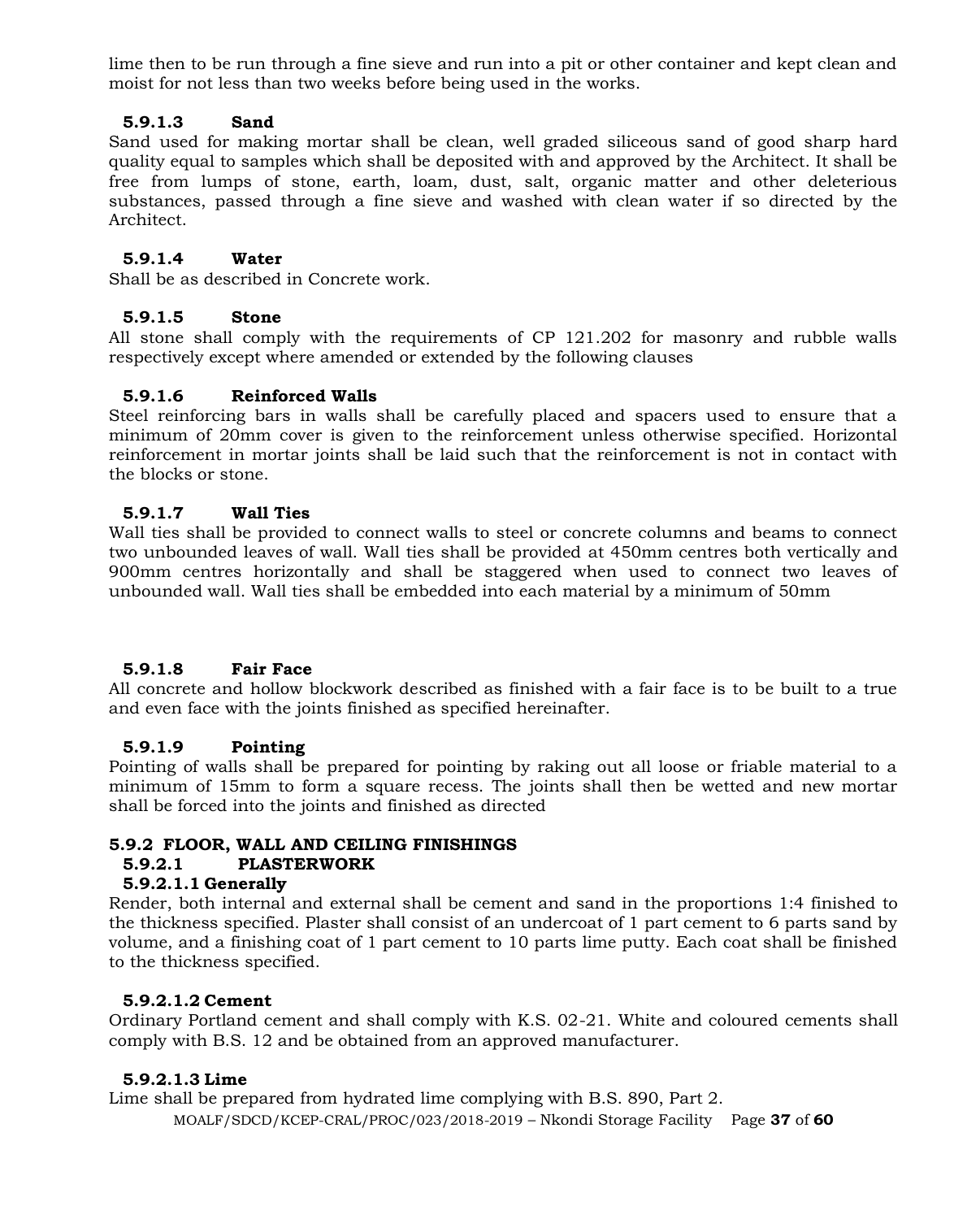lime then to be run through a fine sieve and run into a pit or other container and kept clean and moist for not less than two weeks before being used in the works.

#### 5.9.1.3 Sand

Sand used for making mortar shall be clean, well graded siliceous sand of good sharp hard quality equal to samples which shall be deposited with and approved by the Architect. It shall be free from lumps of stone, earth, loam, dust, salt, organic matter and other deleterious substances, passed through a fine sieve and washed with clean water if so directed by the Architect.

#### 5.9.1.4 Water

Shall be as described in Concrete work.

#### 5.9.1.5 Stone

All stone shall comply with the requirements of CP 121.202 for masonry and rubble walls respectively except where amended or extended by the following clauses

#### 5.9.1.6 Reinforced Walls

Steel reinforcing bars in walls shall be carefully placed and spacers used to ensure that a minimum of 20mm cover is given to the reinforcement unless otherwise specified. Horizontal reinforcement in mortar joints shall be laid such that the reinforcement is not in contact with the blocks or stone.

#### 5.9.1.7 Wall Ties

Wall ties shall be provided to connect walls to steel or concrete columns and beams to connect two unbounded leaves of wall. Wall ties shall be provided at 450mm centres both vertically and 900mm centres horizontally and shall be staggered when used to connect two leaves of unbounded wall. Wall ties shall be embedded into each material by a minimum of 50mm

#### 5.9.1.8 Fair Face

All concrete and hollow blockwork described as finished with a fair face is to be built to a true and even face with the joints finished as specified hereinafter.

#### 5.9.1.9 Pointing

Pointing of walls shall be prepared for pointing by raking out all loose or friable material to a minimum of 15mm to form a square recess. The joints shall then be wetted and new mortar shall be forced into the joints and finished as directed

### 5.9.2 FLOOR, WALL AND CEILING FINISHINGS

#### 5.9.2.1 PLASTERWORK

##### 5.9.2.1.1 Generally

Render, both internal and external shall be cement and sand in the proportions 1:4 finished to the thickness specified. Plaster shall consist of an undercoat of 1 part cement to 6 parts sand by volume, and a finishing coat of 1 part cement to 10 parts lime putty. Each coat shall be finished to the thickness specified.

##### 5.9.2.1.2 Cement

Ordinary Portland cement and shall comply with K.S. 02-21. White and coloured cements shall comply with B.S. 12 and be obtained from an approved manufacturer.

##### 5.9.2.1.3 Lime

Lime shall be prepared from hydrated lime complying with B.S. 890, Part 2.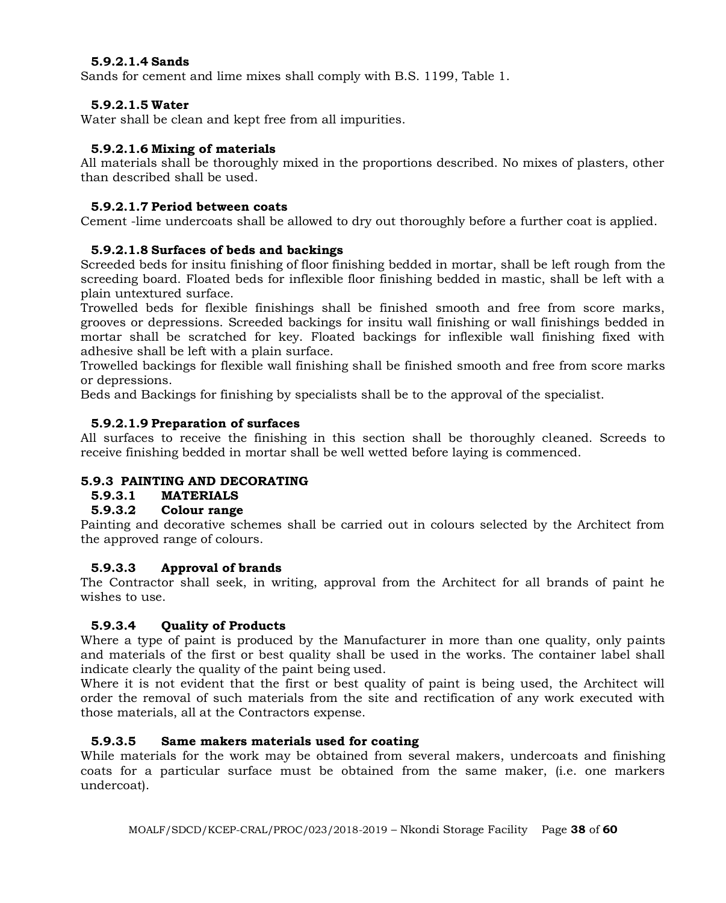#### 5.9.2.1.4 Sands

Sands for cement and lime mixes shall comply with B.S. 1199, Table 1.

#### 5.9.2.1.5 Water

Water shall be clean and kept free from all impurities.

#### 5.9.2.1.6 Mixing of materials

All materials shall be thoroughly mixed in the proportions described. No mixes of plasters, other than described shall be used.

#### 5.9.2.1.7 Period between coats

Cement -lime undercoats shall be allowed to dry out thoroughly before a further coat is applied.

#### 5.9.2.1.8 Surfaces of beds and backings

Screeded beds for insitu finishing of floor finishing bedded in mortar, shall be left rough from the screeding board. Floated beds for inflexible floor finishing bedded in mastic, shall be left with a plain untextured surface.

Trowelled beds for flexible finishings shall be finished smooth and free from score marks, grooves or depressions. Screeded backings for insitu wall finishing or wall finishings bedded in mortar shall be scratched for key. Floated backings for inflexible wall finishing fixed with adhesive shall be left with a plain surface.

Trowelled backings for flexible wall finishing shall be finished smooth and free from score marks or depressions.

Beds and Backings for finishing by specialists shall be to the approval of the specialist.

#### 5.9.2.1.9 Preparation of surfaces

All surfaces to receive the finishing in this section shall be thoroughly cleaned. Screeds to receive finishing bedded in mortar shall be well wetted before laying is commenced.

### 5.9.3 PAINTING AND DECORATING

#### 5.9.3.1 MATERIALS

#### 5.9.3.2 Colour range

Painting and decorative schemes shall be carried out in colours selected by the Architect from the approved range of colours.

#### 5.9.3.3 Approval of brands

The Contractor shall seek, in writing, approval from the Architect for all brands of paint he wishes to use.

#### 5.9.3.4 Quality of Products

Where a type of paint is produced by the Manufacturer in more than one quality, only paints and materials of the first or best quality shall be used in the works. The container label shall indicate clearly the quality of the paint being used.

Where it is not evident that the first or best quality of paint is being used, the Architect will order the removal of such materials from the site and rectification of any work executed with those materials, all at the Contractors expense.

#### 5.9.3.5 Same makers materials used for coating

While materials for the work may be obtained from several makers, undercoats and finishing coats for a particular surface must be obtained from the same maker, (i.e. one markers undercoat).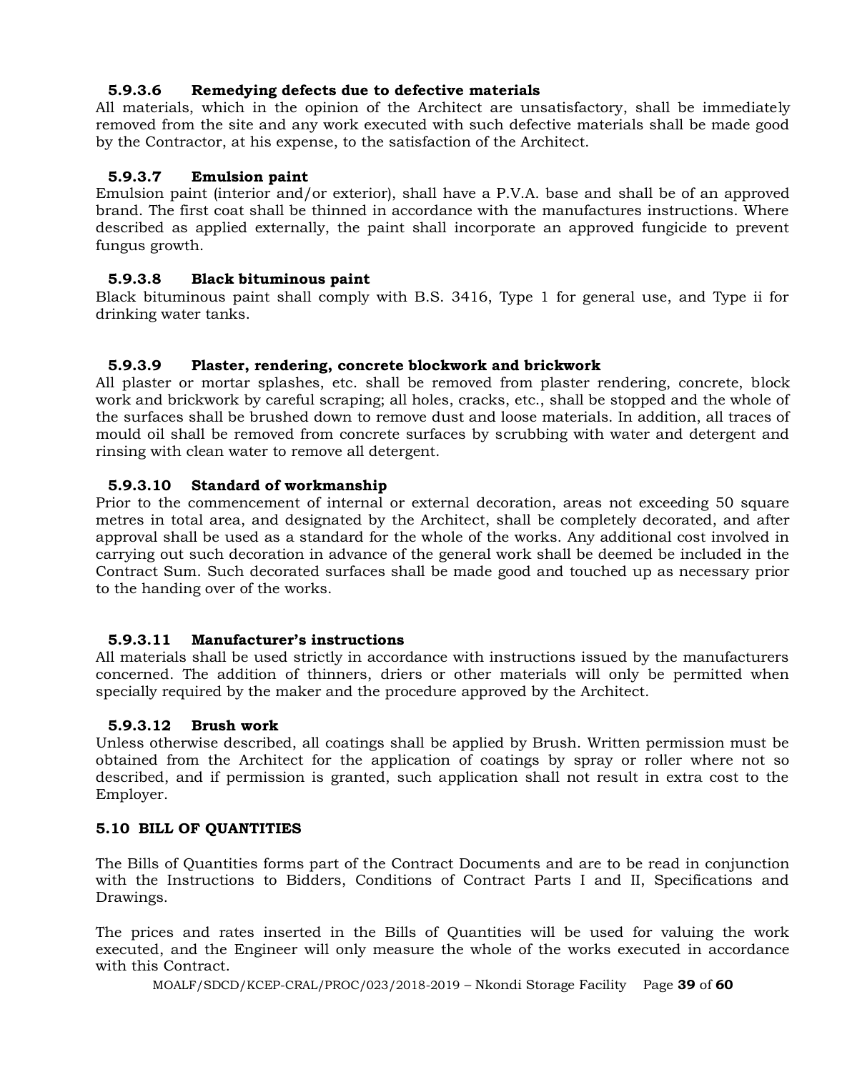#### 5.9.3.6 Remedying defects due to defective materials

All materials, which in the opinion of the Architect are unsatisfactory, shall be immediately removed from the site and any work executed with such defective materials shall be made good by the Contractor, at his expense, to the satisfaction of the Architect.

#### 5.9.3.7 Emulsion paint

Emulsion paint (interior and/or exterior), shall have a P.V.A. base and shall be of an approved brand. The first coat shall be thinned in accordance with the manufactures instructions. Where described as applied externally, the paint shall incorporate an approved fungicide to prevent fungus growth.

#### 5.9.3.8 Black bituminous paint

Black bituminous paint shall comply with B.S. 3416, Type 1 for general use, and Type ii for drinking water tanks.

#### 5.9.3.9 Plaster, rendering, concrete blockwork and brickwork

All plaster or mortar splashes, etc. shall be removed from plaster rendering, concrete, block work and brickwork by careful scraping; all holes, cracks, etc., shall be stopped and the whole of the surfaces shall be brushed down to remove dust and loose materials. In addition, all traces of mould oil shall be removed from concrete surfaces by scrubbing with water and detergent and rinsing with clean water to remove all detergent.

#### 5.9.3.10 Standard of workmanship

Prior to the commencement of internal or external decoration, areas not exceeding 50 square metres in total area, and designated by the Architect, shall be completely decorated, and after approval shall be used as a standard for the whole of the works. Any additional cost involved in carrying out such decoration in advance of the general work shall be deemed be included in the Contract Sum. Such decorated surfaces shall be made good and touched up as necessary prior to the handing over of the works.

#### 5.9.3.11 Manufacturer's instructions

All materials shall be used strictly in accordance with instructions issued by the manufacturers concerned. The addition of thinners, driers or other materials will only be permitted when specially required by the maker and the procedure approved by the Architect.

#### 5.9.3.12 Brush work

Unless otherwise described, all coatings shall be applied by Brush. Written permission must be obtained from the Architect for the application of coatings by spray or roller where not so described, and if permission is granted, such application shall not result in extra cost to the Employer.

### 5.10 BILL OF QUANTITIES

The Bills of Quantities forms part of the Contract Documents and are to be read in conjunction with the Instructions to Bidders, Conditions of Contract Parts I and II, Specifications and Drawings.

The prices and rates inserted in the Bills of Quantities will be used for valuing the work executed, and the Engineer will only measure the whole of the works executed in accordance with this Contract.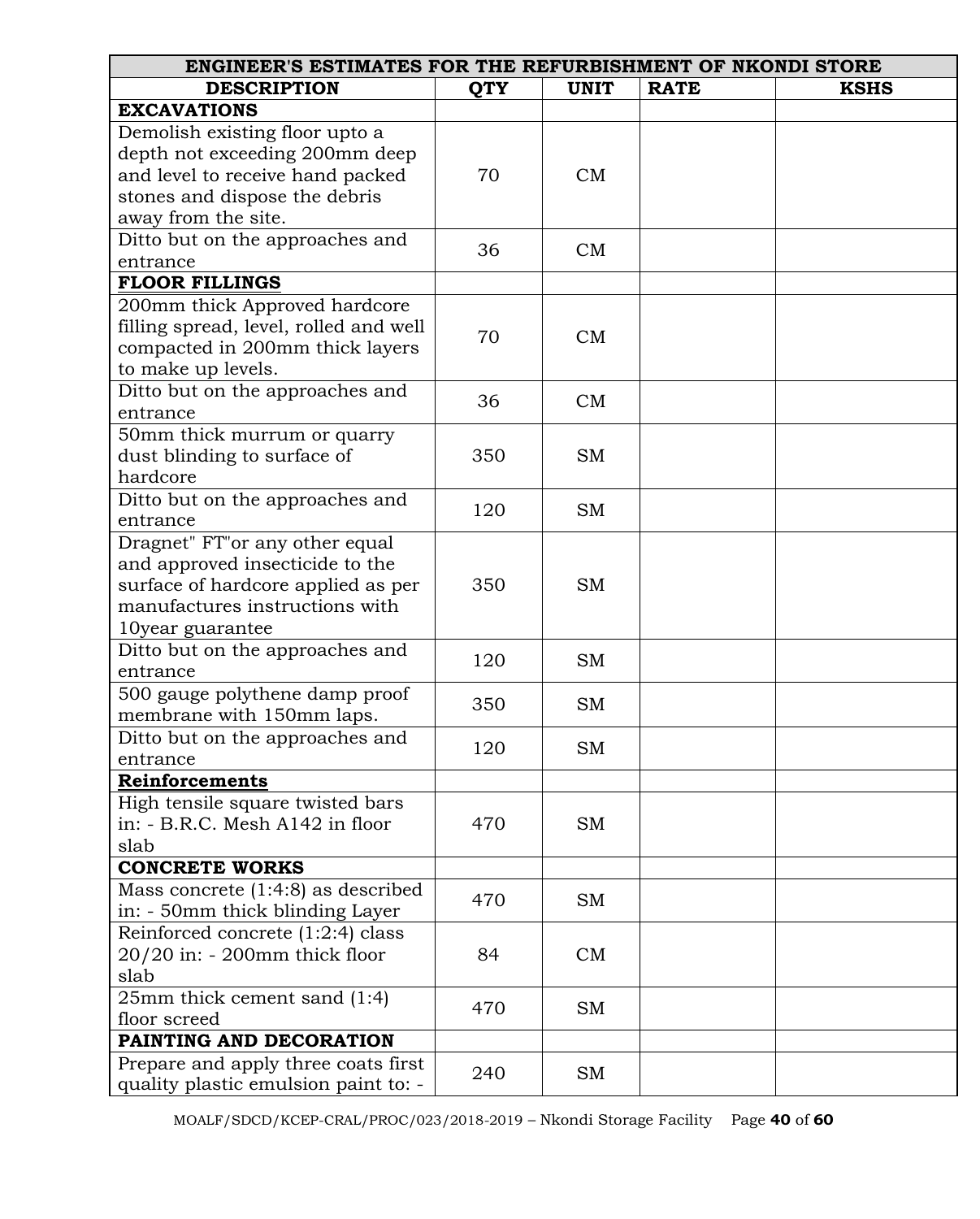| ENGINEER'S ESTIMATES FOR THE REFURBISHMENT OF NKONDI STORE | | | | |
|---|---|---|---|---|
| **DESCRIPTION** | **QTY** | **UNIT** | **RATE** | **KSHS** |
| **EXCAVATIONS** | | | | |
| Demolish existing floor upto a depth not exceeding 200mm deep and level to receive hand packed stones and dispose the debris away from the site. | 70 | CM | | |
| Ditto but on the approaches and entrance | 36 | CM | | |
| **FLOOR FILLINGS** | | | | |
| 200mm thick Approved hardcore filling spread, level, rolled and well compacted in 200mm thick layers to make up levels. | 70 | CM | | |
| Ditto but on the approaches and entrance | 36 | CM | | |
| 50mm thick murrum or quarry dust blinding to surface of hardcore | 350 | SM | | |
| Ditto but on the approaches and entrance | 120 | SM | | |
| Dragnet" FT"or any other equal and approved insecticide to the surface of hardcore applied as per manufactures instructions with 10year guarantee | 350 | SM | | |
| Ditto but on the approaches and entrance | 120 | SM | | |
| 500 gauge polythene damp proof membrane with 150mm laps. | 350 | SM | | |
| Ditto but on the approaches and entrance | 120 | SM | | |
| **Reinforcements** | | | | |
| High tensile square twisted bars in: - B.R.C. Mesh A142 in floor slab | 470 | SM | | |
| **CONCRETE WORKS** | | | | |
| Mass concrete (1:4:8) as described in: - 50mm thick blinding Layer | 470 | SM | | |
| Reinforced concrete (1:2:4) class 20/20 in: - 200mm thick floor slab | 84 | CM | | |
| 25mm thick cement sand (1:4) floor screed | 470 | SM | | |
| **PAINTING AND DECORATION** | | | | |
| Prepare and apply three coats first quality plastic emulsion paint to: - | 240 | SM | | |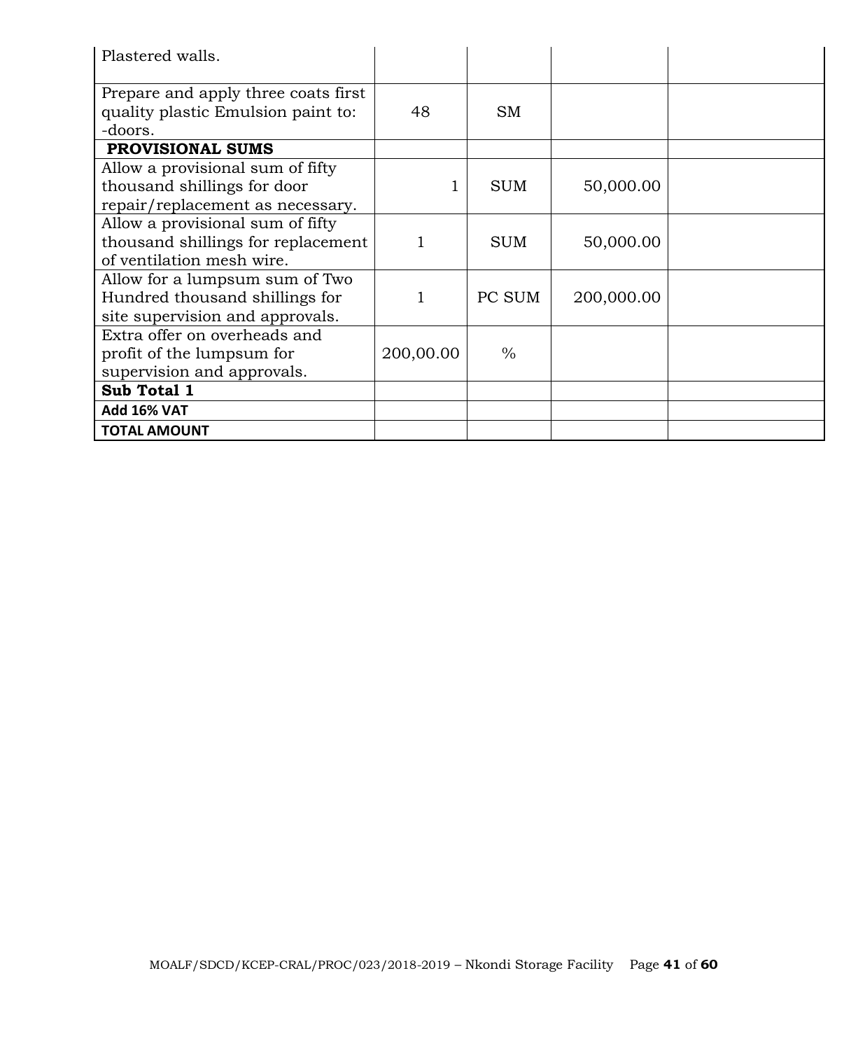| | | | | |
|---|---|---|---|---|
| Plastered walls. | | | | |
| Prepare and apply three coats first quality plastic Emulsion paint to: -doors. | 48 | SM | | |
| **PROVISIONAL SUMS** | | | | |
| Allow a provisional sum of fifty thousand shillings for door repair/replacement as necessary. | 1 | SUM | 50,000.00 | |
| Allow a provisional sum of fifty thousand shillings for replacement of ventilation mesh wire. | 1 | SUM | 50,000.00 | |
| Allow for a lumpsum sum of Two Hundred thousand shillings for site supervision and approvals. | 1 | PC SUM | 200,000.00 | |
| Extra offer on overheads and profit of the lumpsum for supervision and approvals. | 200,00.00 | % | | |
| **Sub Total 1** | | | | |
| **Add 16% VAT** | | | | |
| **TOTAL AMOUNT** | | | | |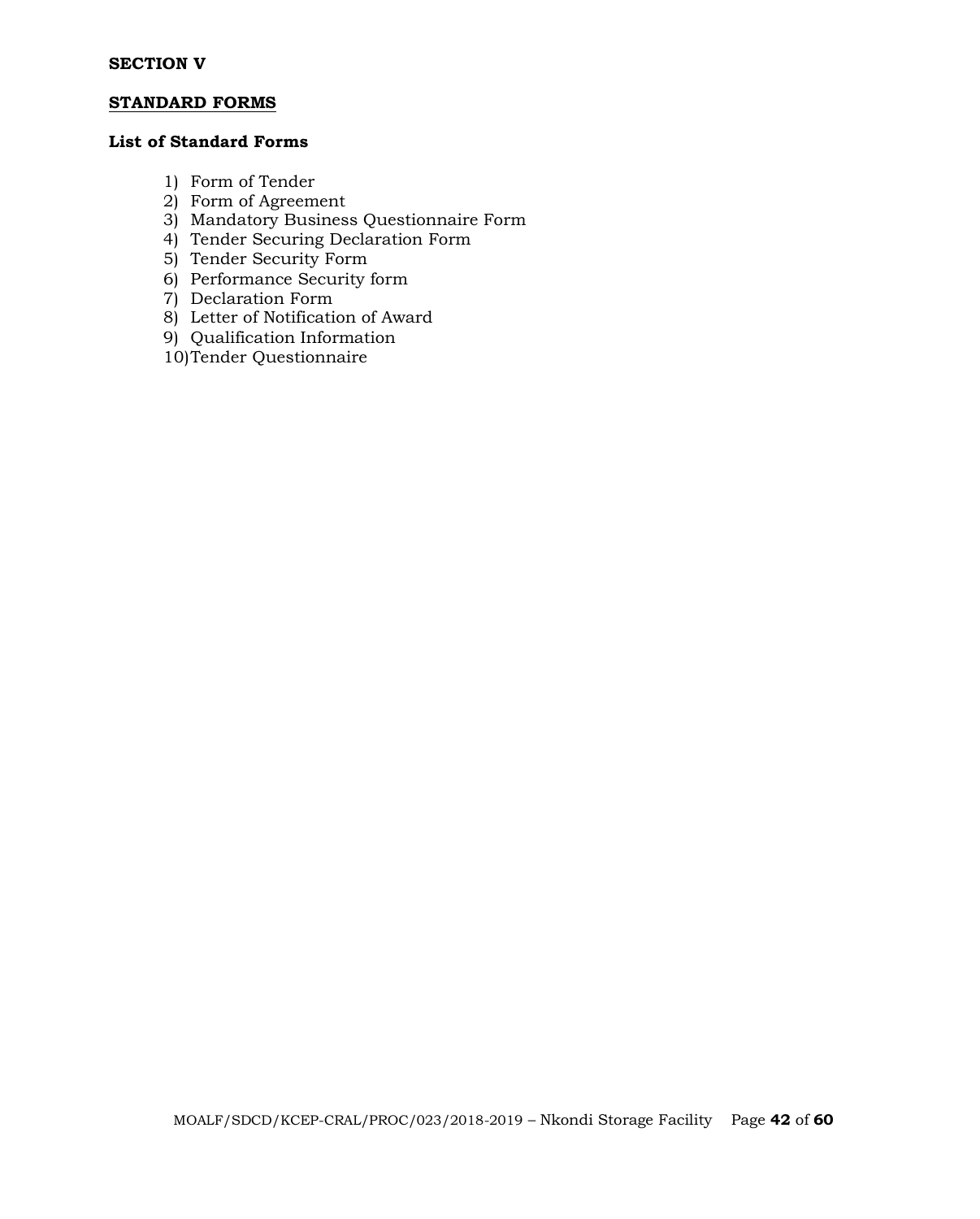**SECTION V**

## STANDARD FORMS

**List of Standard Forms**

1) Form of Tender
2) Form of Agreement
3) Mandatory Business Questionnaire Form
4) Tender Securing Declaration Form
5) Tender Security Form
6) Performance Security form
7) Declaration Form
8) Letter of Notification of Award
9) Qualification Information
10) Tender Questionnaire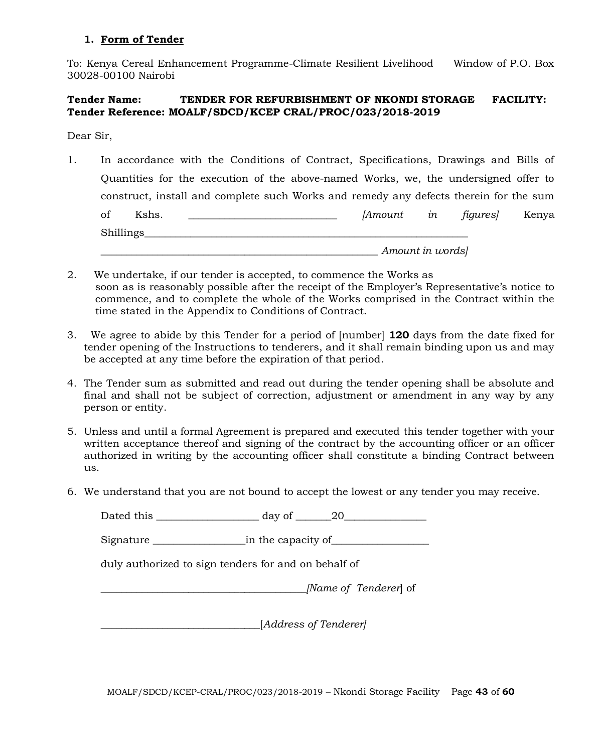## 1. Form of Tender

To: Kenya Cereal Enhancement Programme-Climate Resilient Livelihood Window of P.O. Box 30028-00100 Nairobi

**Tender Name: TENDER FOR REFURBISHMENT OF NKONDI STORAGE FACILITY: Tender Reference: MOALF/SDCD/KCEP CRAL/PROC/023/2018-2019**

Dear Sir,

1. In accordance with the Conditions of Contract, Specifications, Drawings and Bills of Quantities for the execution of the above-named Works, we, the undersigned offer to construct, install and complete such Works and remedy any defects therein for the sum of Kshs. ___________________________ *[Amount in figures]* Kenya Shillings_____________________________________________________________ _____________________________________________________ *Amount in words]*

2. We undertake, if our tender is accepted, to commence the Works as soon as is reasonably possible after the receipt of the Employer's Representative's notice to commence, and to complete the whole of the Works comprised in the Contract within the time stated in the Appendix to Conditions of Contract.

3. We agree to abide by this Tender for a period of [number] **120** days from the date fixed for tender opening of the Instructions to tenderers, and it shall remain binding upon us and may be accepted at any time before the expiration of that period.

4. The Tender sum as submitted and read out during the tender opening shall be absolute and final and shall not be subject of correction, adjustment or amendment in any way by any person or entity.

5. Unless and until a formal Agreement is prepared and executed this tender together with your written acceptance thereof and signing of the contract by the accounting officer or an officer authorized in writing by the accounting officer shall constitute a binding Contract between us.

6. We understand that you are not bound to accept the lowest or any tender you may receive.

Dated this ___________________ day of ______20_______________

Signature _________________in the capacity of__________________

duly authorized to sign tenders for and on behalf of

_______________________________________*[Name of Tenderer*] of

_____________________________[*Address of Tenderer]*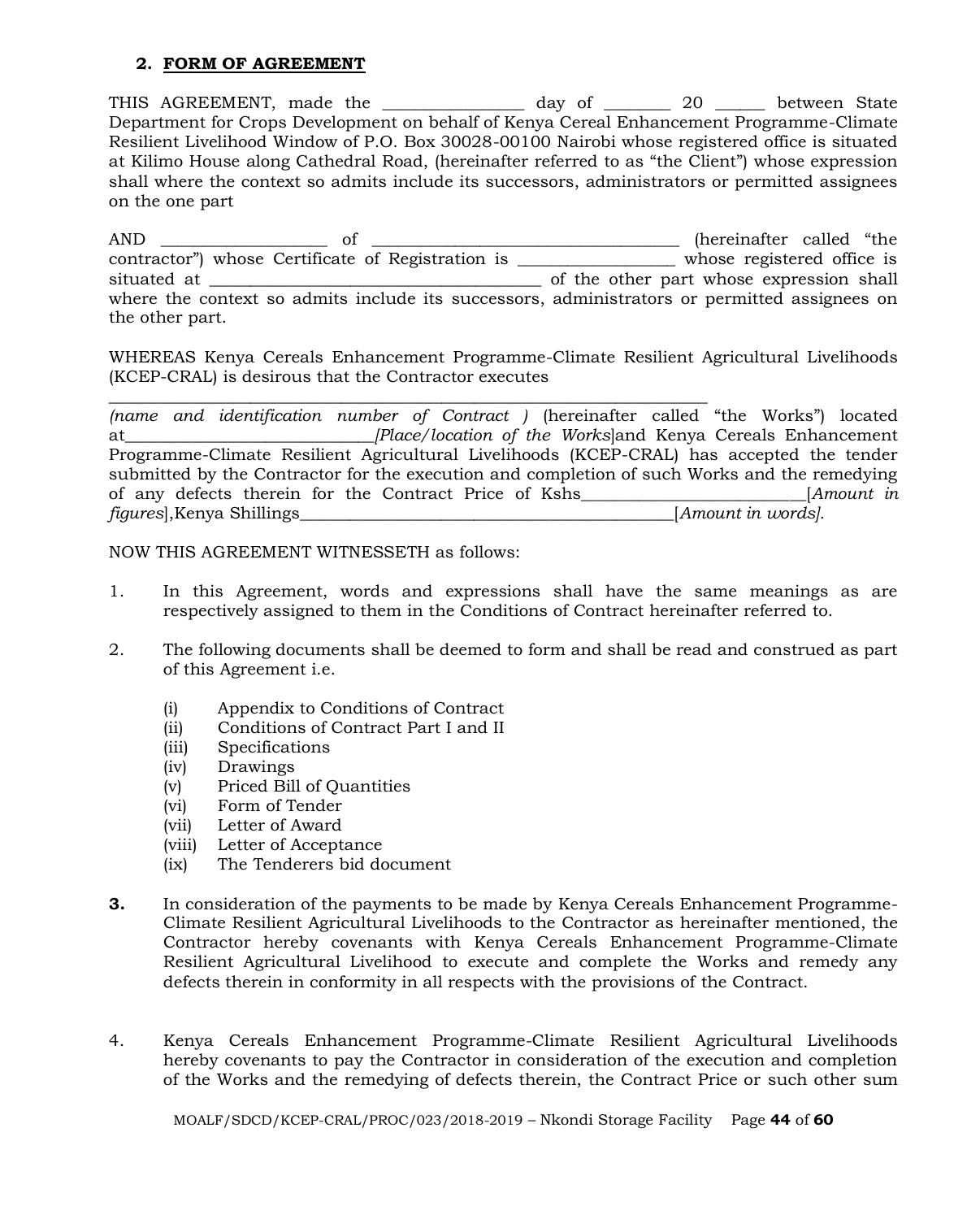## 2. FORM OF AGREEMENT

THIS AGREEMENT, made the ________________ day of _______ 20 ______ between State Department for Crops Development on behalf of Kenya Cereal Enhancement Programme-Climate Resilient Livelihood Window of P.O. Box 30028-00100 Nairobi whose registered office is situated at Kilimo House along Cathedral Road, (hereinafter referred to as "the Client") whose expression shall where the context so admits include its successors, administrators or permitted assignees on the one part

AND ___________________ of ___________________________________ (hereinafter called "the contractor") whose Certificate of Registration is __________________ whose registered office is situated at ______________________________________ of the other part whose expression shall where the context so admits include its successors, administrators or permitted assignees on the other part.

WHEREAS Kenya Cereals Enhancement Programme-Climate Resilient Agricultural Livelihoods (KCEP-CRAL) is desirous that the Contractor executes ____________________________________________________________________ *(name and identification number of Contract )* (hereinafter called "the Works") located at____________________________*[Place/location of the Works*]and Kenya Cereals Enhancement Programme-Climate Resilient Agricultural Livelihoods (KCEP-CRAL) has accepted the tender submitted by the Contractor for the execution and completion of such Works and the remedying of any defects therein for the Contract Price of Kshs_________________________[*Amount in figures*],Kenya Shillings___________________________________________[*Amount in words].*

NOW THIS AGREEMENT WITNESSETH as follows:

1. In this Agreement, words and expressions shall have the same meanings as are respectively assigned to them in the Conditions of Contract hereinafter referred to.

2. The following documents shall be deemed to form and shall be read and construed as part of this Agreement i.e.

   (i) Appendix to Conditions of Contract
   (ii) Conditions of Contract Part I and II
   (iii) Specifications
   (iv) Drawings
   (v) Priced Bill of Quantities
   (vi) Form of Tender
   (vii) Letter of Award
   (viii) Letter of Acceptance
   (ix) The Tenderers bid document

**3.** In consideration of the payments to be made by Kenya Cereals Enhancement Programme-Climate Resilient Agricultural Livelihoods to the Contractor as hereinafter mentioned, the Contractor hereby covenants with Kenya Cereals Enhancement Programme-Climate Resilient Agricultural Livelihood to execute and complete the Works and remedy any defects therein in conformity in all respects with the provisions of the Contract.

4. Kenya Cereals Enhancement Programme-Climate Resilient Agricultural Livelihoods hereby covenants to pay the Contractor in consideration of the execution and completion of the Works and the remedying of defects therein, the Contract Price or such other sum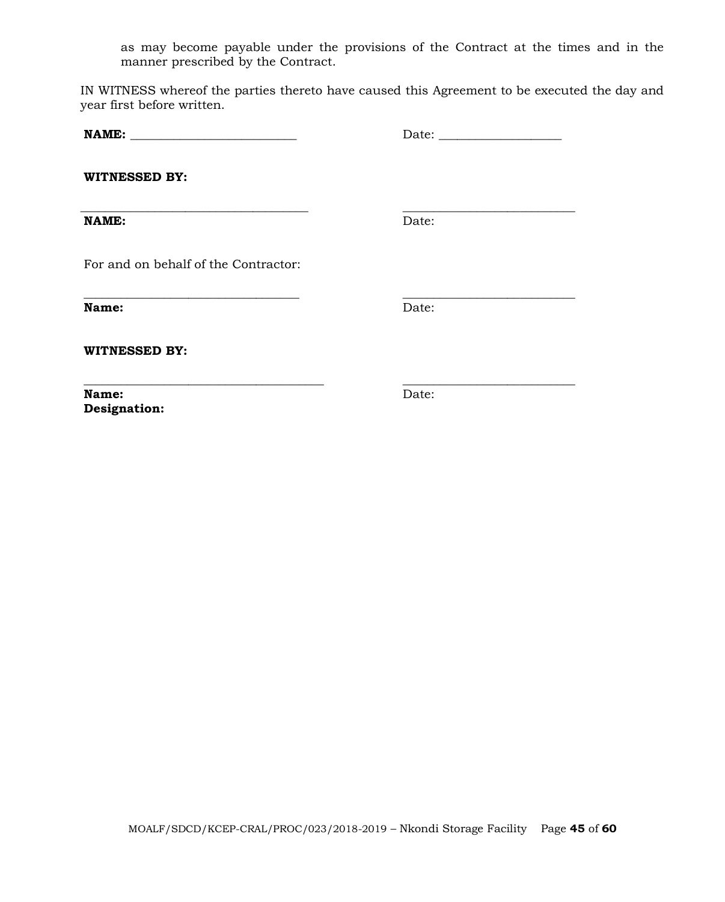as may become payable under the provisions of the Contract at the times and in the manner prescribed by the Contract.

IN WITNESS whereof the parties thereto have caused this Agreement to be executed the day and year first before written.

**NAME:** ___________________________ Date: ____________________

**WITNESSED BY:**

_____________________________________ ____________________________

**NAME:** Date:

For and on behalf of the Contractor:

___________________________________ ____________________________

**Name:** Date:

**WITNESSED BY:**

_______________________________________ ____________________________

**Name:** Date:

**Designation:**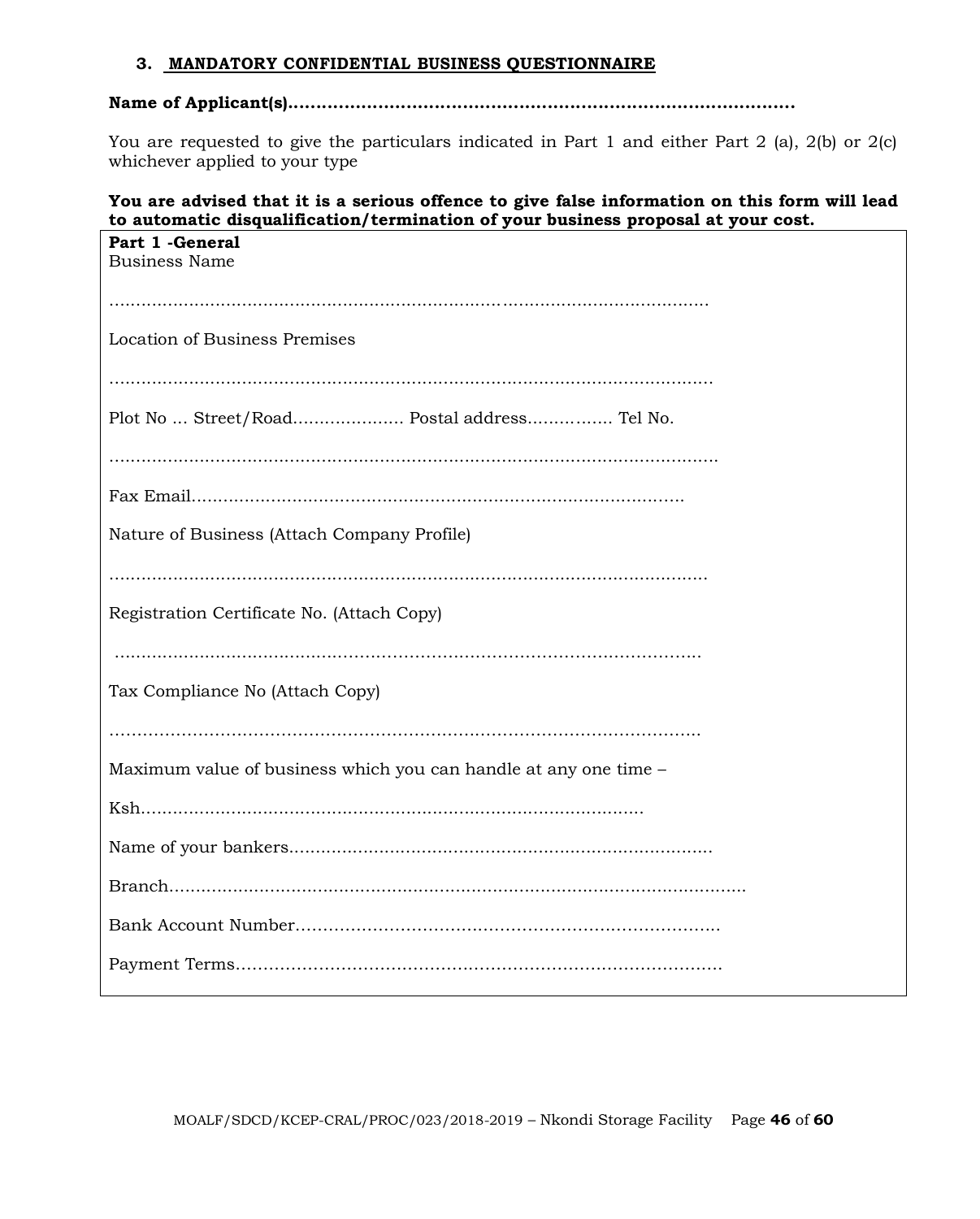### 3. MANDATORY CONFIDENTIAL BUSINESS QUESTIONNAIRE

**Name of Applicant(s)……………………………………………………………………………….**

You are requested to give the particulars indicated in Part 1 and either Part 2 (a), 2(b) or 2(c) whichever applied to your type

**You are advised that it is a serious offence to give false information on this form will lead to automatic disqualification/termination of your business proposal at your cost.**

**Part 1 -General**

Business Name

…………………………………………………………………………………………………

Location of Business Premises

…………………………………………………………………………………………………

Plot No … Street/Road………………… Postal address……………. Tel No.

…………………………………………………………………………………………………

Fax Email………………………………………………………………………………….

Nature of Business (Attach Company Profile)

…………………………………………………………………………………………………

Registration Certificate No. (Attach Copy)

…………………………………………………………………………………………………

Tax Compliance No (Attach Copy)

…………………………………………………………………………………………………

Maximum value of business which you can handle at any one time –

Ksh…………………………………………………………………………………

Name of your bankers……………………………………………………………………

Branch……………………………………………………………………………………………

Bank Account Number…………………………………………………………………..

Payment Terms………………………………………………………………………………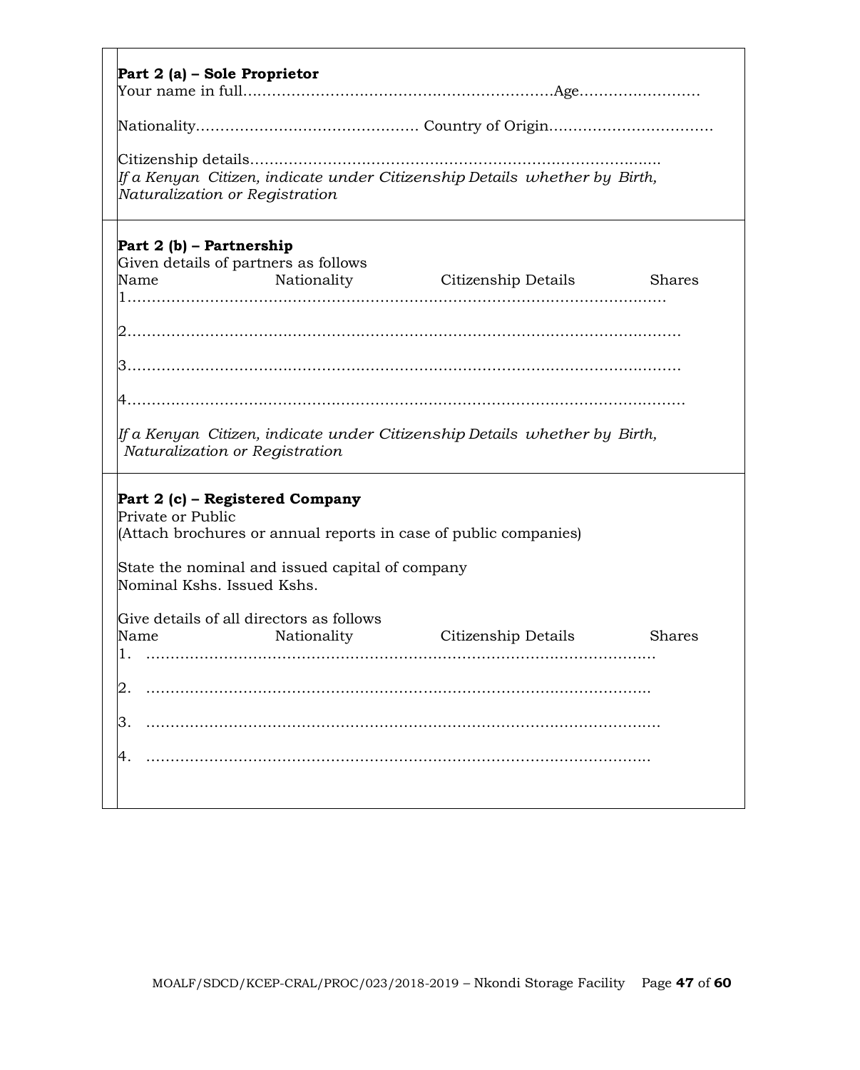**Part 2 (a) – Sole Proprietor**

Your name in full……………………………………………………………Age……………………

Nationality……………………………………… Country of Origin……………………………

Citizenship details…………………………………………………………………………

*If a Kenyan Citizen, indicate under Citizenship Details whether by Birth, Naturalization or Registration*

**Part 2 (b) – Partnership**

Given details of partners as follows

| Name | Nationality | Citizenship Details | Shares |
|---|---|---|---|
| 1……………………………………………………………………………………………… | | | |
| 2……………………………………………………………………………………………… | | | |
| 3……………………………………………………………………………………………… | | | |
| 4……………………………………………………………………………………………… | | | |

*If a Kenyan Citizen, indicate under Citizenship Details whether by Birth, Naturalization or Registration*

**Part 2 (c) – Registered Company**

Private or Public

(Attach brochures or annual reports in case of public companies)

State the nominal and issued capital of company

Nominal Kshs. Issued Kshs.

Give details of all directors as follows

| Name | Nationality | Citizenship Details | Shares |
|---|---|---|---|
| 1. ………………………………………………………………………………………… | | | |
| 2. ………………………………………………………………………………………… | | | |
| 3. ………………………………………………………………………………………… | | | |
| 4. ………………………………………………………………………………………… | | | |

MOALF/SDCD/KCEP-CRAL/PROC/023/2018-2019 – Nkondi Storage Facility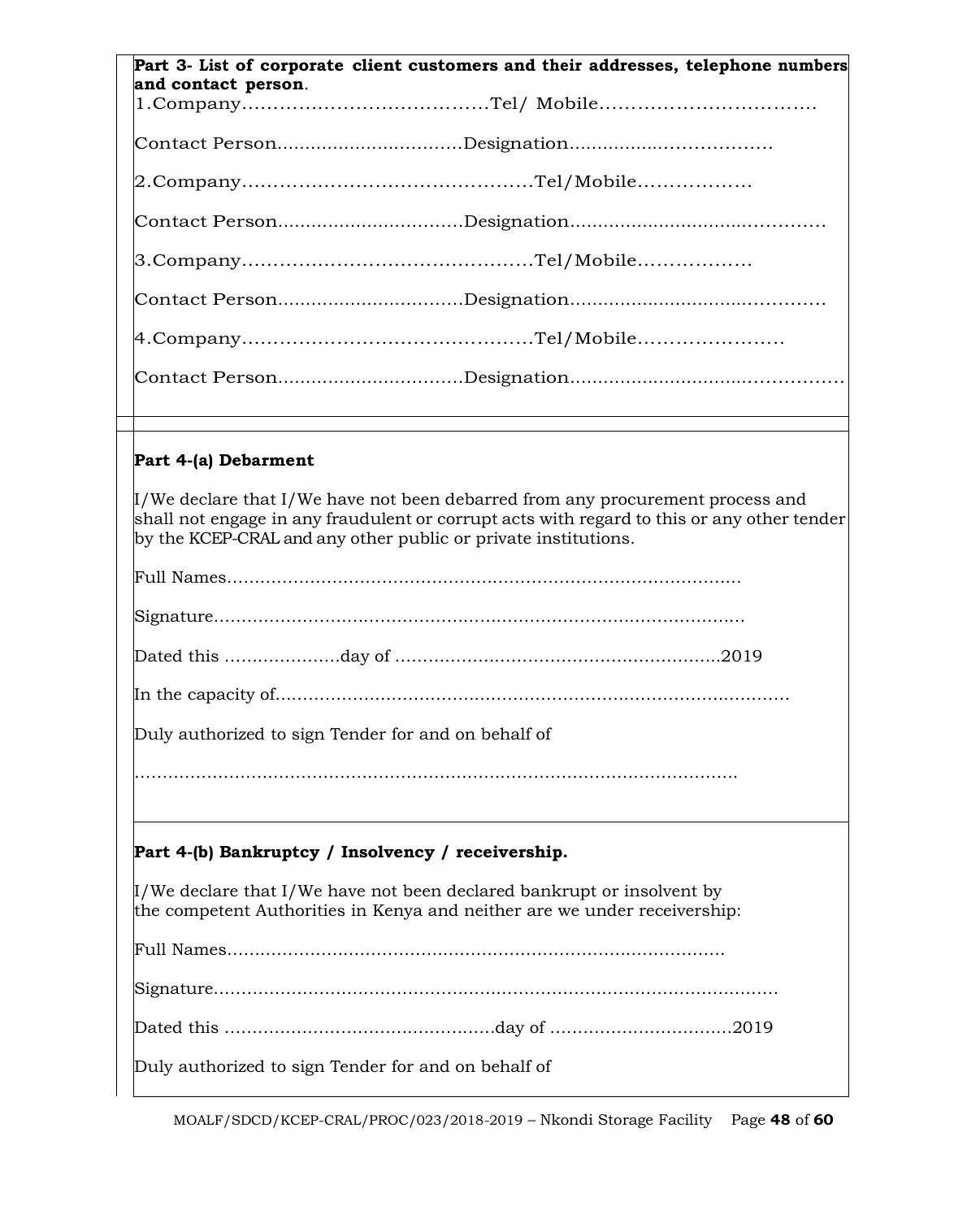**Part 3- List of corporate client customers and their addresses, telephone numbers and contact person**.

1.Company…………………………………Tel/ Mobile…………………………….

Contact Person..............................Designation................……………….

2.Company………………………………………Tel/Mobile………………

Contact Person..............................Designation........................................…

3.Company………………………………………Tel/Mobile………………

Contact Person..............................Designation........................................…

4.Company………………………………………Tel/Mobile……………………

Contact Person..............................Designation........................................……

**Part 4-(a) Debarment**

I/We declare that I/We have not been debarred from any procurement process and shall not engage in any fraudulent or corrupt acts with regard to this or any other tender by the KCEP-CRAL and any other public or private institutions.

Full Names………………………………………………………………………….

Signature………………………………………………………………………….

Dated this …………………day of …………………………………………………2019

In the capacity of……………………………………………………………………………

Duly authorized to sign Tender for and on behalf of

…………………………………………………………………………………………….

**Part 4-(b) Bankruptcy / Insolvency / receivership.**

I/We declare that I/We have not been declared bankrupt or insolvent by the competent Authorities in Kenya and neither are we under receivership:

Full Names……………………………………………………………………………

Signature…………………………………………………………………………………

Dated this …………………………………………day of ……………………………2019

Duly authorized to sign Tender for and on behalf of

MOALF/SDCD/KCEP-CRAL/PROC/023/2018-2019 – Nkondi Storage Facility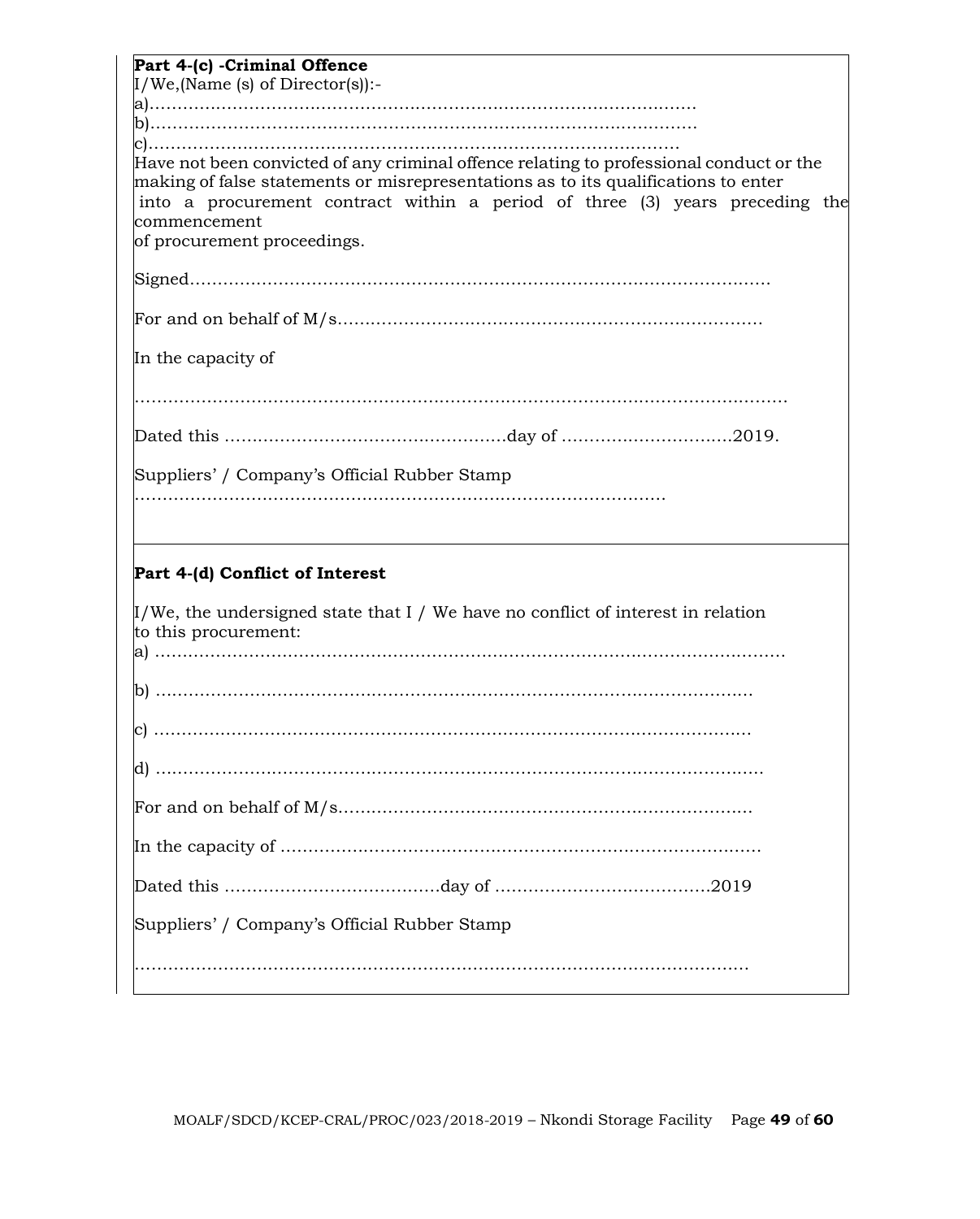**Part 4-(c) -Criminal Offence**

I/We,(Name (s) of Director(s)):-

a)……………………………………………………………………………………

b)……………………………………………………………………………………

c)……………………………………………………………………………………

Have not been convicted of any criminal offence relating to professional conduct or the making of false statements or misrepresentations as to its qualifications to enter into a procurement contract within a period of three (3) years preceding the commencement of procurement proceedings.

Signed……………………………………………………………………………………………

For and on behalf of M/s…………………………………………………………………

In the capacity of

……………………………………………………………………………………………………

Dated this …………………………………………day of …………………………2019.

Suppliers' / Company's Official Rubber Stamp

……………………………………………………………………………………

**Part 4-(d) Conflict of Interest**

I/We, the undersigned state that I / We have no conflict of interest in relation to this procurement:

a) ……………………………………………………………………………………………

b) ……………………………………………………………………………………………

c) ……………………………………………………………………………………………

d) ……………………………………………………………………………………………

For and on behalf of M/s…………………………………………………………………

In the capacity of ……………………………………………………………………………

Dated this …………………………………day of …………………………………2019

Suppliers' / Company's Official Rubber Stamp

……………………………………………………………………………………………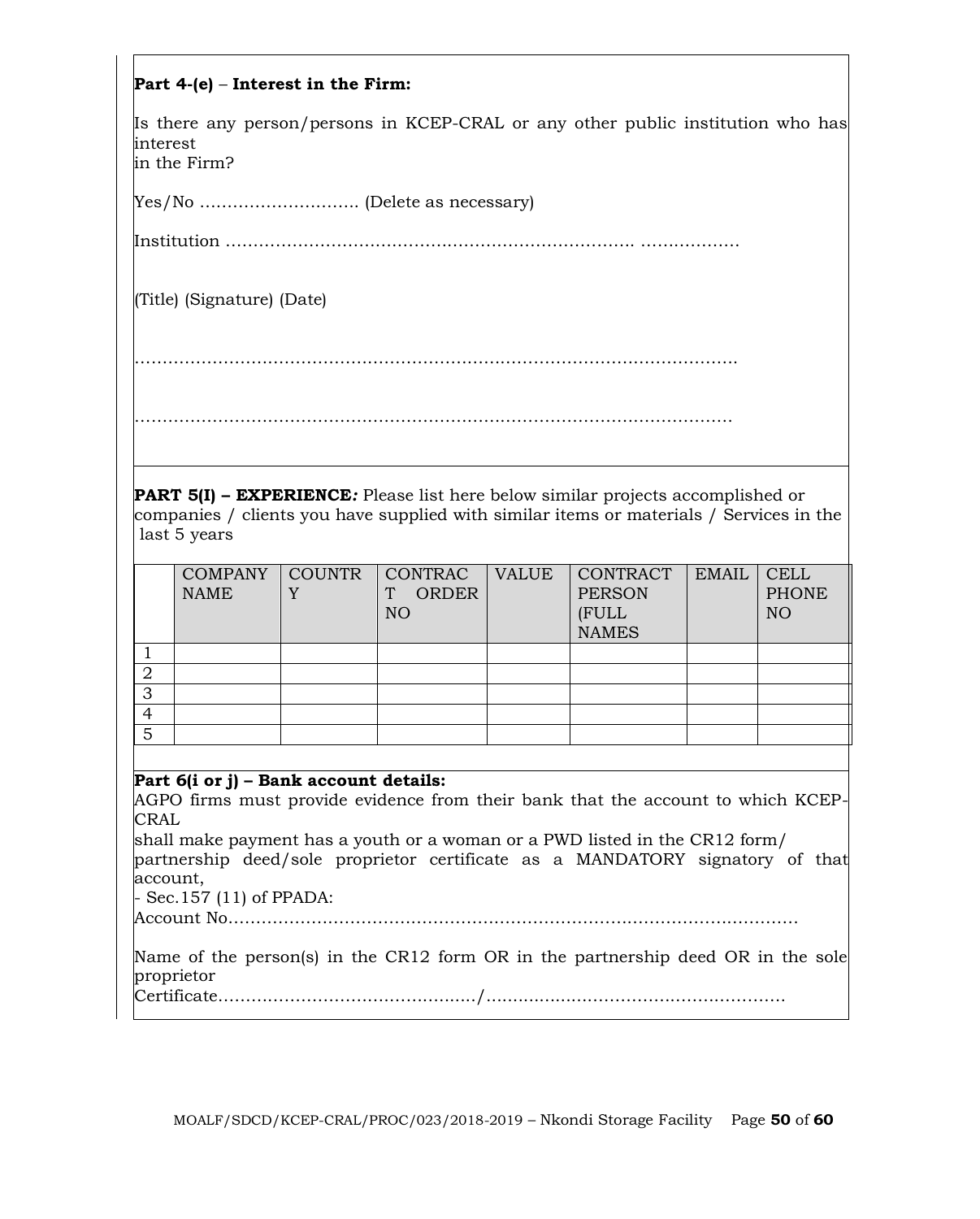**Part 4-(e)** – **Interest in the Firm:**

Is there any person/persons in KCEP-CRAL or any other public institution who has interest
in the Firm?

Yes/No ………………………. (Delete as necessary)

Institution ………………………………………………………………. ………………

(Title) (Signature) (Date)

……………………………………………………………………………………………….

……………………………………………………………………………………………….

**PART 5(I) – EXPERIENCE***:* Please list here below similar projects accomplished or companies / clients you have supplied with similar items or materials / Services in the last 5 years

| | COMPANY NAME | COUNTRY | CONTRACT ORDER NO | VALUE | CONTRACT PERSON (FULL NAMES | EMAIL | CELL PHONE NO |
|---|---|---|---|---|---|---|---|
| 1 | | | | | | | |
| 2 | | | | | | | |
| 3 | | | | | | | |
| 4 | | | | | | | |
| 5 | | | | | | | |

**Part 6(i or j) – Bank account details:**
AGPO firms must provide evidence from their bank that the account to which KCEP-CRAL
shall make payment has a youth or a woman or a PWD listed in the CR12 form/
partnership deed/sole proprietor certificate as a MANDATORY signatory of that account,
- Sec.157 (11) of PPADA:
Account No…………………………………………………………………………………………

Name of the person(s) in the CR12 form OR in the partnership deed OR in the sole proprietor
Certificate………………………………………/………………………………………………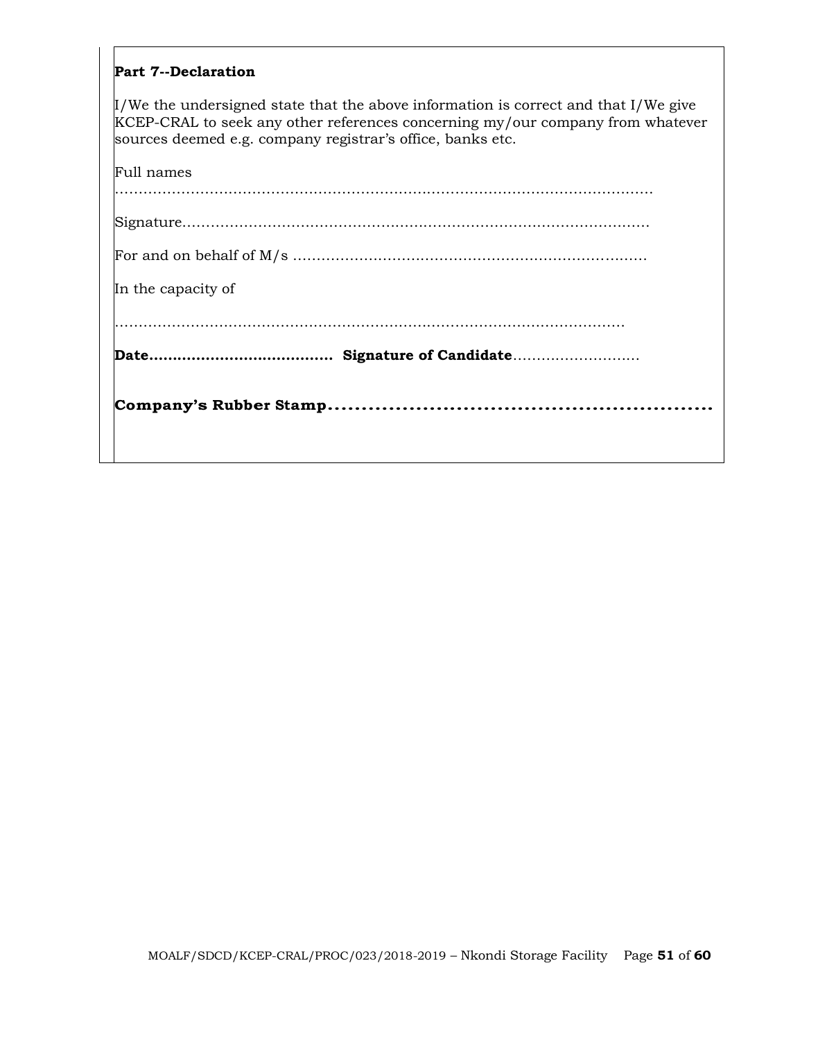**Part 7--Declaration**

I/We the undersigned state that the above information is correct and that I/We give KCEP-CRAL to seek any other references concerning my/our company from whatever sources deemed e.g. company registrar's office, banks etc.

Full names

……………………………………………………………………………………………………

Signature…………………………………………………………………………………………

For and on behalf of M/s …………………………………………………………………

In the capacity of

……………………………………………………………………………………………………

**Date…………………………………** **Signature of Candidate**………………………

**Company's Rubber Stamp…………………………………………………………**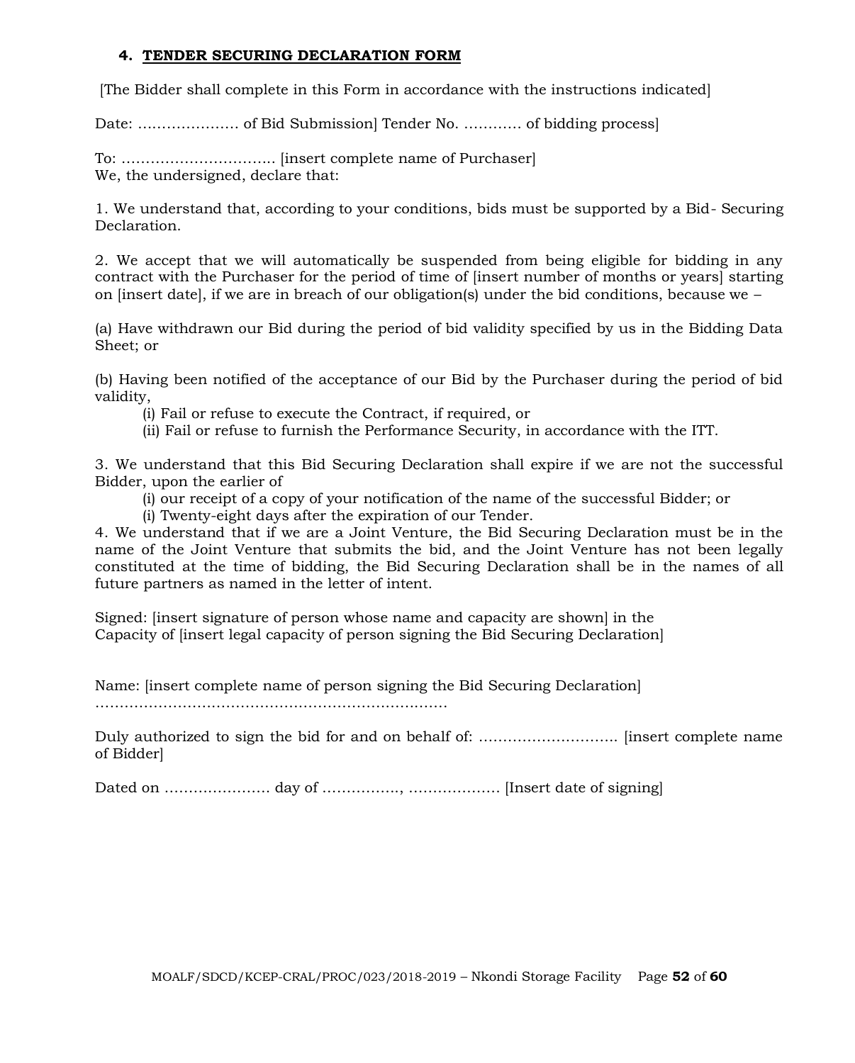#### 4. TENDER SECURING DECLARATION FORM

[The Bidder shall complete in this Form in accordance with the instructions indicated]

Date: ………………… of Bid Submission] Tender No. ………… of bidding process]

To: ………………………….. [insert complete name of Purchaser]
We, the undersigned, declare that:

1. We understand that, according to your conditions, bids must be supported by a Bid- Securing Declaration.

2. We accept that we will automatically be suspended from being eligible for bidding in any contract with the Purchaser for the period of time of [insert number of months or years] starting on [insert date], if we are in breach of our obligation(s) under the bid conditions, because we –

(a) Have withdrawn our Bid during the period of bid validity specified by us in the Bidding Data Sheet; or

(b) Having been notified of the acceptance of our Bid by the Purchaser during the period of bid validity,

(i) Fail or refuse to execute the Contract, if required, or

(ii) Fail or refuse to furnish the Performance Security, in accordance with the ITT.

3. We understand that this Bid Securing Declaration shall expire if we are not the successful Bidder, upon the earlier of

(i) our receipt of a copy of your notification of the name of the successful Bidder; or

(i) Twenty-eight days after the expiration of our Tender.

4. We understand that if we are a Joint Venture, the Bid Securing Declaration must be in the name of the Joint Venture that submits the bid, and the Joint Venture has not been legally constituted at the time of bidding, the Bid Securing Declaration shall be in the names of all future partners as named in the letter of intent.

Signed: [insert signature of person whose name and capacity are shown] in the
Capacity of [insert legal capacity of person signing the Bid Securing Declaration]

Name: [insert complete name of person signing the Bid Securing Declaration]
………………………………………………………………

Duly authorized to sign the bid for and on behalf of: ……………………….. [insert complete name of Bidder]

Dated on …………………. day of ……………., ………………. [Insert date of signing]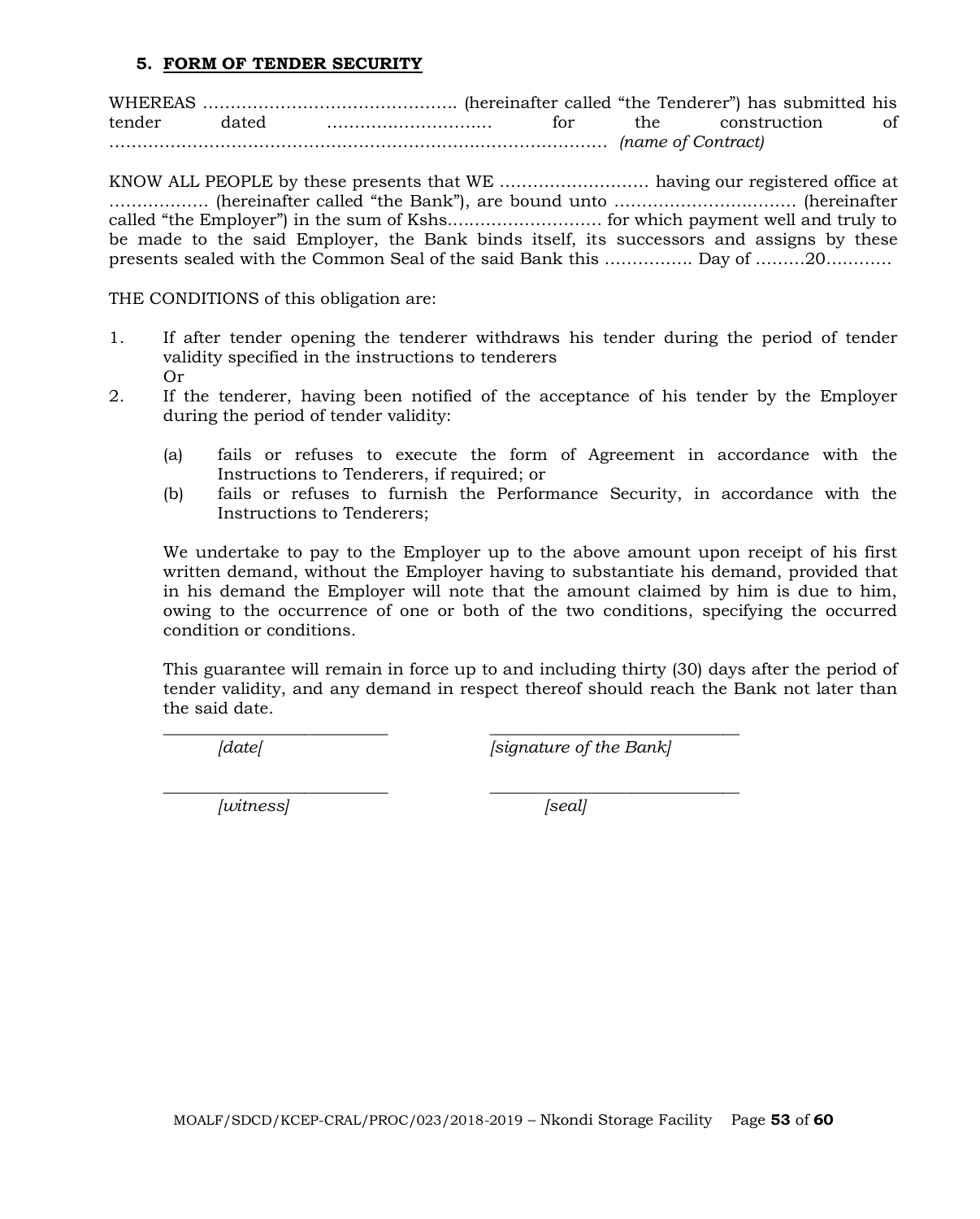## 5. FORM OF TENDER SECURITY

WHEREAS ……………………………………….. (hereinafter called "the Tenderer") has submitted his tender dated ……………………….. for the construction of ……………………………………………………………………………… *(name of Contract)*

KNOW ALL PEOPLE by these presents that WE ……………………… having our registered office at ……………… (hereinafter called "the Bank"), are bound unto …………………………… (hereinafter called "the Employer") in the sum of Kshs……………………… for which payment well and truly to be made to the said Employer, the Bank binds itself, its successors and assigns by these presents sealed with the Common Seal of the said Bank this ……………. Day of ………20…………

THE CONDITIONS of this obligation are:

1. If after tender opening the tenderer withdraws his tender during the period of tender validity specified in the instructions to tenderers
   Or
2. If the tenderer, having been notified of the acceptance of his tender by the Employer during the period of tender validity:

   (a) fails or refuses to execute the form of Agreement in accordance with the Instructions to Tenderers, if required; or
   (b) fails or refuses to furnish the Performance Security, in accordance with the Instructions to Tenderers;

   We undertake to pay to the Employer up to the above amount upon receipt of his first written demand, without the Employer having to substantiate his demand, provided that in his demand the Employer will note that the amount claimed by him is due to him, owing to the occurrence of one or both of the two conditions, specifying the occurred condition or conditions.

   This guarantee will remain in force up to and including thirty (30) days after the period of tender validity, and any demand in respect thereof should reach the Bank not later than the said date.

___________________________ ___________________________
*[date[* *[signature of the Bank]*

___________________________ ___________________________
*[witness]* *[seal]*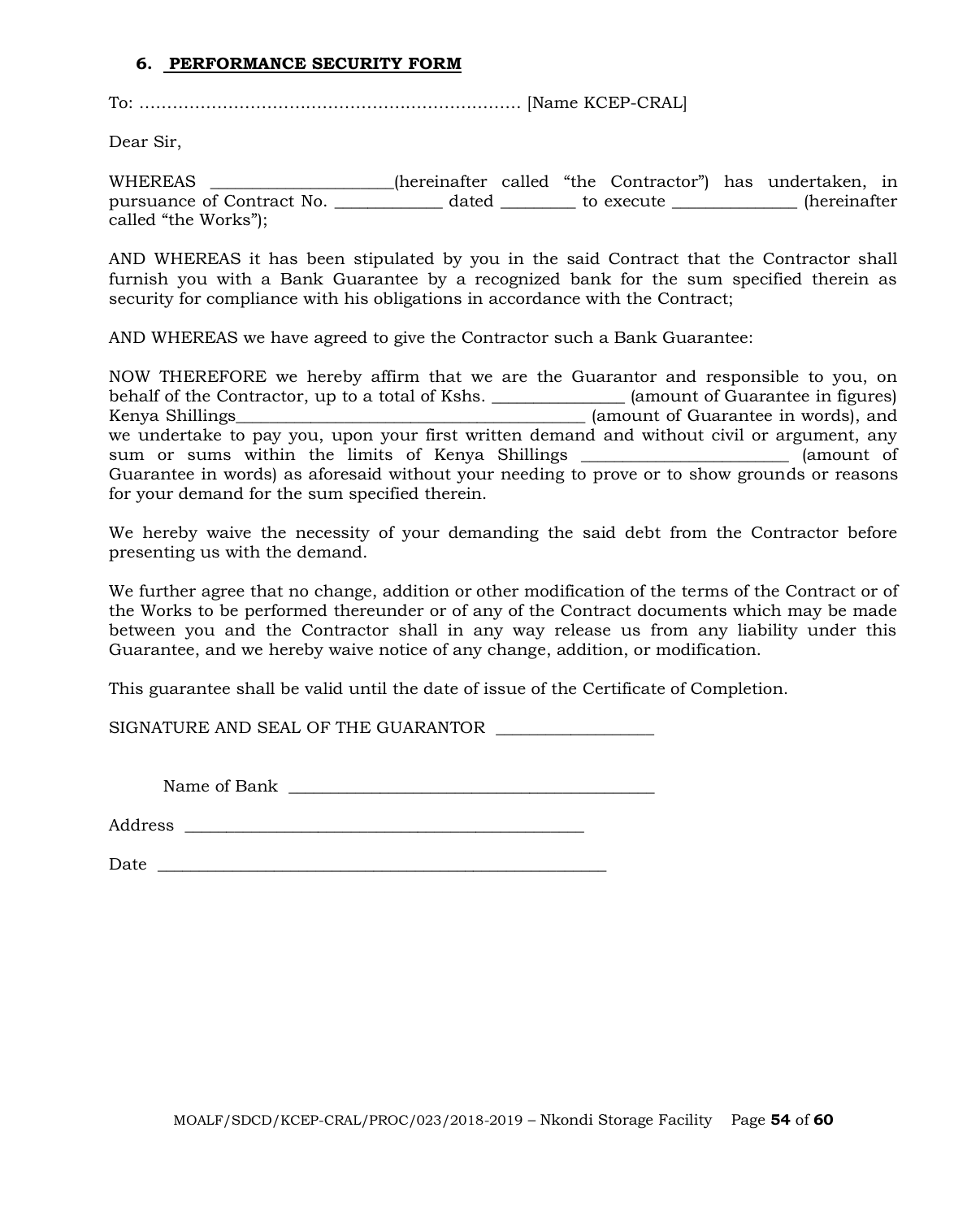### 6. PERFORMANCE SECURITY FORM

To: ……………………………………………………………. [Name KCEP-CRAL]

Dear Sir,

WHEREAS ____________________(hereinafter called "the Contractor") has undertaken, in pursuance of Contract No. ____________ dated ________ to execute ______________ (hereinafter called "the Works");

AND WHEREAS it has been stipulated by you in the said Contract that the Contractor shall furnish you with a Bank Guarantee by a recognized bank for the sum specified therein as security for compliance with his obligations in accordance with the Contract;

AND WHEREAS we have agreed to give the Contractor such a Bank Guarantee:

NOW THEREFORE we hereby affirm that we are the Guarantor and responsible to you, on behalf of the Contractor, up to a total of Kshs. ______________ (amount of Guarantee in figures) Kenya Shillings_______________________________________ (amount of Guarantee in words), and we undertake to pay you, upon your first written demand and without civil or argument, any sum or sums within the limits of Kenya Shillings _______________________ (amount of Guarantee in words) as aforesaid without your needing to prove or to show grounds or reasons for your demand for the sum specified therein.

We hereby waive the necessity of your demanding the said debt from the Contractor before presenting us with the demand.

We further agree that no change, addition or other modification of the terms of the Contract or of the Works to be performed thereunder or of any of the Contract documents which may be made between you and the Contractor shall in any way release us from any liability under this Guarantee, and we hereby waive notice of any change, addition, or modification.

This guarantee shall be valid until the date of issue of the Certificate of Completion.

SIGNATURE AND SEAL OF THE GUARANTOR _________________

Name of Bank ________________________________________

Address ______________________________________________

Date ___________________________________________________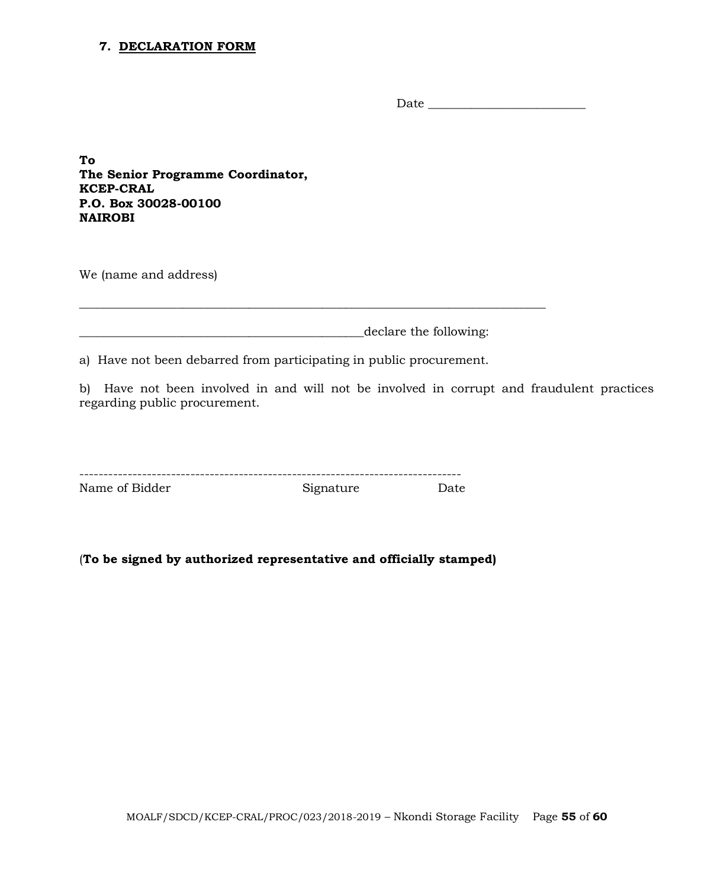## 7. DECLARATION FORM

Date ________________________

**To**
**The Senior Programme Coordinator,**
**KCEP-CRAL**
**P.O. Box 30028-00100**
**NAIROBI**

We (name and address)

__________________________________________________________________________

_____________________________________________declare the following:

a) Have not been debarred from participating in public procurement.

b) Have not been involved in and will not be involved in corrupt and fraudulent practices regarding public procurement.

-------------------------------------------------------------------------------
Name of Bidder Signature Date

(**To be signed by authorized representative and officially stamped)**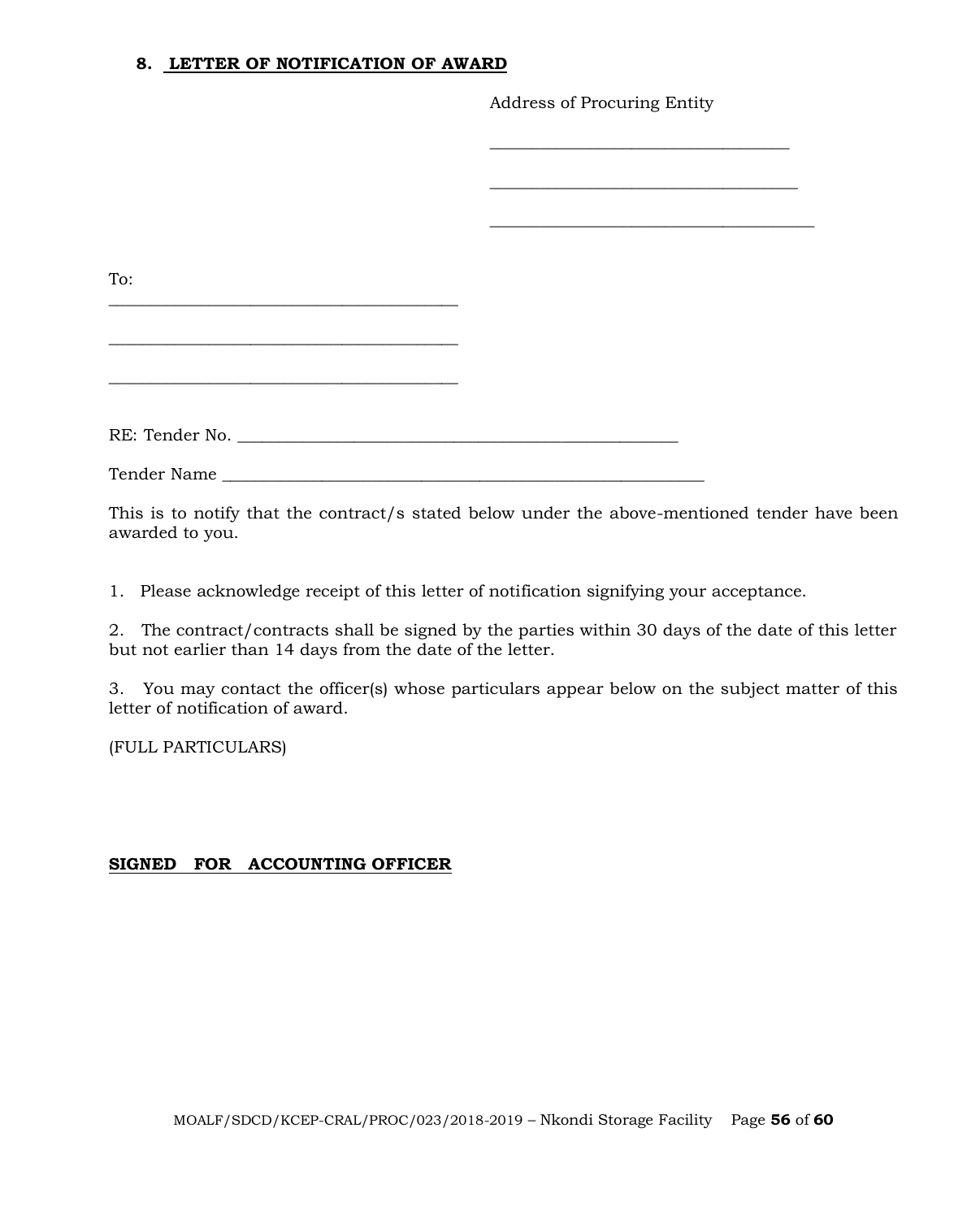## 8. LETTER OF NOTIFICATION OF AWARD

Address of Procuring Entity

\_\_\_\_\_\_\_\_\_\_\_\_\_\_\_\_\_\_\_\_\_\_\_\_\_\_\_\_\_\_\_\_\_\_\_\_

\_\_\_\_\_\_\_\_\_\_\_\_\_\_\_\_\_\_\_\_\_\_\_\_\_\_\_\_\_\_\_\_\_\_\_\_

\_\_\_\_\_\_\_\_\_\_\_\_\_\_\_\_\_\_\_\_\_\_\_\_\_\_\_\_\_\_\_\_\_\_\_\_

To:
\_\_\_\_\_\_\_\_\_\_\_\_\_\_\_\_\_\_\_\_\_\_\_\_\_\_\_\_\_\_\_\_\_\_\_\_\_\_\_\_

\_\_\_\_\_\_\_\_\_\_\_\_\_\_\_\_\_\_\_\_\_\_\_\_\_\_\_\_\_\_\_\_\_\_\_\_\_\_\_\_

\_\_\_\_\_\_\_\_\_\_\_\_\_\_\_\_\_\_\_\_\_\_\_\_\_\_\_\_\_\_\_\_\_\_\_\_\_\_\_\_

RE: Tender No. \_\_\_\_\_\_\_\_\_\_\_\_\_\_\_\_\_\_\_\_\_\_\_\_\_\_\_\_\_\_\_\_\_\_\_\_\_\_\_\_\_\_\_\_\_\_\_\_\_\_

Tender Name \_\_\_\_\_\_\_\_\_\_\_\_\_\_\_\_\_\_\_\_\_\_\_\_\_\_\_\_\_\_\_\_\_\_\_\_\_\_\_\_\_\_\_\_\_\_\_\_\_\_\_\_\_\_\_

This is to notify that the contract/s stated below under the above-mentioned tender have been awarded to you.

1. Please acknowledge receipt of this letter of notification signifying your acceptance.

2. The contract/contracts shall be signed by the parties within 30 days of the date of this letter but not earlier than 14 days from the date of the letter.

3. You may contact the officer(s) whose particulars appear below on the subject matter of this letter of notification of award.

(FULL PARTICULARS)

**SIGNED FOR ACCOUNTING OFFICER**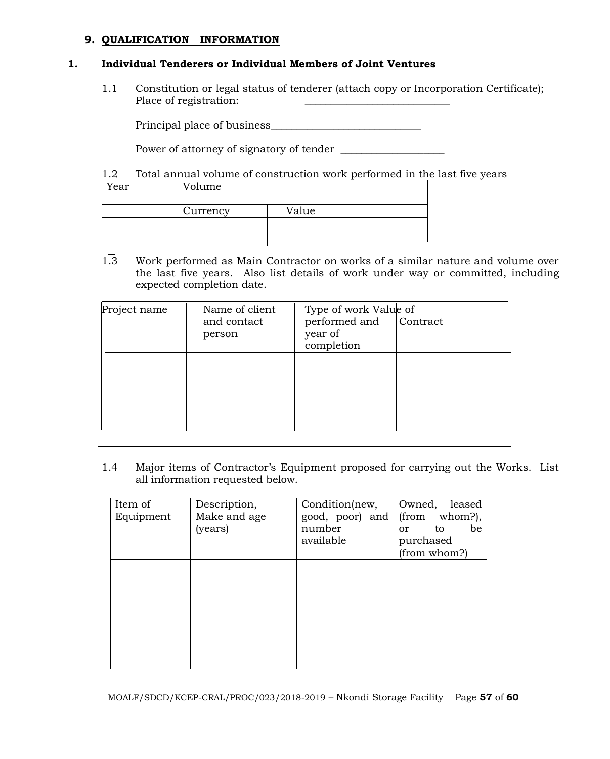## 9. QUALIFICATION INFORMATION

### 1. Individual Tenderers or Individual Members of Joint Ventures

1.1 Constitution or legal status of tenderer (attach copy or Incorporation Certificate); Place of registration: ___________________________

Principal place of business____________________________

Power of attorney of signatory of tender ___________________

1.2 Total annual volume of construction work performed in the last five years

| Year | Volume | |
|---|---|---|
| | Currency | Value |
| | | |

1.3 Work performed as Main Contractor on works of a similar nature and volume over the last five years. Also list details of work under way or committed, including expected completion date.

| Project name | Name of client and contact person | Type of work performed and year of completion | Value of Contract |
|---|---|---|---|
| | | | |

1.4 Major items of Contractor's Equipment proposed for carrying out the Works. List all information requested below.

| Item of Equipment | Description, Make and age (years) | Condition(new, good, poor) and number available | Owned, leased (from whom?), or to be purchased (from whom?) |
|---|---|---|---|
| | | | |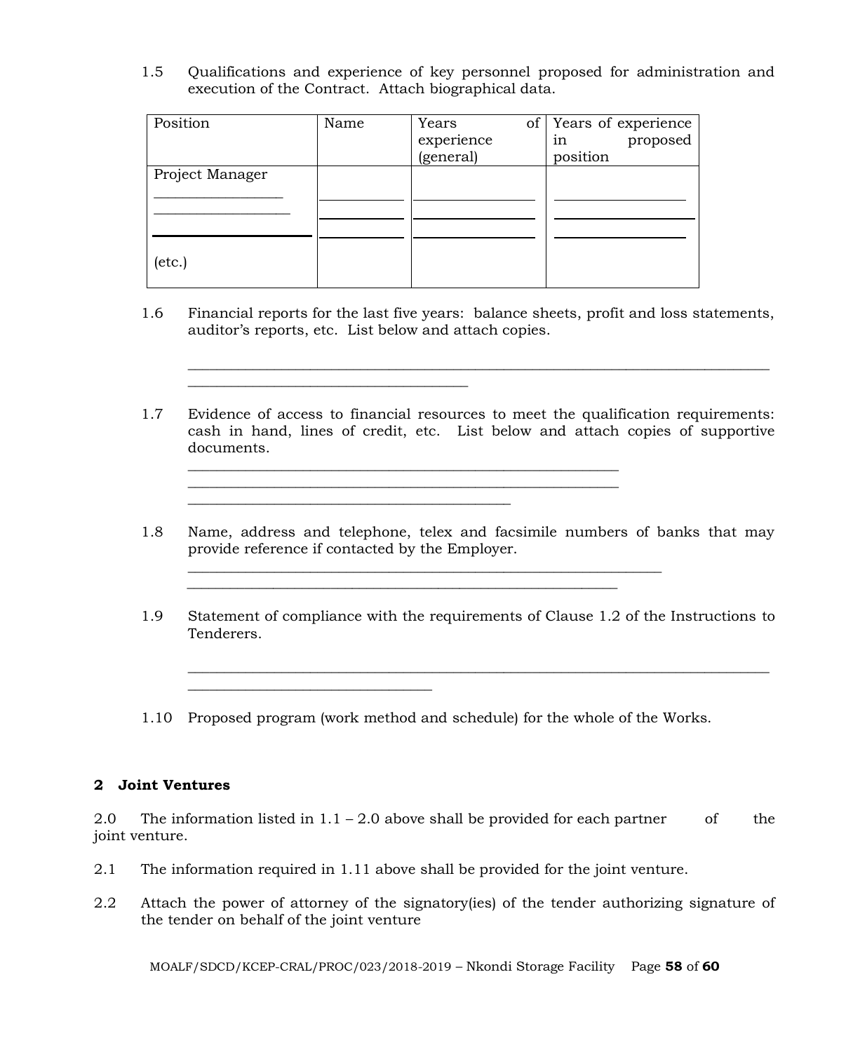1.5 Qualifications and experience of key personnel proposed for administration and execution of the Contract. Attach biographical data.

| Position | Name | Years of experience (general) | Years of experience in proposed position |
|---|---|---|---|
| Project Manager | | | |
| _______________ | __________ | _______________ | _______________ |
| _______________ | __________ | _______________ | _______________ |
| _______________ | __________ | _______________ | _______________ |
| (etc.) | | | |

1.6 Financial reports for the last five years: balance sheets, profit and loss statements, auditor's reports, etc. List below and attach copies.

_______________________________________________________________________________
_____________________________________

1.7 Evidence of access to financial resources to meet the qualification requirements: cash in hand, lines of credit, etc. List below and attach copies of supportive documents.

__________________________________________________________
__________________________________________________________
___________________________________________

1.8 Name, address and telephone, telex and facsimile numbers of banks that may provide reference if contacted by the Employer.

________________________________________________________________
__________________________________________________________

1.9 Statement of compliance with the requirements of Clause 1.2 of the Instructions to Tenderers.

_______________________________________________________________________________
_________________________________

1.10 Proposed program (work method and schedule) for the whole of the Works.

## 2 Joint Ventures

2.0 The information listed in 1.1 – 2.0 above shall be provided for each partner of the joint venture.

2.1 The information required in 1.11 above shall be provided for the joint venture.

2.2 Attach the power of attorney of the signatory(ies) of the tender authorizing signature of the tender on behalf of the joint venture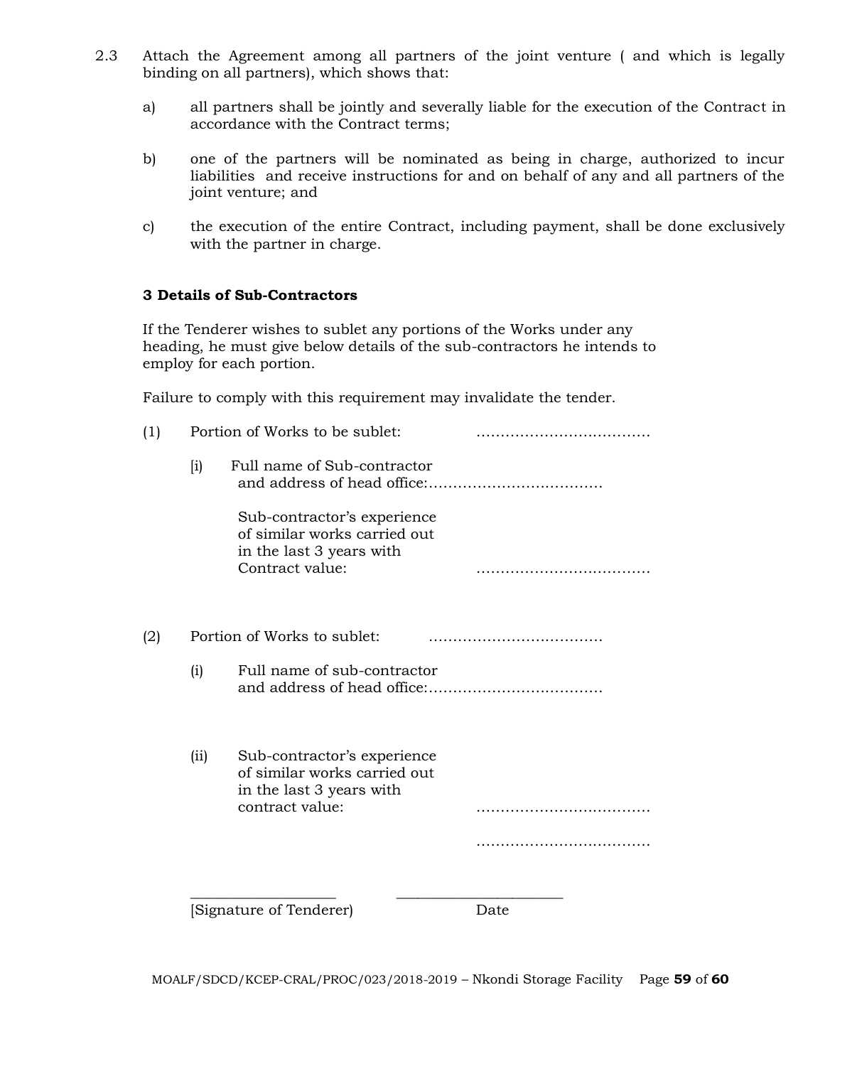2.3 Attach the Agreement among all partners of the joint venture ( and which is legally binding on all partners), which shows that:

a) all partners shall be jointly and severally liable for the execution of the Contract in accordance with the Contract terms;

b) one of the partners will be nominated as being in charge, authorized to incur liabilities and receive instructions for and on behalf of any and all partners of the joint venture; and

c) the execution of the entire Contract, including payment, shall be done exclusively with the partner in charge.

**3 Details of Sub-Contractors**

If the Tenderer wishes to sublet any portions of the Works under any heading, he must give below details of the sub-contractors he intends to employ for each portion.

Failure to comply with this requirement may invalidate the tender.

(1) Portion of Works to be sublet: ……………………………….

[i] Full name of Sub-contractor and address of head office:……………………………….

Sub-contractor's experience of similar works carried out in the last 3 years with Contract value: ……………………………….

(2) Portion of Works to sublet: ……………………………….

(i) Full name of sub-contractor and address of head office:……………………………….

(ii) Sub-contractor's experience of similar works carried out in the last 3 years with contract value: ……………………………….

……………………………….

\_\_\_\_\_\_\_\_\_\_\_\_\_\_\_\_\_\_\_\_ \_\_\_\_\_\_\_\_\_\_\_\_\_\_\_\_\_\_\_\_\_\_

[Signature of Tenderer) Date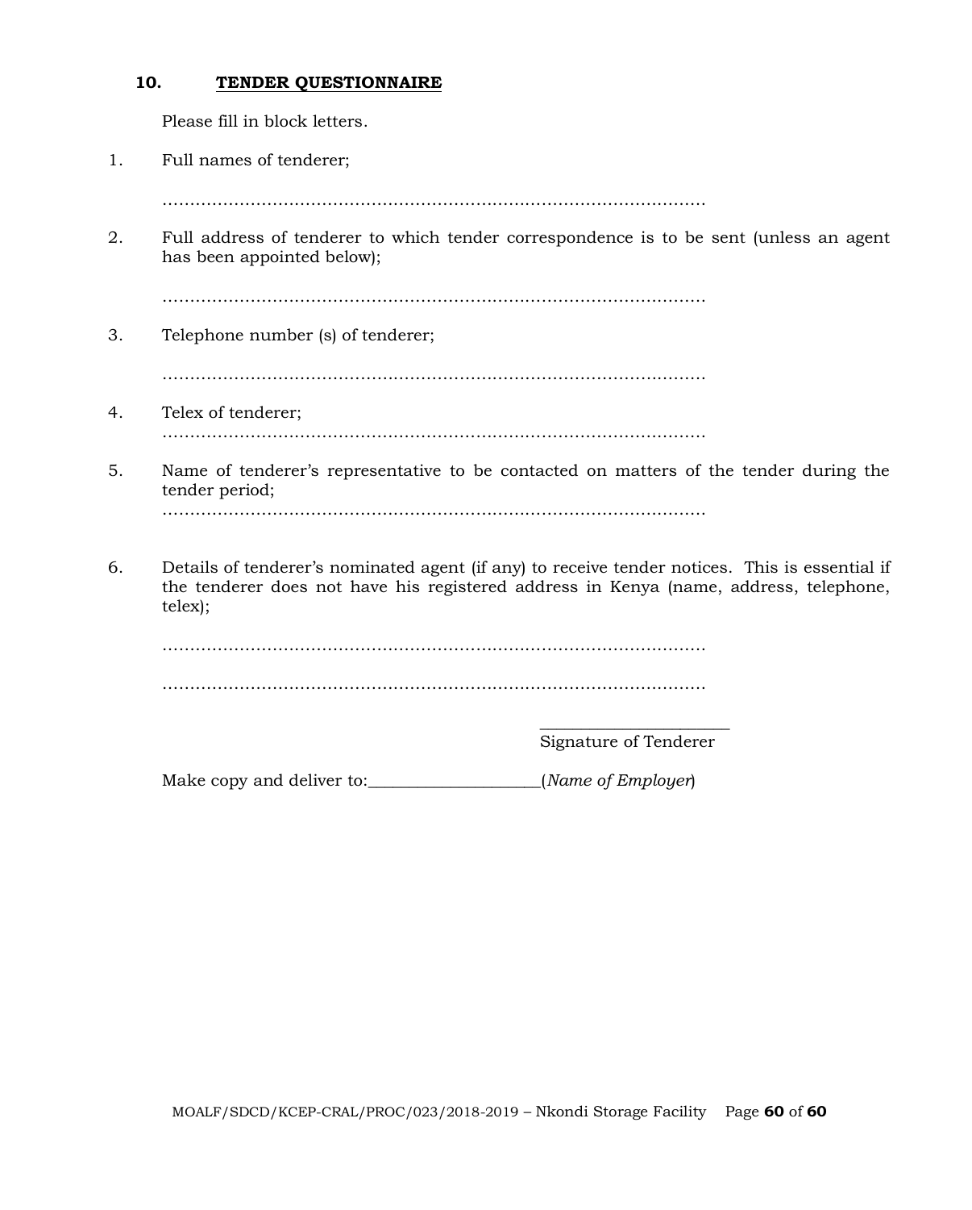## 10. TENDER QUESTIONNAIRE

Please fill in block letters.

1. Full names of tenderer;

   …………………………………………………………………………………………

2. Full address of tenderer to which tender correspondence is to be sent (unless an agent has been appointed below);

   …………………………………………………………………………………………

3. Telephone number (s) of tenderer;

   …………………………………………………………………………………………

4. Telex of tenderer;

   …………………………………………………………………………………………

5. Name of tenderer's representative to be contacted on matters of the tender during the tender period;

   …………………………………………………………………………………………

6. Details of tenderer's nominated agent (if any) to receive tender notices. This is essential if the tenderer does not have his registered address in Kenya (name, address, telephone, telex);

   …………………………………………………………………………………………

   …………………………………………………………………………………………

_______________________
Signature of Tenderer

Make copy and deliver to:____________________(*Name of Employer*)